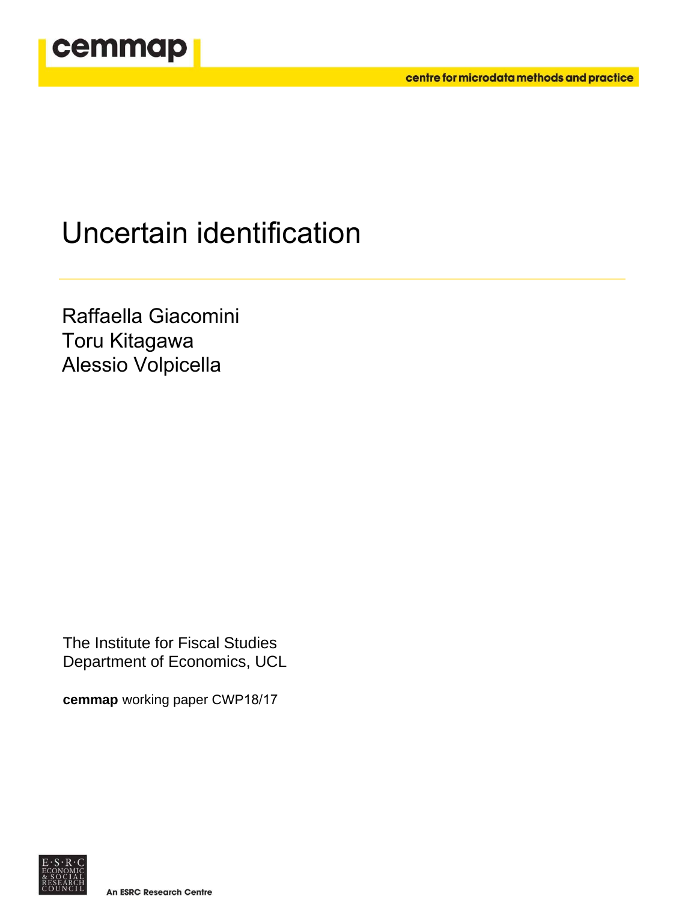cemmap

centre for microdata methods and practice

# Uncertain identification

Raffaella Giacomini
Toru Kitagawa
Alessio Volpicella

The Institute for Fiscal Studies
Department of Economics, UCL

**cemmap** working paper CWP18/17

E·S·R·C ECONOMIC & SOCIAL RESEARCH COUNCIL

An ESRC Research Centre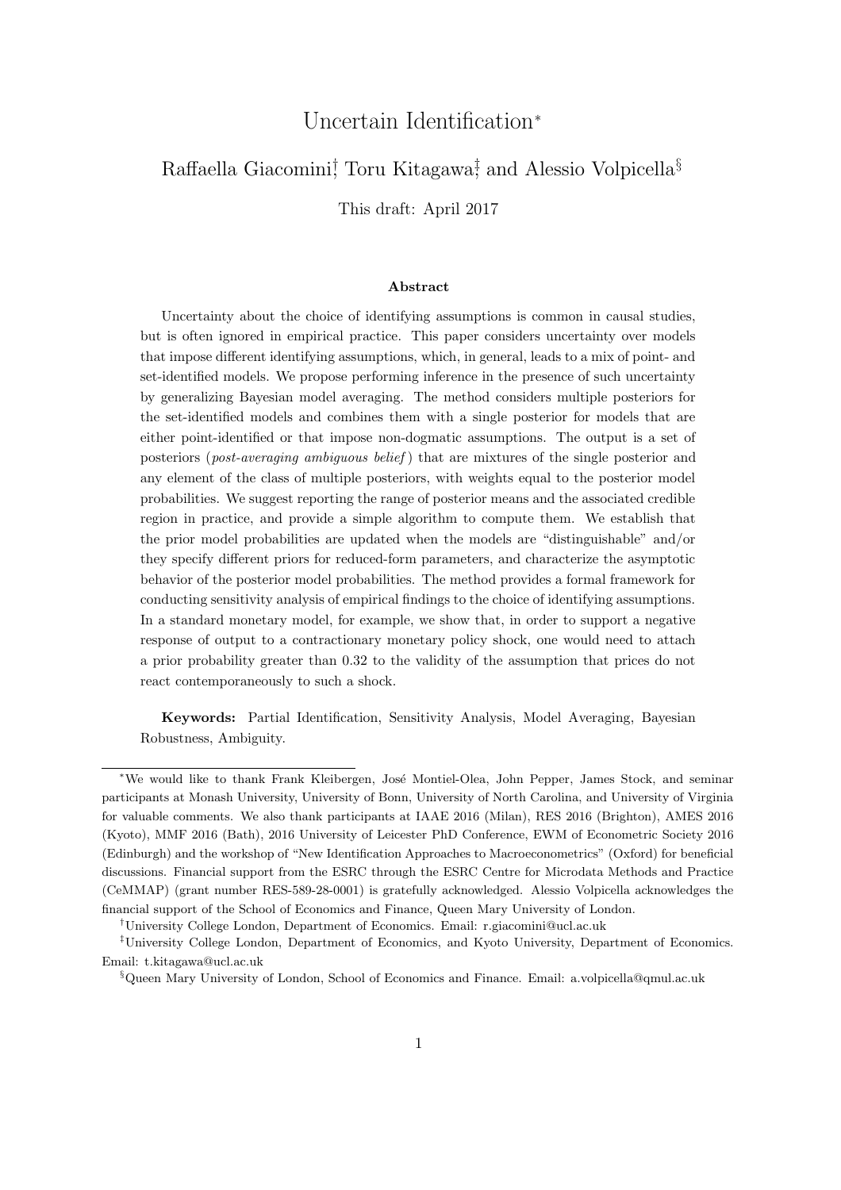# Uncertain Identification*

Raffaella Giacomini[†], Toru Kitagawa[‡], and Alessio Volpicella[§]

This draft: April 2017

### Abstract

Uncertainty about the choice of identifying assumptions is common in causal studies, but is often ignored in empirical practice. This paper considers uncertainty over models that impose different identifying assumptions, which, in general, leads to a mix of point- and set-identified models. We propose performing inference in the presence of such uncertainty by generalizing Bayesian model averaging. The method considers multiple posteriors for the set-identified models and combines them with a single posterior for models that are either point-identified or that impose non-dogmatic assumptions. The output is a set of posteriors (*post-averaging ambiguous belief*) that are mixtures of the single posterior and any element of the class of multiple posteriors, with weights equal to the posterior model probabilities. We suggest reporting the range of posterior means and the associated credible region in practice, and provide a simple algorithm to compute them. We establish that the prior model probabilities are updated when the models are "distinguishable" and/or they specify different priors for reduced-form parameters, and characterize the asymptotic behavior of the posterior model probabilities. The method provides a formal framework for conducting sensitivity analysis of empirical findings to the choice of identifying assumptions. In a standard monetary model, for example, we show that, in order to support a negative response of output to a contractionary monetary policy shock, one would need to attach a prior probability greater than 0.32 to the validity of the assumption that prices do not react contemporaneously to such a shock.

**Keywords:** Partial Identification, Sensitivity Analysis, Model Averaging, Bayesian Robustness, Ambiguity.

---

*We would like to thank Frank Kleibergen, José Montiel-Olea, John Pepper, James Stock, and seminar participants at Monash University, University of Bonn, University of North Carolina, and University of Virginia for valuable comments. We also thank participants at IAAE 2016 (Milan), RES 2016 (Brighton), AMES 2016 (Kyoto), MMF 2016 (Bath), 2016 University of Leicester PhD Conference, EWM of Econometric Society 2016 (Edinburgh) and the workshop of "New Identification Approaches to Macroeconometrics" (Oxford) for beneficial discussions. Financial support from the ESRC through the ESRC Centre for Microdata Methods and Practice (CeMMAP) (grant number RES-589-28-0001) is gratefully acknowledged. Alessio Volpicella acknowledges the financial support of the School of Economics and Finance, Queen Mary University of London.

[†]University College London, Department of Economics. Email: r.giacomini@ucl.ac.uk

[‡]University College London, Department of Economics, and Kyoto University, Department of Economics. Email: t.kitagawa@ucl.ac.uk

[§]Queen Mary University of London, School of Economics and Finance. Email: a.volpicella@qmul.ac.uk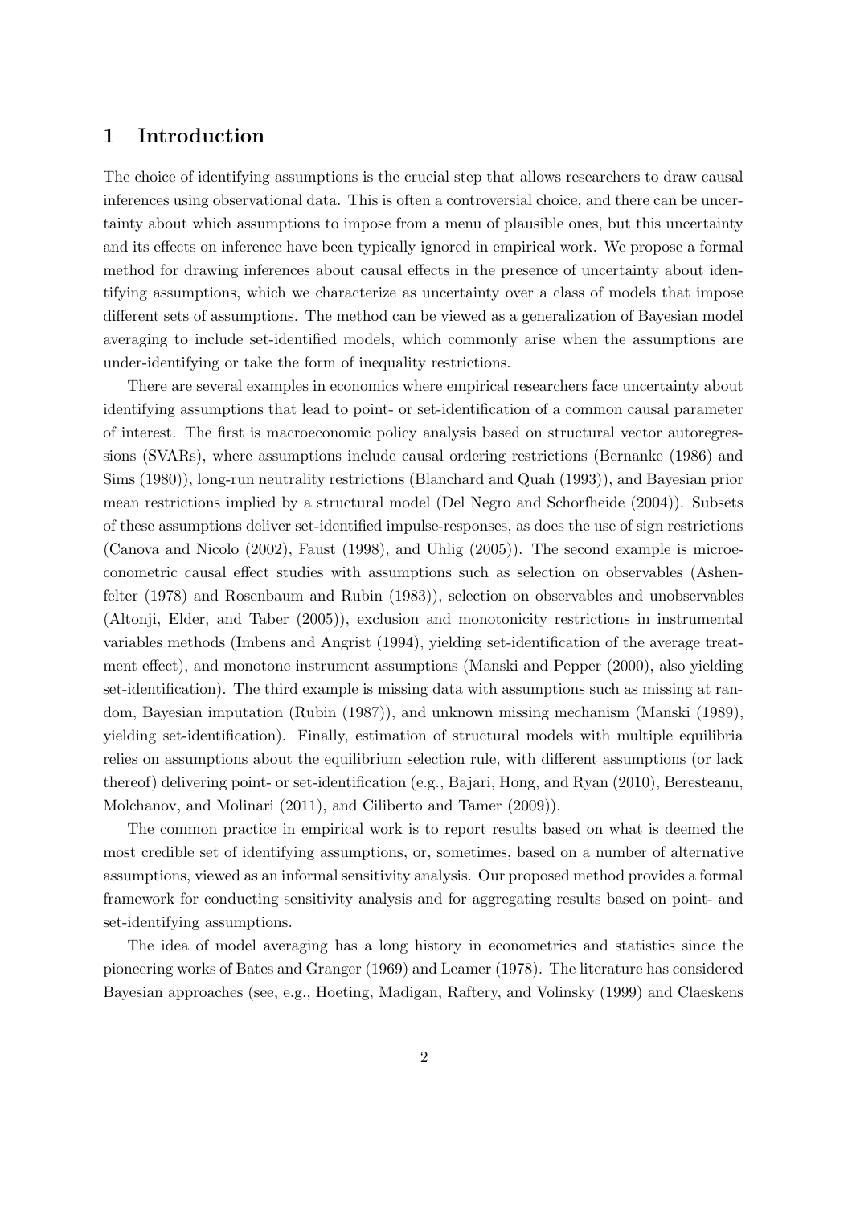# 1 Introduction

The choice of identifying assumptions is the crucial step that allows researchers to draw causal inferences using observational data. This is often a controversial choice, and there can be uncertainty about which assumptions to impose from a menu of plausible ones, but this uncertainty and its effects on inference have been typically ignored in empirical work. We propose a formal method for drawing inferences about causal effects in the presence of uncertainty about identifying assumptions, which we characterize as uncertainty over a class of models that impose different sets of assumptions. The method can be viewed as a generalization of Bayesian model averaging to include set-identified models, which commonly arise when the assumptions are under-identifying or take the form of inequality restrictions.

There are several examples in economics where empirical researchers face uncertainty about identifying assumptions that lead to point- or set-identification of a common causal parameter of interest. The first is macroeconomic policy analysis based on structural vector autoregressions (SVARs), where assumptions include causal ordering restrictions (Bernanke (1986) and Sims (1980)), long-run neutrality restrictions (Blanchard and Quah (1993)), and Bayesian prior mean restrictions implied by a structural model (Del Negro and Schorfheide (2004)). Subsets of these assumptions deliver set-identified impulse-responses, as does the use of sign restrictions (Canova and Nicolo (2002), Faust (1998), and Uhlig (2005)). The second example is microeconometric causal effect studies with assumptions such as selection on observables (Ashenfelter (1978) and Rosenbaum and Rubin (1983)), selection on observables and unobservables (Altonji, Elder, and Taber (2005)), exclusion and monotonicity restrictions in instrumental variables methods (Imbens and Angrist (1994), yielding set-identification of the average treatment effect), and monotone instrument assumptions (Manski and Pepper (2000), also yielding set-identification). The third example is missing data with assumptions such as missing at random, Bayesian imputation (Rubin (1987)), and unknown missing mechanism (Manski (1989), yielding set-identification). Finally, estimation of structural models with multiple equilibria relies on assumptions about the equilibrium selection rule, with different assumptions (or lack thereof) delivering point- or set-identification (e.g., Bajari, Hong, and Ryan (2010), Beresteanu, Molchanov, and Molinari (2011), and Ciliberto and Tamer (2009)).

The common practice in empirical work is to report results based on what is deemed the most credible set of identifying assumptions, or, sometimes, based on a number of alternative assumptions, viewed as an informal sensitivity analysis. Our proposed method provides a formal framework for conducting sensitivity analysis and for aggregating results based on point- and set-identifying assumptions.

The idea of model averaging has a long history in econometrics and statistics since the pioneering works of Bates and Granger (1969) and Leamer (1978). The literature has considered Bayesian approaches (see, e.g., Hoeting, Madigan, Raftery, and Volinsky (1999) and Claeskens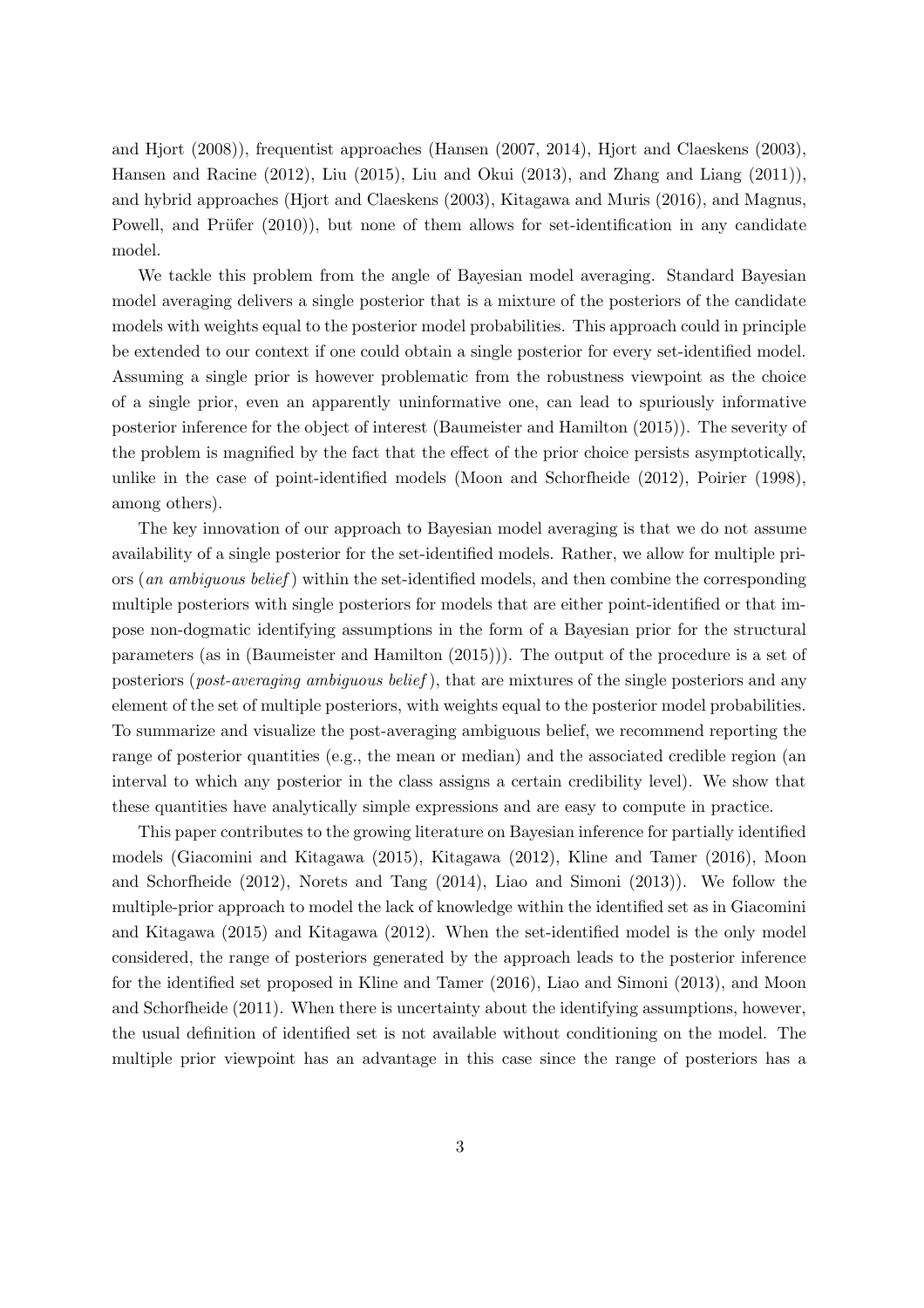and Hjort (2008)), frequentist approaches (Hansen (2007, 2014), Hjort and Claeskens (2003), Hansen and Racine (2012), Liu (2015), Liu and Okui (2013), and Zhang and Liang (2011)), and hybrid approaches (Hjort and Claeskens (2003), Kitagawa and Muris (2016), and Magnus, Powell, and Prüfer (2010)), but none of them allows for set-identification in any candidate model.

We tackle this problem from the angle of Bayesian model averaging. Standard Bayesian model averaging delivers a single posterior that is a mixture of the posteriors of the candidate models with weights equal to the posterior model probabilities. This approach could in principle be extended to our context if one could obtain a single posterior for every set-identified model. Assuming a single prior is however problematic from the robustness viewpoint as the choice of a single prior, even an apparently uninformative one, can lead to spuriously informative posterior inference for the object of interest (Baumeister and Hamilton (2015)). The severity of the problem is magnified by the fact that the effect of the prior choice persists asymptotically, unlike in the case of point-identified models (Moon and Schorfheide (2012), Poirier (1998), among others).

The key innovation of our approach to Bayesian model averaging is that we do not assume availability of a single posterior for the set-identified models. Rather, we allow for multiple priors (*an ambiguous belief*) within the set-identified models, and then combine the corresponding multiple posteriors with single posteriors for models that are either point-identified or that impose non-dogmatic identifying assumptions in the form of a Bayesian prior for the structural parameters (as in (Baumeister and Hamilton (2015))). The output of the procedure is a set of posteriors (*post-averaging ambiguous belief*), that are mixtures of the single posteriors and any element of the set of multiple posteriors, with weights equal to the posterior model probabilities. To summarize and visualize the post-averaging ambiguous belief, we recommend reporting the range of posterior quantities (e.g., the mean or median) and the associated credible region (an interval to which any posterior in the class assigns a certain credibility level). We show that these quantities have analytically simple expressions and are easy to compute in practice.

This paper contributes to the growing literature on Bayesian inference for partially identified models (Giacomini and Kitagawa (2015), Kitagawa (2012), Kline and Tamer (2016), Moon and Schorfheide (2012), Norets and Tang (2014), Liao and Simoni (2013)). We follow the multiple-prior approach to model the lack of knowledge within the identified set as in Giacomini and Kitagawa (2015) and Kitagawa (2012). When the set-identified model is the only model considered, the range of posteriors generated by the approach leads to the posterior inference for the identified set proposed in Kline and Tamer (2016), Liao and Simoni (2013), and Moon and Schorfheide (2011). When there is uncertainty about the identifying assumptions, however, the usual definition of identified set is not available without conditioning on the model. The multiple prior viewpoint has an advantage in this case since the range of posteriors has a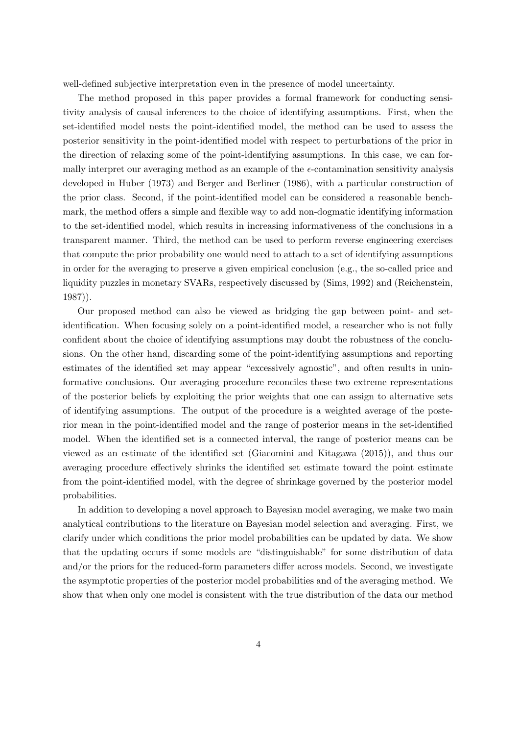well-defined subjective interpretation even in the presence of model uncertainty.

The method proposed in this paper provides a formal framework for conducting sensitivity analysis of causal inferences to the choice of identifying assumptions. First, when the set-identified model nests the point-identified model, the method can be used to assess the posterior sensitivity in the point-identified model with respect to perturbations of the prior in the direction of relaxing some of the point-identifying assumptions. In this case, we can formally interpret our averaging method as an example of the $\epsilon$-contamination sensitivity analysis developed in Huber (1973) and Berger and Berliner (1986), with a particular construction of the prior class. Second, if the point-identified model can be considered a reasonable benchmark, the method offers a simple and flexible way to add non-dogmatic identifying information to the set-identified model, which results in increasing informativeness of the conclusions in a transparent manner. Third, the method can be used to perform reverse engineering exercises that compute the prior probability one would need to attach to a set of identifying assumptions in order for the averaging to preserve a given empirical conclusion (e.g., the so-called price and liquidity puzzles in monetary SVARs, respectively discussed by (Sims, 1992) and (Reichenstein, 1987)).

Our proposed method can also be viewed as bridging the gap between point- and set-identification. When focusing solely on a point-identified model, a researcher who is not fully confident about the choice of identifying assumptions may doubt the robustness of the conclusions. On the other hand, discarding some of the point-identifying assumptions and reporting estimates of the identified set may appear "excessively agnostic", and often results in uninformative conclusions. Our averaging procedure reconciles these two extreme representations of the posterior beliefs by exploiting the prior weights that one can assign to alternative sets of identifying assumptions. The output of the procedure is a weighted average of the posterior mean in the point-identified model and the range of posterior means in the set-identified model. When the identified set is a connected interval, the range of posterior means can be viewed as an estimate of the identified set (Giacomini and Kitagawa (2015)), and thus our averaging procedure effectively shrinks the identified set estimate toward the point estimate from the point-identified model, with the degree of shrinkage governed by the posterior model probabilities.

In addition to developing a novel approach to Bayesian model averaging, we make two main analytical contributions to the literature on Bayesian model selection and averaging. First, we clarify under which conditions the prior model probabilities can be updated by data. We show that the updating occurs if some models are "distinguishable" for some distribution of data and/or the priors for the reduced-form parameters differ across models. Second, we investigate the asymptotic properties of the posterior model probabilities and of the averaging method. We show that when only one model is consistent with the true distribution of the data our method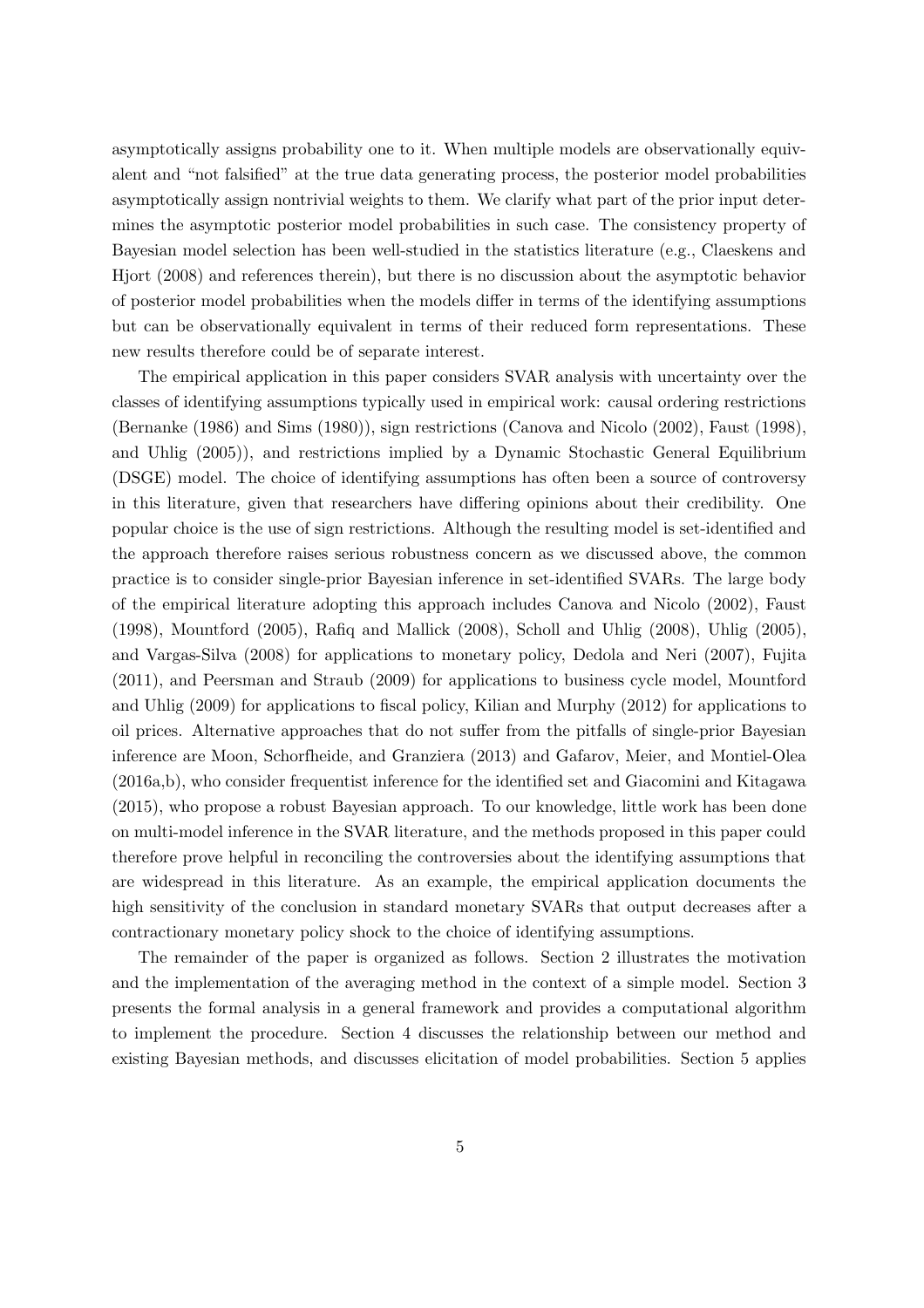asymptotically assigns probability one to it. When multiple models are observationally equivalent and "not falsified" at the true data generating process, the posterior model probabilities asymptotically assign nontrivial weights to them. We clarify what part of the prior input determines the asymptotic posterior model probabilities in such case. The consistency property of Bayesian model selection has been well-studied in the statistics literature (e.g., Claeskens and Hjort (2008) and references therein), but there is no discussion about the asymptotic behavior of posterior model probabilities when the models differ in terms of the identifying assumptions but can be observationally equivalent in terms of their reduced form representations. These new results therefore could be of separate interest.

The empirical application in this paper considers SVAR analysis with uncertainty over the classes of identifying assumptions typically used in empirical work: causal ordering restrictions (Bernanke (1986) and Sims (1980)), sign restrictions (Canova and Nicolo (2002), Faust (1998), and Uhlig (2005)), and restrictions implied by a Dynamic Stochastic General Equilibrium (DSGE) model. The choice of identifying assumptions has often been a source of controversy in this literature, given that researchers have differing opinions about their credibility. One popular choice is the use of sign restrictions. Although the resulting model is set-identified and the approach therefore raises serious robustness concern as we discussed above, the common practice is to consider single-prior Bayesian inference in set-identified SVARs. The large body of the empirical literature adopting this approach includes Canova and Nicolo (2002), Faust (1998), Mountford (2005), Rafiq and Mallick (2008), Scholl and Uhlig (2008), Uhlig (2005), and Vargas-Silva (2008) for applications to monetary policy, Dedola and Neri (2007), Fujita (2011), and Peersman and Straub (2009) for applications to business cycle model, Mountford and Uhlig (2009) for applications to fiscal policy, Kilian and Murphy (2012) for applications to oil prices. Alternative approaches that do not suffer from the pitfalls of single-prior Bayesian inference are Moon, Schorfheide, and Granziera (2013) and Gafarov, Meier, and Montiel-Olea (2016a,b), who consider frequentist inference for the identified set and Giacomini and Kitagawa (2015), who propose a robust Bayesian approach. To our knowledge, little work has been done on multi-model inference in the SVAR literature, and the methods proposed in this paper could therefore prove helpful in reconciling the controversies about the identifying assumptions that are widespread in this literature. As an example, the empirical application documents the high sensitivity of the conclusion in standard monetary SVARs that output decreases after a contractionary monetary policy shock to the choice of identifying assumptions.

The remainder of the paper is organized as follows. Section 2 illustrates the motivation and the implementation of the averaging method in the context of a simple model. Section 3 presents the formal analysis in a general framework and provides a computational algorithm to implement the procedure. Section 4 discusses the relationship between our method and existing Bayesian methods, and discusses elicitation of model probabilities. Section 5 applies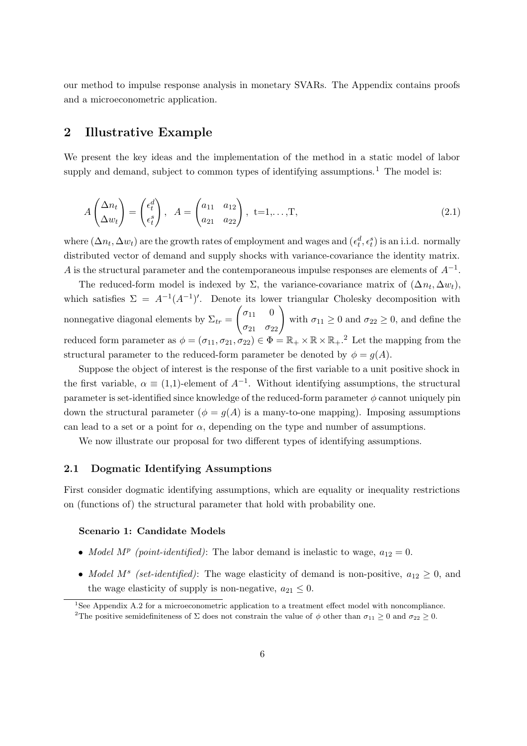our method to impulse response analysis in monetary SVARs. The Appendix contains proofs and a microeconometric application.

## 2 Illustrative Example

We present the key ideas and the implementation of the method in a static model of labor supply and demand, subject to common types of identifying assumptions.[1] The model is:

$$A \begin{pmatrix} \Delta n_t \\ \Delta w_t \end{pmatrix} = \begin{pmatrix} \epsilon_t^d \\ \epsilon_t^s \end{pmatrix}, \ \ A = \begin{pmatrix} a_{11} & a_{12} \\ a_{21} & a_{22} \end{pmatrix}, \ \ \text{t=1,...,T}, \tag{2.1}$$

where $(\Delta n_t, \Delta w_t)$ are the growth rates of employment and wages and $(\epsilon_t^d, \epsilon_t^s)$ is an i.i.d. normally distributed vector of demand and supply shocks with variance-covariance the identity matrix. $A$ is the structural parameter and the contemporaneous impulse responses are elements of $A^{-1}$.

The reduced-form model is indexed by $\Sigma$, the variance-covariance matrix of $(\Delta n_t, \Delta w_t)$, which satisfies $\Sigma = A^{-1}(A^{-1})'$. Denote its lower triangular Cholesky decomposition with nonnegative diagonal elements by $\Sigma_{tr} = \begin{pmatrix} \sigma_{11} & 0 \\ \sigma_{21} & \sigma_{22} \end{pmatrix}$ with $\sigma_{11} \geq 0$ and $\sigma_{22} \geq 0$, and define the reduced form parameter as $\phi = (\sigma_{11}, \sigma_{21}, \sigma_{22}) \in \Phi = \mathbb{R}_+ \times \mathbb{R} \times \mathbb{R}_+$.[2] Let the mapping from the structural parameter to the reduced-form parameter be denoted by $\phi = g(A)$.

Suppose the object of interest is the response of the first variable to a unit positive shock in the first variable, $\alpha \equiv$ (1,1)-element of $A^{-1}$. Without identifying assumptions, the structural parameter is set-identified since knowledge of the reduced-form parameter $\phi$ cannot uniquely pin down the structural parameter ($\phi = g(A)$ is a many-to-one mapping). Imposing assumptions can lead to a set or a point for $\alpha$, depending on the type and number of assumptions.

We now illustrate our proposal for two different types of identifying assumptions.

### 2.1 Dogmatic Identifying Assumptions

First consider dogmatic identifying assumptions, which are equality or inequality restrictions on (functions of) the structural parameter that hold with probability one.

**Scenario 1: Candidate Models**

- *Model $M^p$ (point-identified)*: The labor demand is inelastic to wage, $a_{12} = 0$.
- *Model $M^s$ (set-identified)*: The wage elasticity of demand is non-positive, $a_{12} \geq 0$, and the wage elasticity of supply is non-negative, $a_{21} \leq 0$.

[1] See Appendix A.2 for a microeconometric application to a treatment effect model with noncompliance.

[2] The positive semidefiniteness of $\Sigma$ does not constrain the value of $\phi$ other than $\sigma_{11} \geq 0$ and $\sigma_{22} \geq 0$.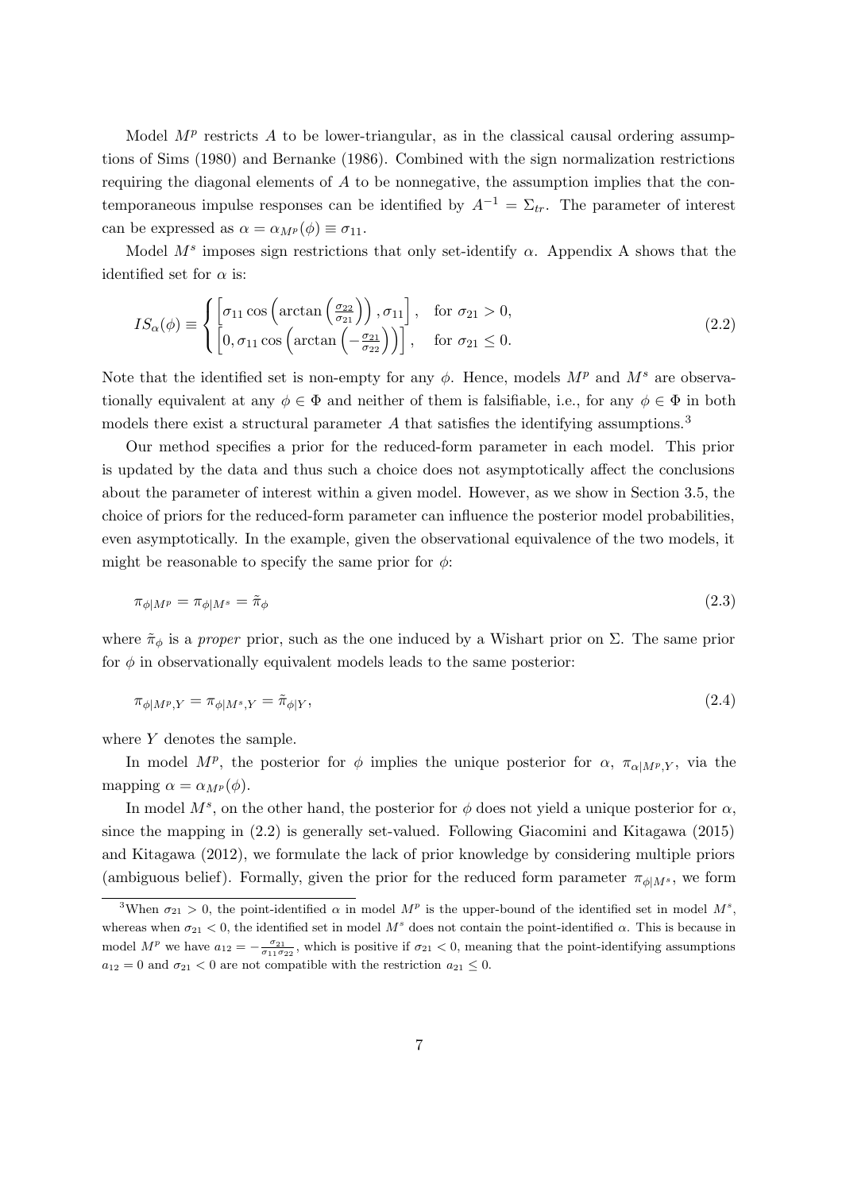Model $M^p$ restricts $A$ to be lower-triangular, as in the classical causal ordering assumptions of Sims (1980) and Bernanke (1986). Combined with the sign normalization restrictions requiring the diagonal elements of $A$ to be nonnegative, the assumption implies that the contemporaneous impulse responses can be identified by $A^{-1} = \Sigma_{tr}$. The parameter of interest can be expressed as $\alpha = \alpha_{M^p}(\phi) \equiv \sigma_{11}$.

Model $M^s$ imposes sign restrictions that only set-identify $\alpha$. Appendix A shows that the identified set for $\alpha$ is:

$$IS_\alpha(\phi) \equiv \begin{cases} \left[\sigma_{11}\cos\left(\arctan\left(\frac{\sigma_{22}}{\sigma_{21}}\right)\right), \sigma_{11}\right], & \text{for } \sigma_{21} > 0, \\ \left[0, \sigma_{11}\cos\left(\arctan\left(-\frac{\sigma_{21}}{\sigma_{22}}\right)\right)\right], & \text{for } \sigma_{21} \leq 0. \end{cases} \tag{2.2}$$

Note that the identified set is non-empty for any $\phi$. Hence, models $M^p$ and $M^s$ are observationally equivalent at any $\phi \in \Phi$ and neither of them is falsifiable, i.e., for any $\phi \in \Phi$ in both models there exist a structural parameter $A$ that satisfies the identifying assumptions.[3]

Our method specifies a prior for the reduced-form parameter in each model. This prior is updated by the data and thus such a choice does not asymptotically affect the conclusions about the parameter of interest within a given model. However, as we show in Section 3.5, the choice of priors for the reduced-form parameter can influence the posterior model probabilities, even asymptotically. In the example, given the observational equivalence of the two models, it might be reasonable to specify the same prior for $\phi$:

$$\pi_{\phi|M^p} = \pi_{\phi|M^s} = \tilde{\pi}_\phi \tag{2.3}$$

where $\tilde{\pi}_\phi$ is a *proper* prior, such as the one induced by a Wishart prior on $\Sigma$. The same prior for $\phi$ in observationally equivalent models leads to the same posterior:

$$\pi_{\phi|M^p,Y} = \pi_{\phi|M^s,Y} = \tilde{\pi}_{\phi|Y}, \tag{2.4}$$

where $Y$ denotes the sample.

In model $M^p$, the posterior for $\phi$ implies the unique posterior for $\alpha$, $\pi_{\alpha|M^p,Y}$, via the mapping $\alpha = \alpha_{M^p}(\phi)$.

In model $M^s$, on the other hand, the posterior for $\phi$ does not yield a unique posterior for $\alpha$, since the mapping in (2.2) is generally set-valued. Following Giacomini and Kitagawa (2015) and Kitagawa (2012), we formulate the lack of prior knowledge by considering multiple priors (ambiguous belief). Formally, given the prior for the reduced form parameter $\pi_{\phi|M^s}$, we form

---

[3] When $\sigma_{21} > 0$, the point-identified $\alpha$ in model $M^p$ is the upper-bound of the identified set in model $M^s$, whereas when $\sigma_{21} < 0$, the identified set in model $M^s$ does not contain the point-identified $\alpha$. This is because in model $M^p$ we have $a_{12} = -\frac{\sigma_{21}}{\sigma_{11}\sigma_{22}}$, which is positive if $\sigma_{21} < 0$, meaning that the point-identifying assumptions $a_{12} = 0$ and $\sigma_{21} < 0$ are not compatible with the restriction $a_{21} \leq 0$.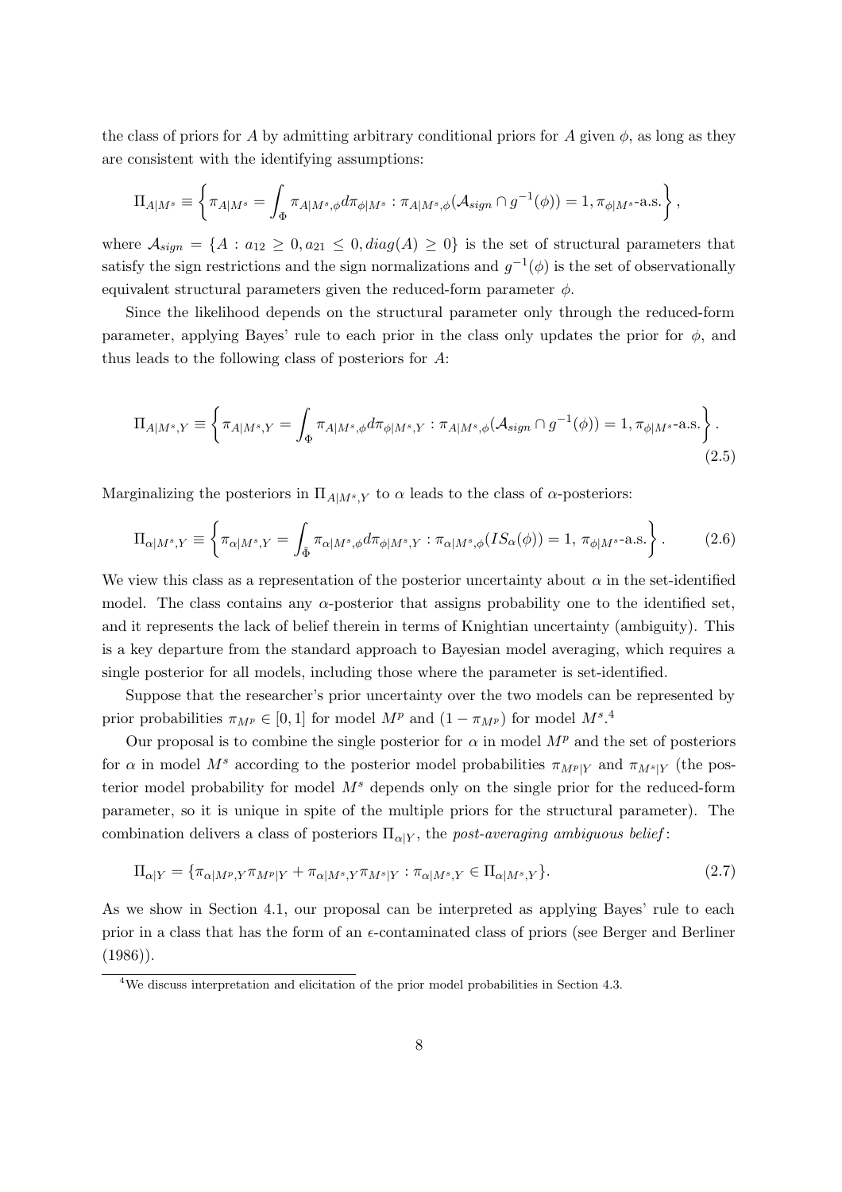the class of priors for $A$ by admitting arbitrary conditional priors for $A$ given $\phi$, as long as they are consistent with the identifying assumptions:

$$\Pi_{A|M^s} \equiv \left\{ \pi_{A|M^s} = \int_{\Phi} \pi_{A|M^s,\phi} d\pi_{\phi|M^s} : \pi_{A|M^s,\phi}(\mathcal{A}_{sign} \cap g^{-1}(\phi)) = 1, \pi_{\phi|M^s}\text{-a.s.} \right\},$$

where $\mathcal{A}_{sign} = \{A : a_{12} \geq 0, a_{21} \leq 0, diag(A) \geq 0\}$ is the set of structural parameters that satisfy the sign restrictions and the sign normalizations and $g^{-1}(\phi)$ is the set of observationally equivalent structural parameters given the reduced-form parameter $\phi$.

Since the likelihood depends on the structural parameter only through the reduced-form parameter, applying Bayes' rule to each prior in the class only updates the prior for $\phi$, and thus leads to the following class of posteriors for $A$:

$$\Pi_{A|M^s,Y} \equiv \left\{ \pi_{A|M^s,Y} = \int_{\Phi} \pi_{A|M^s,\phi} d\pi_{\phi|M^s,Y} : \pi_{A|M^s,\phi}(\mathcal{A}_{sign} \cap g^{-1}(\phi)) = 1, \pi_{\phi|M^s}\text{-a.s.} \right\}. \tag{2.5}$$

Marginalizing the posteriors in $\Pi_{A|M^s,Y}$ to $\alpha$ leads to the class of $\alpha$-posteriors:

$$\Pi_{\alpha|M^s,Y} \equiv \left\{ \pi_{\alpha|M^s,Y} = \int_{\tilde{\Phi}} \pi_{\alpha|M^s,\phi} d\pi_{\phi|M^s,Y} : \pi_{\alpha|M^s,\phi}(IS_{\alpha}(\phi)) = 1,\ \pi_{\phi|M^s}\text{-a.s.} \right\}. \tag{2.6}$$

We view this class as a representation of the posterior uncertainty about $\alpha$ in the set-identified model. The class contains any $\alpha$-posterior that assigns probability one to the identified set, and it represents the lack of belief therein in terms of Knightian uncertainty (ambiguity). This is a key departure from the standard approach to Bayesian model averaging, which requires a single posterior for all models, including those where the parameter is set-identified.

Suppose that the researcher's prior uncertainty over the two models can be represented by prior probabilities $\pi_{M^p} \in [0, 1]$ for model $M^p$ and $(1 - \pi_{M^p})$ for model $M^s$.[4]

Our proposal is to combine the single posterior for $\alpha$ in model $M^p$ and the set of posteriors for $\alpha$ in model $M^s$ according to the posterior model probabilities $\pi_{M^p|Y}$ and $\pi_{M^s|Y}$ (the posterior model probability for model $M^s$ depends only on the single prior for the reduced-form parameter, so it is unique in spite of the multiple priors for the structural parameter). The combination delivers a class of posteriors $\Pi_{\alpha|Y}$, the *post-averaging ambiguous belief*:

$$\Pi_{\alpha|Y} = \{\pi_{\alpha|M^p,Y}\pi_{M^p|Y} + \pi_{\alpha|M^s,Y}\pi_{M^s|Y} : \pi_{\alpha|M^s,Y} \in \Pi_{\alpha|M^s,Y}\}. \tag{2.7}$$

As we show in Section 4.1, our proposal can be interpreted as applying Bayes' rule to each prior in a class that has the form of an $\epsilon$-contaminated class of priors (see Berger and Berliner (1986)).

[4] We discuss interpretation and elicitation of the prior model probabilities in Section 4.3.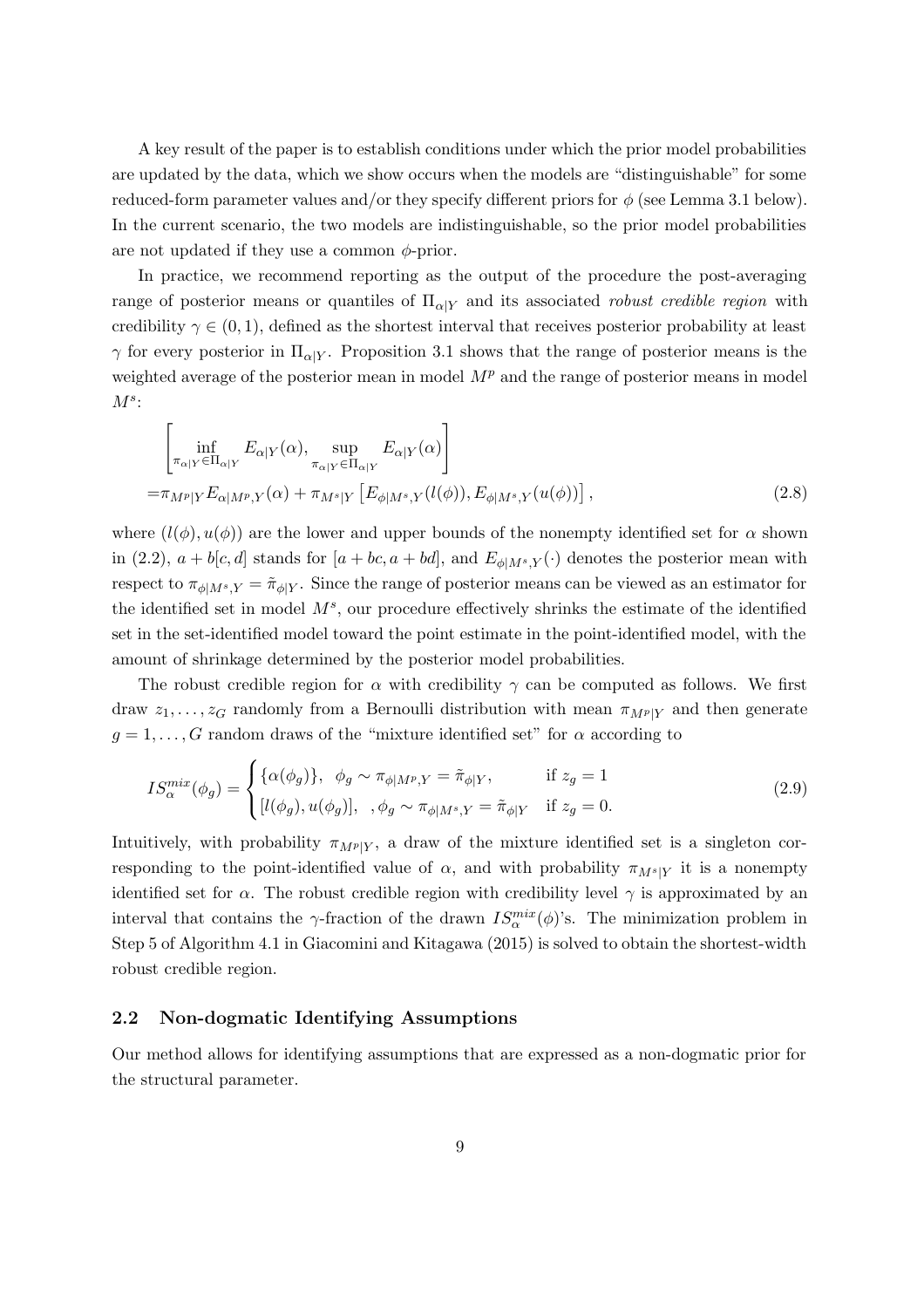A key result of the paper is to establish conditions under which the prior model probabilities are updated by the data, which we show occurs when the models are "distinguishable" for some reduced-form parameter values and/or they specify different priors for $\phi$ (see Lemma 3.1 below). In the current scenario, the two models are indistinguishable, so the prior model probabilities are not updated if they use a common $\phi$-prior.

In practice, we recommend reporting as the output of the procedure the post-averaging range of posterior means or quantiles of $\Pi_{\alpha|Y}$ and its associated *robust credible region* with credibility $\gamma \in (0,1)$, defined as the shortest interval that receives posterior probability at least $\gamma$ for every posterior in $\Pi_{\alpha|Y}$. Proposition 3.1 shows that the range of posterior means is the weighted average of the posterior mean in model $M^p$ and the range of posterior means in model $M^s$:

$$
\begin{aligned}
&\left[ \inf_{\pi_{\alpha|Y} \in \Pi_{\alpha|Y}} E_{\alpha|Y}(\alpha), \sup_{\pi_{\alpha|Y} \in \Pi_{\alpha|Y}} E_{\alpha|Y}(\alpha) \right] \\
=& \pi_{M^p|Y} E_{\alpha|M^p,Y}(\alpha) + \pi_{M^s|Y} \left[ E_{\phi|M^s,Y}(l(\phi)), E_{\phi|M^s,Y}(u(\phi)) \right],
\end{aligned} \tag{2.8}
$$

where $(l(\phi), u(\phi))$ are the lower and upper bounds of the nonempty identified set for $\alpha$ shown in (2.2), $a + b[c,d]$ stands for $[a + bc, a + bd]$, and $E_{\phi|M^s,Y}(\cdot)$ denotes the posterior mean with respect to $\pi_{\phi|M^s,Y} = \tilde{\pi}_{\phi|Y}$. Since the range of posterior means can be viewed as an estimator for the identified set in model $M^s$, our procedure effectively shrinks the estimate of the identified set in the set-identified model toward the point estimate in the point-identified model, with the amount of shrinkage determined by the posterior model probabilities.

The robust credible region for $\alpha$ with credibility $\gamma$ can be computed as follows. We first draw $z_1, \ldots, z_G$ randomly from a Bernoulli distribution with mean $\pi_{M^p|Y}$ and then generate $g = 1, \ldots, G$ random draws of the "mixture identified set" for $\alpha$ according to

$$
IS_\alpha^{mix}(\phi_g) = \begin{cases} \{\alpha(\phi_g)\}, \ \ \phi_g \sim \pi_{\phi|M^p,Y} = \tilde{\pi}_{\phi|Y}, & \text{if } z_g = 1 \\ [l(\phi_g), u(\phi_g)], \ \ , \phi_g \sim \pi_{\phi|M^s,Y} = \tilde{\pi}_{\phi|Y} & \text{if } z_g = 0. \end{cases} \tag{2.9}
$$

Intuitively, with probability $\pi_{M^p|Y}$, a draw of the mixture identified set is a singleton corresponding to the point-identified value of $\alpha$, and with probability $\pi_{M^s|Y}$ it is a nonempty identified set for $\alpha$. The robust credible region with credibility level $\gamma$ is approximated by an interval that contains the $\gamma$-fraction of the drawn $IS_\alpha^{mix}(\phi)$'s. The minimization problem in Step 5 of Algorithm 4.1 in Giacomini and Kitagawa (2015) is solved to obtain the shortest-width robust credible region.

### 2.2 Non-dogmatic Identifying Assumptions

Our method allows for identifying assumptions that are expressed as a non-dogmatic prior for the structural parameter.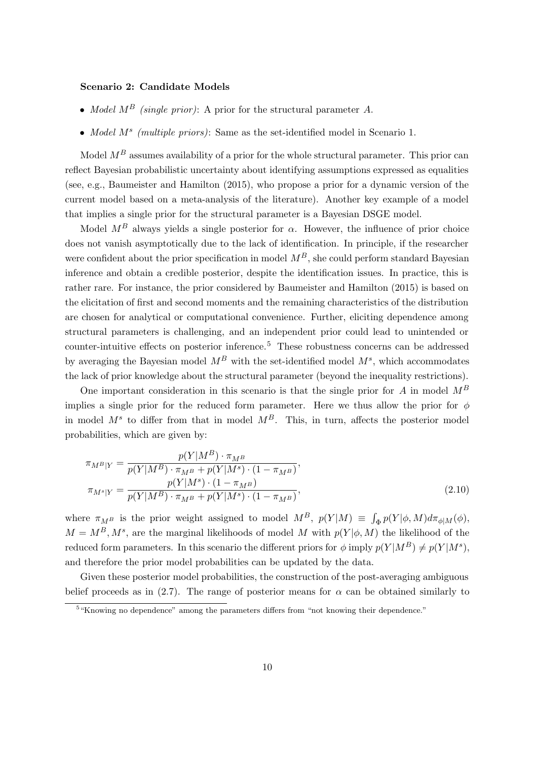**Scenario 2: Candidate Models**

- *Model $M^B$ (single prior)*: A prior for the structural parameter $A$.
- *Model $M^s$ (multiple priors)*: Same as the set-identified model in Scenario 1.

Model $M^B$ assumes availability of a prior for the whole structural parameter. This prior can reflect Bayesian probabilistic uncertainty about identifying assumptions expressed as equalities (see, e.g., Baumeister and Hamilton (2015), who propose a prior for a dynamic version of the current model based on a meta-analysis of the literature). Another key example of a model that implies a single prior for the structural parameter is a Bayesian DSGE model.

Model $M^B$ always yields a single posterior for $\alpha$. However, the influence of prior choice does not vanish asymptotically due to the lack of identification. In principle, if the researcher were confident about the prior specification in model $M^B$, she could perform standard Bayesian inference and obtain a credible posterior, despite the identification issues. In practice, this is rather rare. For instance, the prior considered by Baumeister and Hamilton (2015) is based on the elicitation of first and second moments and the remaining characteristics of the distribution are chosen for analytical or computational convenience. Further, eliciting dependence among structural parameters is challenging, and an independent prior could lead to unintended or counter-intuitive effects on posterior inference.[5] These robustness concerns can be addressed by averaging the Bayesian model $M^B$ with the set-identified model $M^s$, which accommodates the lack of prior knowledge about the structural parameter (beyond the inequality restrictions).

One important consideration in this scenario is that the single prior for $A$ in model $M^B$ implies a single prior for the reduced form parameter. Here we thus allow the prior for $\phi$ in model $M^s$ to differ from that in model $M^B$. This, in turn, affects the posterior model probabilities, which are given by:

$$\pi_{M^B|Y} = \frac{p(Y|M^B) \cdot \pi_{M^B}}{p(Y|M^B) \cdot \pi_{M^B} + p(Y|M^s) \cdot (1 - \pi_{M^B})},$$

$$\pi_{M^s|Y} = \frac{p(Y|M^s) \cdot (1 - \pi_{M^B})}{p(Y|M^B) \cdot \pi_{M^B} + p(Y|M^s) \cdot (1 - \pi_{M^B})}, \tag{2.10}$$

where $\pi_{M^B}$ is the prior weight assigned to model $M^B$, $p(Y|M) \equiv \int_\Phi p(Y|\phi, M) d\pi_{\phi|M}(\phi)$, $M = M^B, M^s$, are the marginal likelihoods of model $M$ with $p(Y|\phi, M)$ the likelihood of the reduced form parameters. In this scenario the different priors for $\phi$ imply $p(Y|M^B) \neq p(Y|M^s)$, and therefore the prior model probabilities can be updated by the data.

Given these posterior model probabilities, the construction of the post-averaging ambiguous belief proceeds as in (2.7). The range of posterior means for $\alpha$ can be obtained similarly to

[5] "Knowing no dependence" among the parameters differs from "not knowing their dependence."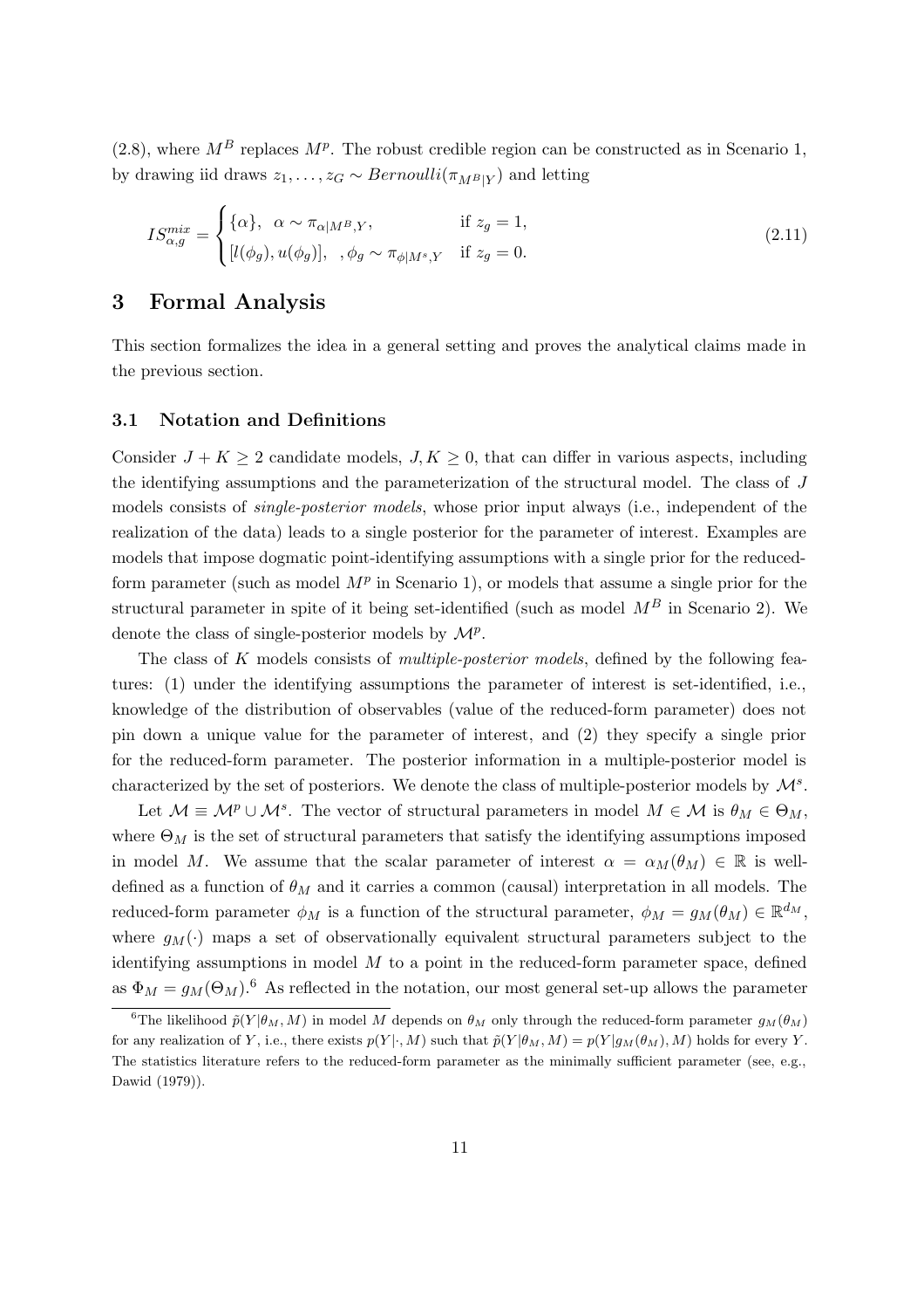(2.8), where $M^B$ replaces $M^p$. The robust credible region can be constructed as in Scenario 1, by drawing iid draws $z_1, \dots, z_G \sim Bernoulli(\pi_{M^B|Y})$ and letting

$$IS^{mix}_{\alpha,g} = \begin{cases} \{\alpha\}, \ \ \alpha \sim \pi_{\alpha|M^B,Y}, & \text{if } z_g = 1, \\ [l(\phi_g), u(\phi_g)], \ \ , \phi_g \sim \pi_{\phi|M^s,Y} & \text{if } z_g = 0. \end{cases} \tag{2.11}$$

# 3 Formal Analysis

This section formalizes the idea in a general setting and proves the analytical claims made in the previous section.

## 3.1 Notation and Definitions

Consider $J + K \geq 2$ candidate models, $J, K \geq 0$, that can differ in various aspects, including the identifying assumptions and the parameterization of the structural model. The class of $J$ models consists of *single-posterior models*, whose prior input always (i.e., independent of the realization of the data) leads to a single posterior for the parameter of interest. Examples are models that impose dogmatic point-identifying assumptions with a single prior for the reduced-form parameter (such as model $M^p$ in Scenario 1), or models that assume a single prior for the structural parameter in spite of it being set-identified (such as model $M^B$ in Scenario 2). We denote the class of single-posterior models by $\mathcal{M}^p$.

The class of $K$ models consists of *multiple-posterior models*, defined by the following features: (1) under the identifying assumptions the parameter of interest is set-identified, i.e., knowledge of the distribution of observables (value of the reduced-form parameter) does not pin down a unique value for the parameter of interest, and (2) they specify a single prior for the reduced-form parameter. The posterior information in a multiple-posterior model is characterized by the set of posteriors. We denote the class of multiple-posterior models by $\mathcal{M}^s$.

Let $\mathcal{M} \equiv \mathcal{M}^p \cup \mathcal{M}^s$. The vector of structural parameters in model $M \in \mathcal{M}$ is $\theta_M \in \Theta_M$, where $\Theta_M$ is the set of structural parameters that satisfy the identifying assumptions imposed in model $M$. We assume that the scalar parameter of interest $\alpha = \alpha_M(\theta_M) \in \mathbb{R}$ is well-defined as a function of $\theta_M$ and it carries a common (causal) interpretation in all models. The reduced-form parameter $\phi_M$ is a function of the structural parameter, $\phi_M = g_M(\theta_M) \in \mathbb{R}^{d_M}$, where $g_M(\cdot)$ maps a set of observationally equivalent structural parameters subject to the identifying assumptions in model $M$ to a point in the reduced-form parameter space, defined as $\Phi_M = g_M(\Theta_M)$.[6] As reflected in the notation, our most general set-up allows the parameter

[6]The likelihood $\tilde{p}(Y|\theta_M, M)$ in model $M$ depends on $\theta_M$ only through the reduced-form parameter $g_M(\theta_M)$ for any realization of $Y$, i.e., there exists $p(Y|\cdot, M)$ such that $\tilde{p}(Y|\theta_M, M) = p(Y|g_M(\theta_M), M)$ holds for every $Y$. The statistics literature refers to the reduced-form parameter as the minimally sufficient parameter (see, e.g., Dawid (1979)).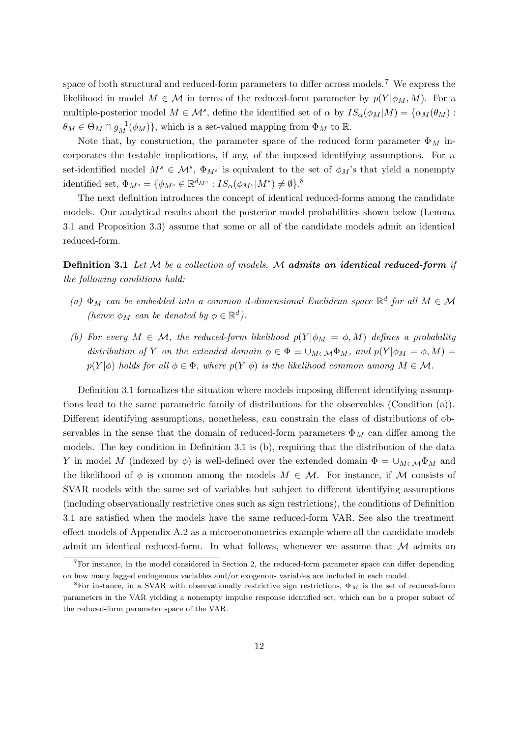space of both structural and reduced-form parameters to differ across models.[7] We express the likelihood in model $M \in \mathcal{M}$ in terms of the reduced-form parameter by $p(Y|\phi_M, M)$. For a multiple-posterior model $M \in \mathcal{M}^s$, define the identified set of $\alpha$ by $IS_\alpha(\phi_M|M) = \{\alpha_M(\theta_M) : \theta_M \in \Theta_M \cap g_M^{-1}(\phi_M)\}$, which is a set-valued mapping from $\Phi_M$ to $\mathbb{R}$.

Note that, by construction, the parameter space of the reduced form parameter $\Phi_M$ incorporates the testable implications, if any, of the imposed identifying assumptions. For a set-identified model $M^s \in \mathcal{M}^s$, $\Phi_{M^s}$ is equivalent to the set of $\phi_M$'s that yield a nonempty identified set, $\Phi_{M^s} = \{\phi_{M^s} \in \mathbb{R}^{d_{M^s}} : IS_\alpha(\phi_{M^s}|M^s) \neq \emptyset\}$.[8]

The next definition introduces the concept of identical reduced-forms among the candidate models. Our analytical results about the posterior model probabilities shown below (Lemma 3.1 and Proposition 3.3) assume that some or all of the candidate models admit an identical reduced-form.

**Definition 3.1** *Let $\mathcal{M}$ be a collection of models. $\mathcal{M}$* ***admits an identical reduced-form*** *if the following conditions hold:*

*(a) $\Phi_M$ can be embedded into a common $d$-dimensional Euclidean space $\mathbb{R}^d$ for all $M \in \mathcal{M}$ (hence $\phi_M$ can be denoted by $\phi \in \mathbb{R}^d$).*

*(b) For every $M \in \mathcal{M}$, the reduced-form likelihood $p(Y|\phi_M = \phi, M)$ defines a probability distribution of $Y$ on the extended domain $\phi \in \Phi \equiv \cup_{M \in \mathcal{M}} \Phi_M$, and $p(Y|\phi_M = \phi, M) = p(Y|\phi)$ holds for all $\phi \in \Phi$, where $p(Y|\phi)$ is the likelihood common among $M \in \mathcal{M}$.*

Definition 3.1 formalizes the situation where models imposing different identifying assumptions lead to the same parametric family of distributions for the observables (Condition (a)). Different identifying assumptions, nonetheless, can constrain the class of distributions of observables in the sense that the domain of reduced-form parameters $\Phi_M$ can differ among the models. The key condition in Definition 3.1 is (b), requiring that the distribution of the data $Y$ in model $M$ (indexed by $\phi$) is well-defined over the extended domain $\Phi = \cup_{M \in \mathcal{M}} \Phi_M$ and the likelihood of $\phi$ is common among the models $M \in \mathcal{M}$. For instance, if $\mathcal{M}$ consists of SVAR models with the same set of variables but subject to different identifying assumptions (including observationally restrictive ones such as sign restrictions), the conditions of Definition 3.1 are satisfied when the models have the same reduced-form VAR. See also the treatment effect models of Appendix A.2 as a microeconometrics example where all the candidate models admit an identical reduced-form. In what follows, whenever we assume that $\mathcal{M}$ admits an

[7] For instance, in the model considered in Section 2, the reduced-form parameter space can differ depending on how many lagged endogenous variables and/or exogenous variables are included in each model.

[8] For instance, in a SVAR with observationally restrictive sign restrictions, $\Phi_M$ is the set of reduced-form parameters in the VAR yielding a nonempty impulse response identified set, which can be a proper subset of the reduced-form parameter space of the VAR.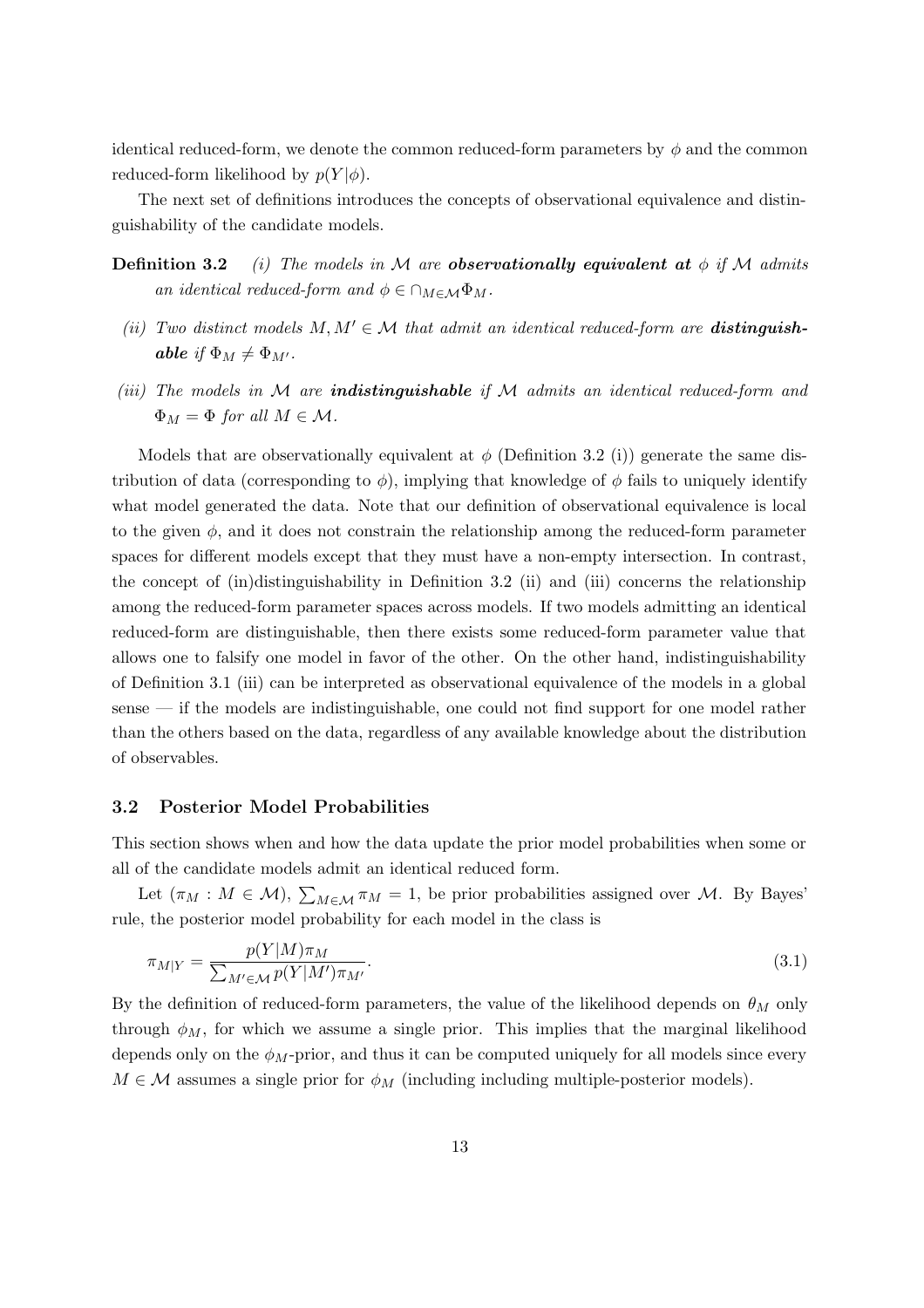identical reduced-form, we denote the common reduced-form parameters by $\phi$ and the common reduced-form likelihood by $p(Y|\phi)$.

The next set of definitions introduces the concepts of observational equivalence and distinguishability of the candidate models.

**Definition 3.2** *(i) The models in $\mathcal{M}$ are **observationally equivalent at** $\phi$ if $\mathcal{M}$ admits an identical reduced-form and $\phi \in \cap_{M \in \mathcal{M}} \Phi_M$.*

*(ii) Two distinct models $M, M' \in \mathcal{M}$ that admit an identical reduced-form are **distinguishable** if $\Phi_M \neq \Phi_{M'}$.*

*(iii) The models in $\mathcal{M}$ are **indistinguishable** if $\mathcal{M}$ admits an identical reduced-form and $\Phi_M = \Phi$ for all $M \in \mathcal{M}$.*

Models that are observationally equivalent at $\phi$ (Definition 3.2 (i)) generate the same distribution of data (corresponding to $\phi$), implying that knowledge of $\phi$ fails to uniquely identify what model generated the data. Note that our definition of observational equivalence is local to the given $\phi$, and it does not constrain the relationship among the reduced-form parameter spaces for different models except that they must have a non-empty intersection. In contrast, the concept of (in)distinguishability in Definition 3.2 (ii) and (iii) concerns the relationship among the reduced-form parameter spaces across models. If two models admitting an identical reduced-form are distinguishable, then there exists some reduced-form parameter value that allows one to falsify one model in favor of the other. On the other hand, indistinguishability of Definition 3.1 (iii) can be interpreted as observational equivalence of the models in a global sense — if the models are indistinguishable, one could not find support for one model rather than the others based on the data, regardless of any available knowledge about the distribution of observables.

### 3.2 Posterior Model Probabilities

This section shows when and how the data update the prior model probabilities when some or all of the candidate models admit an identical reduced form.

Let $(\pi_M : M \in \mathcal{M})$, $\sum_{M \in \mathcal{M}} \pi_M = 1$, be prior probabilities assigned over $\mathcal{M}$. By Bayes' rule, the posterior model probability for each model in the class is

$$\pi_{M|Y} = \frac{p(Y|M)\pi_M}{\sum_{M' \in \mathcal{M}} p(Y|M')\pi_{M'}}. \tag{3.1}$$

By the definition of reduced-form parameters, the value of the likelihood depends on $\theta_M$ only through $\phi_M$, for which we assume a single prior. This implies that the marginal likelihood depends only on the $\phi_M$-prior, and thus it can be computed uniquely for all models since every $M \in \mathcal{M}$ assumes a single prior for $\phi_M$ (including including multiple-posterior models).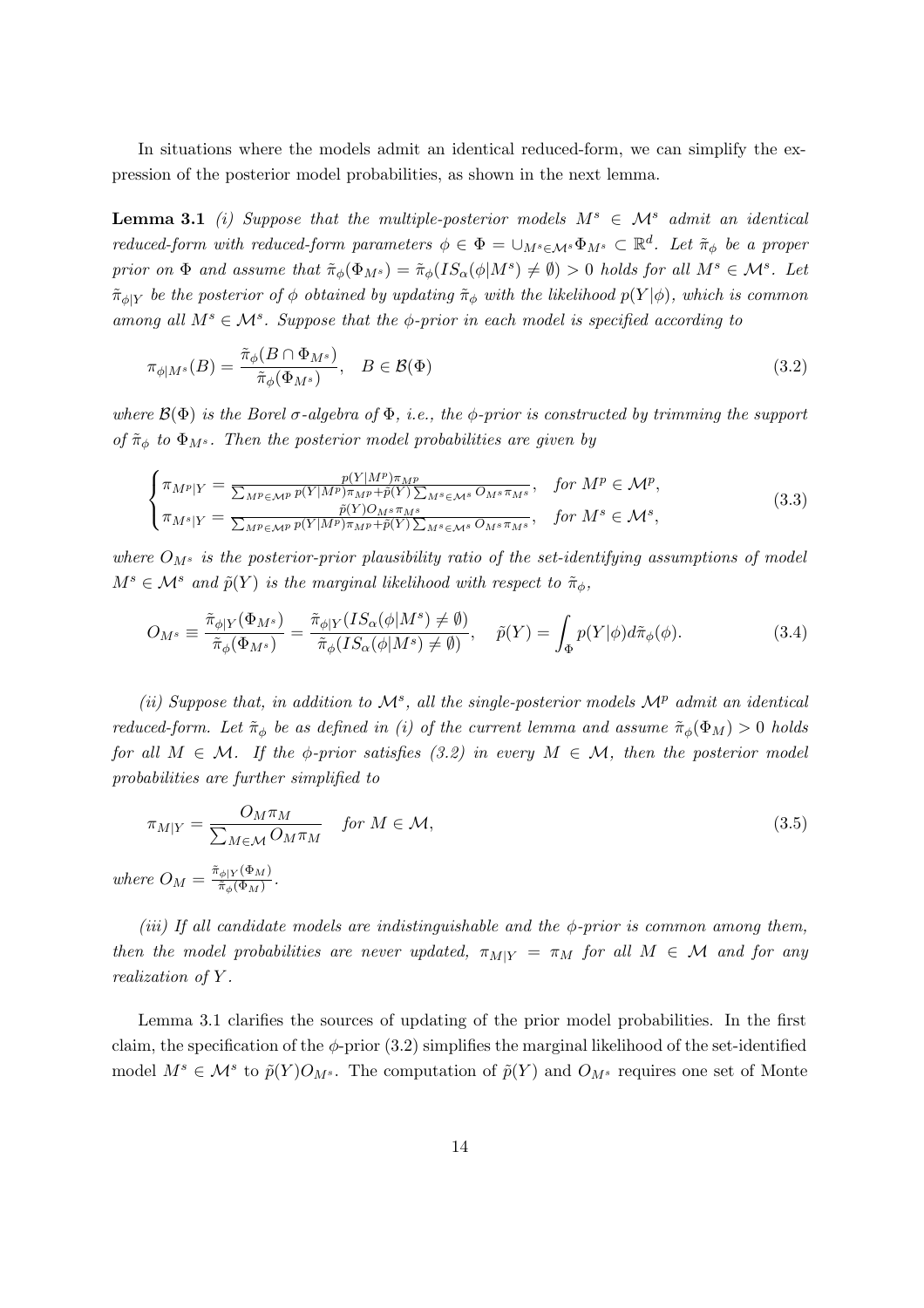In situations where the models admit an identical reduced-form, we can simplify the expression of the posterior model probabilities, as shown in the next lemma.

**Lemma 3.1** *(i) Suppose that the multiple-posterior models $M^s \in \mathcal{M}^s$ admit an identical reduced-form with reduced-form parameters $\phi \in \Phi = \cup_{M^s \in \mathcal{M}^s} \Phi_{M^s} \subset \mathbb{R}^d$. Let $\tilde{\pi}_\phi$ be a proper prior on $\Phi$ and assume that $\tilde{\pi}_\phi(\Phi_{M^s}) = \tilde{\pi}_\phi(IS_\alpha(\phi|M^s) \neq \emptyset) > 0$ holds for all $M^s \in \mathcal{M}^s$. Let $\tilde{\pi}_{\phi|Y}$ be the posterior of $\phi$ obtained by updating $\tilde{\pi}_\phi$ with the likelihood $p(Y|\phi)$, which is common among all $M^s \in \mathcal{M}^s$. Suppose that the $\phi$-prior in each model is specified according to*

$$\pi_{\phi|M^s}(B) = \frac{\tilde{\pi}_\phi(B \cap \Phi_{M^s})}{\tilde{\pi}_\phi(\Phi_{M^s})}, \quad B \in \mathcal{B}(\Phi) \tag{3.2}$$

*where $\mathcal{B}(\Phi)$ is the Borel $\sigma$-algebra of $\Phi$, i.e., the $\phi$-prior is constructed by trimming the support of $\tilde{\pi}_\phi$ to $\Phi_{M^s}$. Then the posterior model probabilities are given by*

$$\begin{cases} \pi_{M^p|Y} = \frac{p(Y|M^p)\pi_{M^p}}{\sum_{M^p \in \mathcal{M}^p} p(Y|M^p)\pi_{M^p} + \tilde{p}(Y)\sum_{M^s \in \mathcal{M}^s} O_{M^s}\pi_{M^s}}, & \text{for } M^p \in \mathcal{M}^p, \\ \pi_{M^s|Y} = \frac{\tilde{p}(Y)O_{M^s}\pi_{M^s}}{\sum_{M^p \in \mathcal{M}^p} p(Y|M^p)\pi_{M^p} + \tilde{p}(Y)\sum_{M^s \in \mathcal{M}^s} O_{M^s}\pi_{M^s}}, & \text{for } M^s \in \mathcal{M}^s, \end{cases} \tag{3.3}$$

*where $O_{M^s}$ is the posterior-prior plausibility ratio of the set-identifying assumptions of model $M^s \in \mathcal{M}^s$ and $\tilde{p}(Y)$ is the marginal likelihood with respect to $\tilde{\pi}_\phi$,*

$$O_{M^s} \equiv \frac{\tilde{\pi}_{\phi|Y}(\Phi_{M^s})}{\tilde{\pi}_\phi(\Phi_{M^s})} = \frac{\tilde{\pi}_{\phi|Y}(IS_\alpha(\phi|M^s) \neq \emptyset)}{\tilde{\pi}_\phi(IS_\alpha(\phi|M^s) \neq \emptyset)}, \quad \tilde{p}(Y) = \int_\Phi p(Y|\phi)d\tilde{\pi}_\phi(\phi). \tag{3.4}$$

*(ii) Suppose that, in addition to $\mathcal{M}^s$, all the single-posterior models $\mathcal{M}^p$ admit an identical reduced-form. Let $\tilde{\pi}_\phi$ be as defined in (i) of the current lemma and assume $\tilde{\pi}_\phi(\Phi_M) > 0$ holds for all $M \in \mathcal{M}$. If the $\phi$-prior satisfies (3.2) in every $M \in \mathcal{M}$, then the posterior model probabilities are further simplified to*

$$\pi_{M|Y} = \frac{O_M \pi_M}{\sum_{M \in \mathcal{M}} O_M \pi_M} \quad \text{for } M \in \mathcal{M}, \tag{3.5}$$

*where $O_M = \frac{\tilde{\pi}_{\phi|Y}(\Phi_M)}{\tilde{\pi}_\phi(\Phi_M)}$.*

*(iii) If all candidate models are indistinguishable and the $\phi$-prior is common among them, then the model probabilities are never updated, $\pi_{M|Y} = \pi_M$ for all $M \in \mathcal{M}$ and for any realization of $Y$.*

Lemma 3.1 clarifies the sources of updating of the prior model probabilities. In the first claim, the specification of the $\phi$-prior (3.2) simplifies the marginal likelihood of the set-identified model $M^s \in \mathcal{M}^s$ to $\tilde{p}(Y)O_{M^s}$. The computation of $\tilde{p}(Y)$ and $O_{M^s}$ requires one set of Monte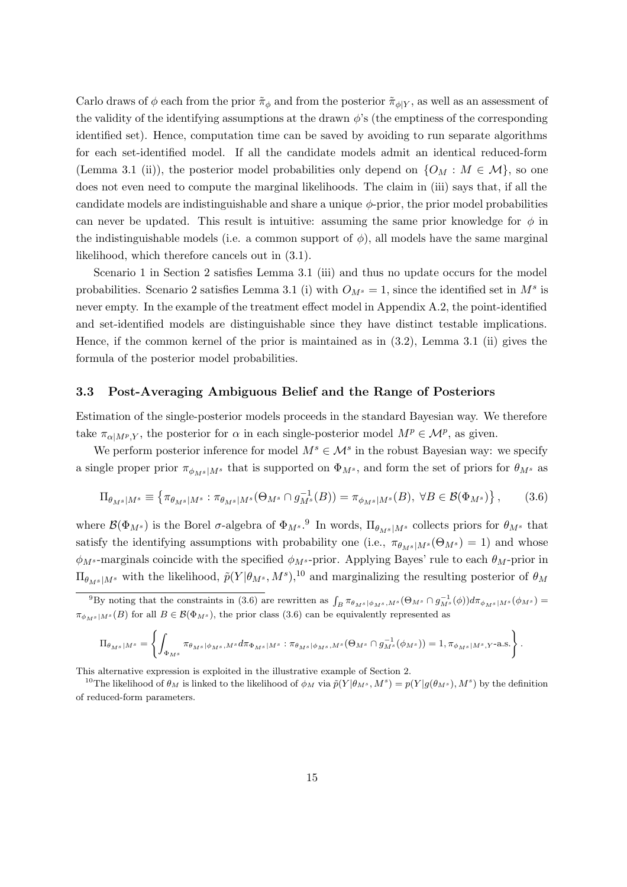Carlo draws of $\phi$ each from the prior $\tilde{\pi}_\phi$ and from the posterior $\tilde{\pi}_{\phi|Y}$, as well as an assessment of the validity of the identifying assumptions at the drawn $\phi$'s (the emptiness of the corresponding identified set). Hence, computation time can be saved by avoiding to run separate algorithms for each set-identified model. If all the candidate models admit an identical reduced-form (Lemma 3.1 (ii)), the posterior model probabilities only depend on $\{O_M : M \in \mathcal{M}\}$, so one does not even need to compute the marginal likelihoods. The claim in (iii) says that, if all the candidate models are indistinguishable and share a unique $\phi$-prior, the prior model probabilities can never be updated. This result is intuitive: assuming the same prior knowledge for $\phi$ in the indistinguishable models (i.e. a common support of $\phi$), all models have the same marginal likelihood, which therefore cancels out in (3.1).

Scenario 1 in Section 2 satisfies Lemma 3.1 (iii) and thus no update occurs for the model probabilities. Scenario 2 satisfies Lemma 3.1 (i) with $O_{M^s} = 1$, since the identified set in $M^s$ is never empty. In the example of the treatment effect model in Appendix A.2, the point-identified and set-identified models are distinguishable since they have distinct testable implications. Hence, if the common kernel of the prior is maintained as in (3.2), Lemma 3.1 (ii) gives the formula of the posterior model probabilities.

### 3.3 Post-Averaging Ambiguous Belief and the Range of Posteriors

Estimation of the single-posterior models proceeds in the standard Bayesian way. We therefore take $\pi_{\alpha|M^p,Y}$, the posterior for $\alpha$ in each single-posterior model $M^p \in \mathcal{M}^p$, as given.

We perform posterior inference for model $M^s \in \mathcal{M}^s$ in the robust Bayesian way: we specify a single proper prior $\pi_{\phi_{M^s}|M^s}$ that is supported on $\Phi_{M^s}$, and form the set of priors for $\theta_{M^s}$ as

$$\Pi_{\theta_{M^s}|M^s} \equiv \left\{ \pi_{\theta_{M^s}|M^s} : \pi_{\theta_{M^s}|M^s}(\Theta_{M^s} \cap g_{M^s}^{-1}(B)) = \pi_{\phi_{M^s}|M^s}(B),\ \forall B \in \mathcal{B}(\Phi_{M^s}) \right\}, \tag{3.6}$$

where $\mathcal{B}(\Phi_{M^s})$ is the Borel $\sigma$-algebra of $\Phi_{M^s}$.[9] In words, $\Pi_{\theta_{M^s}|M^s}$ collects priors for $\theta_{M^s}$ that satisfy the identifying assumptions with probability one (i.e., $\pi_{\theta_{M^s}|M^s}(\Theta_{M^s}) = 1$) and whose $\phi_{M^s}$-marginals coincide with the specified $\phi_{M^s}$-prior. Applying Bayes' rule to each $\theta_M$-prior in $\Pi_{\theta_{M^s}|M^s}$ with the likelihood, $\tilde{p}(Y|\theta_{M^s}, M^s)$,[10] and marginalizing the resulting posterior of $\theta_M$

[9] By noting that the constraints in (3.6) are rewritten as $\int_B \pi_{\theta_{M^s}|\phi_{M^s},M^s}(\Theta_{M^s} \cap g_{M^s}^{-1}(\phi)) d\pi_{\phi_{M^s}|M^s}(\phi_{M^s}) = \pi_{\phi_{M^s}|M^s}(B)$ for all $B \in \mathcal{B}(\Phi_{M^s})$, the prior class (3.6) can be equivalently represented as

$$\Pi_{\theta_{M^s}|M^s} = \left\{ \int_{\Phi_{M^s}} \pi_{\theta_{M^s}|\phi_{M^s},M^s} d\pi_{\Phi_{M^s}|M^s} : \pi_{\theta_{M^s}|\phi_{M^s},M^s}(\Theta_{M^s} \cap g_{M^s}^{-1}(\phi_{M^s})) = 1, \pi_{\phi_{M^s}|M^s,Y}\text{-a.s.} \right\}.$$

This alternative expression is exploited in the illustrative example of Section 2.

[10] The likelihood of $\theta_M$ is linked to the likelihood of $\phi_M$ via $\tilde{p}(Y|\theta_{M^s}, M^s) = p(Y|g(\theta_{M^s}), M^s)$ by the definition of reduced-form parameters.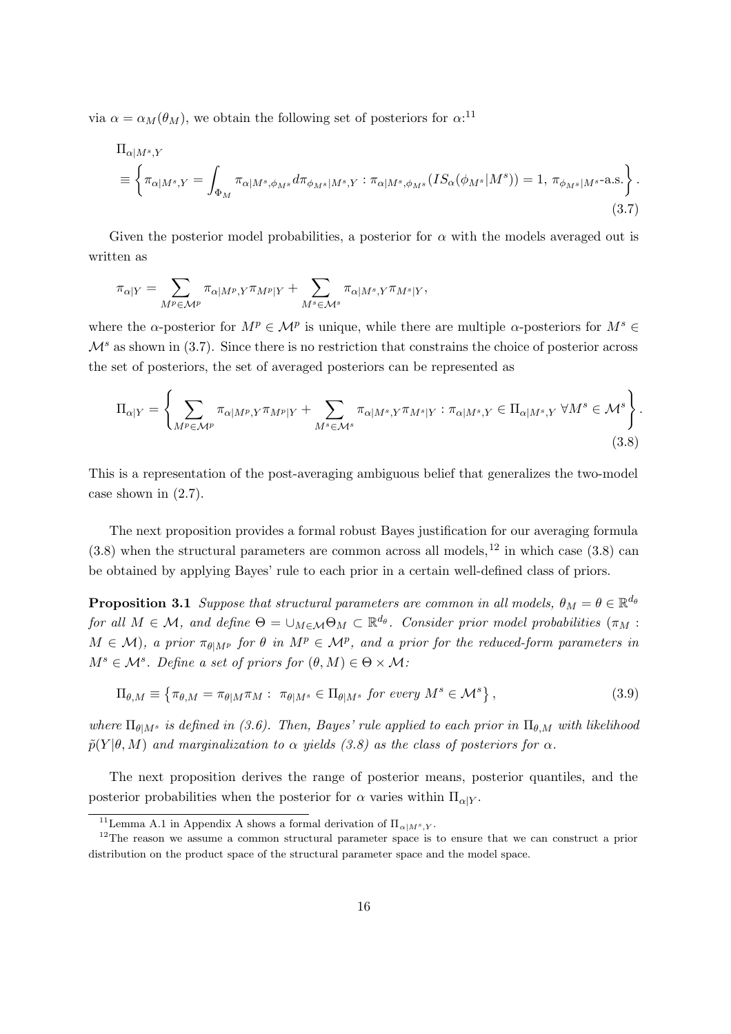via $\alpha = \alpha_M(\theta_M)$, we obtain the following set of posteriors for $\alpha$:[11]

$$
\begin{aligned}
&\Pi_{\alpha|M^s,Y} \\
&\equiv \left\{ \pi_{\alpha|M^s,Y} = \int_{\Phi_M} \pi_{\alpha|M^s,\phi_{M^s}} d\pi_{\phi_{M^s}|M^s,Y} : \pi_{\alpha|M^s,\phi_{M^s}}(IS_\alpha(\phi_{M^s}|M^s)) = 1,\ \pi_{\phi_{M^s}|M^s}\text{-a.s.} \right\}.
\end{aligned}
\tag{3.7}
$$

Given the posterior model probabilities, a posterior for $\alpha$ with the models averaged out is written as

$$
\pi_{\alpha|Y} = \sum_{M^p \in \mathcal{M}^p} \pi_{\alpha|M^p,Y} \pi_{M^p|Y} + \sum_{M^s \in \mathcal{M}^s} \pi_{\alpha|M^s,Y} \pi_{M^s|Y},
$$

where the $\alpha$-posterior for $M^p \in \mathcal{M}^p$ is unique, while there are multiple $\alpha$-posteriors for $M^s \in \mathcal{M}^s$ as shown in (3.7). Since there is no restriction that constrains the choice of posterior across the set of posteriors, the set of averaged posteriors can be represented as

$$
\Pi_{\alpha|Y} = \left\{ \sum_{M^p \in \mathcal{M}^p} \pi_{\alpha|M^p,Y} \pi_{M^p|Y} + \sum_{M^s \in \mathcal{M}^s} \pi_{\alpha|M^s,Y} \pi_{M^s|Y} : \pi_{\alpha|M^s,Y} \in \Pi_{\alpha|M^s,Y}\ \forall M^s \in \mathcal{M}^s \right\}.
\tag{3.8}
$$

This is a representation of the post-averaging ambiguous belief that generalizes the two-model case shown in (2.7).

The next proposition provides a formal robust Bayes justification for our averaging formula (3.8) when the structural parameters are common across all models,[12] in which case (3.8) can be obtained by applying Bayes' rule to each prior in a certain well-defined class of priors.

**Proposition 3.1** *Suppose that structural parameters are common in all models, $\theta_M = \theta \in \mathbb{R}^{d_\theta}$ for all $M \in \mathcal{M}$, and define $\Theta = \cup_{M \in \mathcal{M}} \Theta_M \subset \mathbb{R}^{d_\theta}$. Consider prior model probabilities $(\pi_M : M \in \mathcal{M})$, a prior $\pi_{\theta|M^p}$ for $\theta$ in $M^p \in \mathcal{M}^p$, and a prior for the reduced-form parameters in $M^s \in \mathcal{M}^s$. Define a set of priors for $(\theta, M) \in \Theta \times \mathcal{M}$:*

$$
\Pi_{\theta,M} \equiv \left\{ \pi_{\theta,M} = \pi_{\theta|M} \pi_M :\ \pi_{\theta|M^s} \in \Pi_{\theta|M^s} \text{ for every } M^s \in \mathcal{M}^s \right\},
\tag{3.9}
$$

*where $\Pi_{\theta|M^s}$ is defined in (3.6). Then, Bayes' rule applied to each prior in $\Pi_{\theta,M}$ with likelihood $\tilde{p}(Y|\theta, M)$ and marginalization to $\alpha$ yields (3.8) as the class of posteriors for $\alpha$.*

The next proposition derives the range of posterior means, posterior quantiles, and the posterior probabilities when the posterior for $\alpha$ varies within $\Pi_{\alpha|Y}$.

[11] Lemma A.1 in Appendix A shows a formal derivation of $\Pi_{\alpha|M^s,Y}$.

[12] The reason we assume a common structural parameter space is to ensure that we can construct a prior distribution on the product space of the structural parameter space and the model space.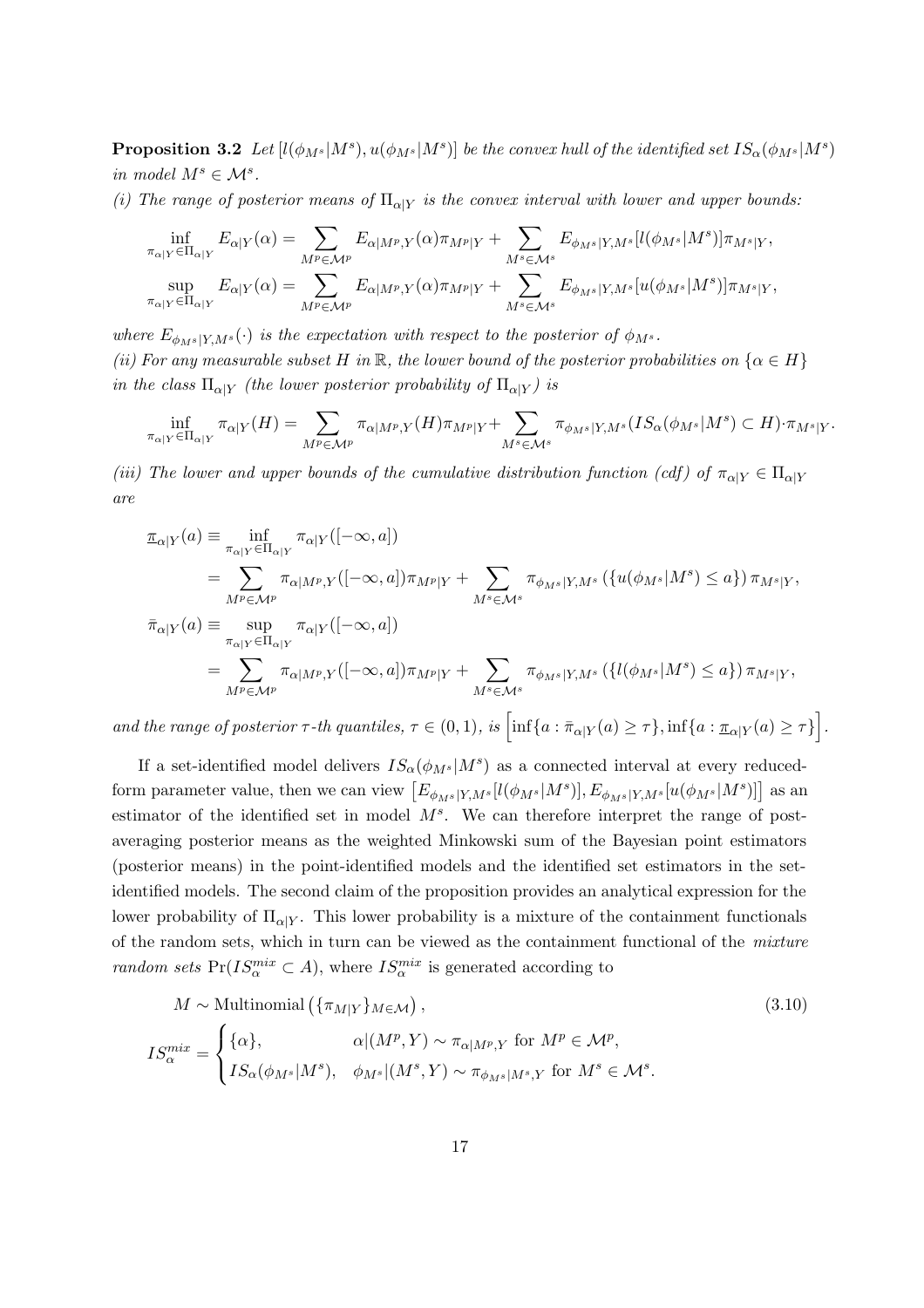**Proposition 3.2** *Let $[l(\phi_{M^s}|M^s), u(\phi_{M^s}|M^s)]$ be the convex hull of the identified set $IS_\alpha(\phi_{M^s}|M^s)$ in model $M^s \in \mathcal{M}^s$.*

*(i) The range of posterior means of $\Pi_{\alpha|Y}$ is the convex interval with lower and upper bounds:*

$$
\begin{aligned}
\inf_{\pi_{\alpha|Y}\in\Pi_{\alpha|Y}} E_{\alpha|Y}(\alpha) &= \sum_{M^p\in\mathcal{M}^p} E_{\alpha|M^p,Y}(\alpha)\pi_{M^p|Y} + \sum_{M^s\in\mathcal{M}^s} E_{\phi_{M^s}|Y,M^s}[l(\phi_{M^s}|M^s)]\pi_{M^s|Y},\\
\sup_{\pi_{\alpha|Y}\in\Pi_{\alpha|Y}} E_{\alpha|Y}(\alpha) &= \sum_{M^p\in\mathcal{M}^p} E_{\alpha|M^p,Y}(\alpha)\pi_{M^p|Y} + \sum_{M^s\in\mathcal{M}^s} E_{\phi_{M^s}|Y,M^s}[u(\phi_{M^s}|M^s)]\pi_{M^s|Y},
\end{aligned}
$$

*where $E_{\phi_{M^s}|Y,M^s}(\cdot)$ is the expectation with respect to the posterior of $\phi_{M^s}$.*

*(ii) For any measurable subset $H$ in $\mathbb{R}$, the lower bound of the posterior probabilities on $\{\alpha \in H\}$ in the class $\Pi_{\alpha|Y}$ (the lower posterior probability of $\Pi_{\alpha|Y}$) is*

$$
\inf_{\pi_{\alpha|Y}\in\Pi_{\alpha|Y}} \pi_{\alpha|Y}(H) = \sum_{M^p\in\mathcal{M}^p} \pi_{\alpha|M^p,Y}(H)\pi_{M^p|Y} + \sum_{M^s\in\mathcal{M}^s} \pi_{\phi_{M^s}|Y,M^s}(IS_\alpha(\phi_{M^s}|M^s)\subset H)\cdot\pi_{M^s|Y}.
$$

*(iii) The lower and upper bounds of the cumulative distribution function (cdf) of $\pi_{\alpha|Y} \in \Pi_{\alpha|Y}$ are*

$$
\begin{aligned}
\underline{\pi}_{\alpha|Y}(a) &\equiv \inf_{\pi_{\alpha|Y}\in\Pi_{\alpha|Y}} \pi_{\alpha|Y}([-\infty,a])\\
&= \sum_{M^p\in\mathcal{M}^p} \pi_{\alpha|M^p,Y}([-\infty,a])\pi_{M^p|Y} + \sum_{M^s\in\mathcal{M}^s} \pi_{\phi_{M^s}|Y,M^s}\left(\{u(\phi_{M^s}|M^s)\le a\}\right)\pi_{M^s|Y},\\
\bar{\pi}_{\alpha|Y}(a) &\equiv \sup_{\pi_{\alpha|Y}\in\Pi_{\alpha|Y}} \pi_{\alpha|Y}([-\infty,a])\\
&= \sum_{M^p\in\mathcal{M}^p} \pi_{\alpha|M^p,Y}([-\infty,a])\pi_{M^p|Y} + \sum_{M^s\in\mathcal{M}^s} \pi_{\phi_{M^s}|Y,M^s}\left(\{l(\phi_{M^s}|M^s)\le a\}\right)\pi_{M^s|Y},
\end{aligned}
$$

*and the range of posterior $\tau$-th quantiles, $\tau \in (0,1)$, is $\left[\inf\{a : \bar{\pi}_{\alpha|Y}(a)\ge\tau\}, \inf\{a : \underline{\pi}_{\alpha|Y}(a)\ge\tau\}\right]$.*

If a set-identified model delivers $IS_\alpha(\phi_{M^s}|M^s)$ as a connected interval at every reduced-form parameter value, then we can view $\left[E_{\phi_{M^s}|Y,M^s}[l(\phi_{M^s}|M^s)], E_{\phi_{M^s}|Y,M^s}[u(\phi_{M^s}|M^s)]\right]$ as an estimator of the identified set in model $M^s$. We can therefore interpret the range of post-averaging posterior means as the weighted Minkowski sum of the Bayesian point estimators (posterior means) in the point-identified models and the identified set estimators in the set-identified models. The second claim of the proposition provides an analytical expression for the lower probability of $\Pi_{\alpha|Y}$. This lower probability is a mixture of the containment functionals of the random sets, which in turn can be viewed as the containment functional of the *mixture random sets* $\Pr(IS_\alpha^{mix} \subset A)$, where $IS_\alpha^{mix}$ is generated according to

$$
\begin{aligned}
&M \sim \text{Multinomial}\left(\{\pi_{M|Y}\}_{M\in\mathcal{M}}\right), \qquad (3.10)\\
&IS_\alpha^{mix} = \begin{cases} \{\alpha\}, & \alpha|(M^p,Y) \sim \pi_{\alpha|M^p,Y} \text{ for } M^p \in \mathcal{M}^p,\\ IS_\alpha(\phi_{M^s}|M^s), & \phi_{M^s}|(M^s,Y) \sim \pi_{\phi_{M^s}|M^s,Y} \text{ for } M^s \in \mathcal{M}^s.\end{cases}
\end{aligned}
$$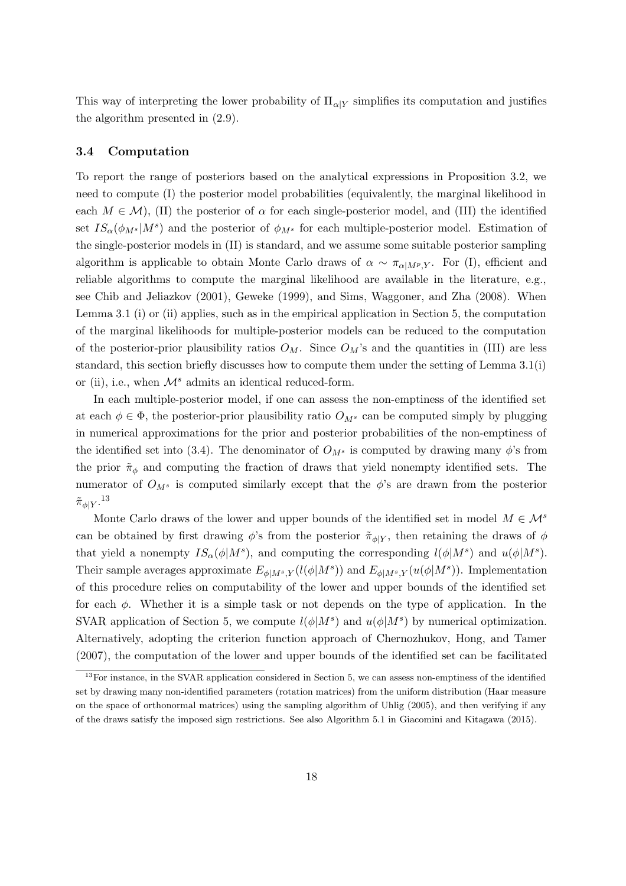This way of interpreting the lower probability of $\Pi_{\alpha|Y}$ simplifies its computation and justifies the algorithm presented in (2.9).

### 3.4 Computation

To report the range of posteriors based on the analytical expressions in Proposition 3.2, we need to compute (I) the posterior model probabilities (equivalently, the marginal likelihood in each $M \in \mathcal{M}$), (II) the posterior of $\alpha$ for each single-posterior model, and (III) the identified set $IS_\alpha(\phi_{M^s}|M^s)$ and the posterior of $\phi_{M^s}$ for each multiple-posterior model. Estimation of the single-posterior models in (II) is standard, and we assume some suitable posterior sampling algorithm is applicable to obtain Monte Carlo draws of $\alpha \sim \pi_{\alpha|M^p,Y}$. For (I), efficient and reliable algorithms to compute the marginal likelihood are available in the literature, e.g., see Chib and Jeliazkov (2001), Geweke (1999), and Sims, Waggoner, and Zha (2008). When Lemma 3.1 (i) or (ii) applies, such as in the empirical application in Section 5, the computation of the marginal likelihoods for multiple-posterior models can be reduced to the computation of the posterior-prior plausibility ratios $O_M$. Since $O_M$'s and the quantities in (III) are less standard, this section briefly discusses how to compute them under the setting of Lemma 3.1(i) or (ii), i.e., when $\mathcal{M}^s$ admits an identical reduced-form.

In each multiple-posterior model, if one can assess the non-emptiness of the identified set at each $\phi \in \Phi$, the posterior-prior plausibility ratio $O_{M^s}$ can be computed simply by plugging in numerical approximations for the prior and posterior probabilities of the non-emptiness of the identified set into (3.4). The denominator of $O_{M^s}$ is computed by drawing many $\phi$'s from the prior $\tilde{\pi}_\phi$ and computing the fraction of draws that yield nonempty identified sets. The numerator of $O_{M^s}$ is computed similarly except that the $\phi$'s are drawn from the posterior $\tilde{\pi}_{\phi|Y}$.[13]

Monte Carlo draws of the lower and upper bounds of the identified set in model $M \in \mathcal{M}^s$ can be obtained by first drawing $\phi$'s from the posterior $\tilde{\pi}_{\phi|Y}$, then retaining the draws of $\phi$ that yield a nonempty $IS_\alpha(\phi|M^s)$, and computing the corresponding $l(\phi|M^s)$ and $u(\phi|M^s)$. Their sample averages approximate $E_{\phi|M^s,Y}(l(\phi|M^s))$ and $E_{\phi|M^s,Y}(u(\phi|M^s))$. Implementation of this procedure relies on computability of the lower and upper bounds of the identified set for each $\phi$. Whether it is a simple task or not depends on the type of application. In the SVAR application of Section 5, we compute $l(\phi|M^s)$ and $u(\phi|M^s)$ by numerical optimization. Alternatively, adopting the criterion function approach of Chernozhukov, Hong, and Tamer (2007), the computation of the lower and upper bounds of the identified set can be facilitated

[13] For instance, in the SVAR application considered in Section 5, we can assess non-emptiness of the identified set by drawing many non-identified parameters (rotation matrices) from the uniform distribution (Haar measure on the space of orthonormal matrices) using the sampling algorithm of Uhlig (2005), and then verifying if any of the draws satisfy the imposed sign restrictions. See also Algorithm 5.1 in Giacomini and Kitagawa (2015).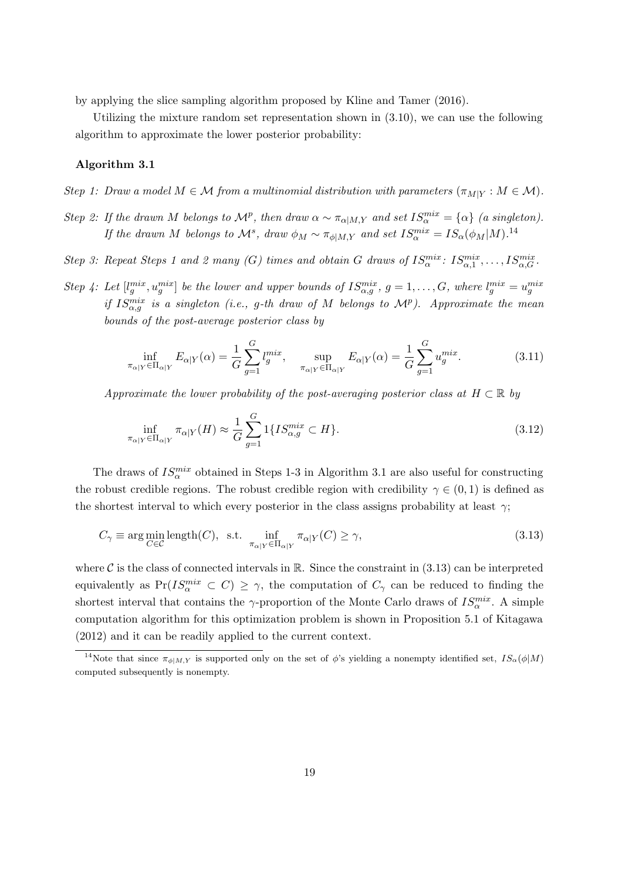by applying the slice sampling algorithm proposed by Kline and Tamer (2016).

Utilizing the mixture random set representation shown in (3.10), we can use the following algorithm to approximate the lower posterior probability:

**Algorithm 3.1**

*Step 1: Draw a model $M \in \mathcal{M}$ from a multinomial distribution with parameters $(\pi_{M|Y} : M \in \mathcal{M})$.*

*Step 2: If the drawn $M$ belongs to $\mathcal{M}^p$, then draw $\alpha \sim \pi_{\alpha|M,Y}$ and set $IS_\alpha^{mix} = \{\alpha\}$ (a singleton). If the drawn $M$ belongs to $\mathcal{M}^s$, draw $\phi_M \sim \pi_{\phi|M,Y}$ and set $IS_\alpha^{mix} = IS_\alpha(\phi_M|M)$.*[14]

*Step 3: Repeat Steps 1 and 2 many ($G$) times and obtain $G$ draws of $IS_\alpha^{mix}$: $IS_{\alpha,1}^{mix}, \ldots, IS_{\alpha,G}^{mix}$.*

*Step 4: Let $[l_g^{mix}, u_g^{mix}]$ be the lower and upper bounds of $IS_{\alpha,g}^{mix}$, $g = 1, \ldots, G$, where $l_g^{mix} = u_g^{mix}$ if $IS_{\alpha,g}^{mix}$ is a singleton (i.e., $g$-th draw of $M$ belongs to $\mathcal{M}^p$). Approximate the mean bounds of the post-average posterior class by*

$$\inf_{\pi_{\alpha|Y} \in \Pi_{\alpha|Y}} E_{\alpha|Y}(\alpha) = \frac{1}{G}\sum_{g=1}^{G} l_g^{mix}, \qquad \sup_{\pi_{\alpha|Y} \in \Pi_{\alpha|Y}} E_{\alpha|Y}(\alpha) = \frac{1}{G}\sum_{g=1}^{G} u_g^{mix}. \tag{3.11}$$

*Approximate the lower probability of the post-averaging posterior class at $H \subset \mathbb{R}$ by*

$$\inf_{\pi_{\alpha|Y} \in \Pi_{\alpha|Y}} \pi_{\alpha|Y}(H) \approx \frac{1}{G}\sum_{g=1}^{G} 1\{IS_{\alpha,g}^{mix} \subset H\}. \tag{3.12}$$

The draws of $IS_\alpha^{mix}$ obtained in Steps 1-3 in Algorithm 3.1 are also useful for constructing the robust credible regions. The robust credible region with credibility $\gamma \in (0,1)$ is defined as the shortest interval to which every posterior in the class assigns probability at least $\gamma$;

$$C_\gamma \equiv \arg\min_{C \in \mathcal{C}} \text{length}(C), \ \ \text{s.t.} \inf_{\pi_{\alpha|Y} \in \Pi_{\alpha|Y}} \pi_{\alpha|Y}(C) \geq \gamma, \tag{3.13}$$

where $\mathcal{C}$ is the class of connected intervals in $\mathbb{R}$. Since the constraint in (3.13) can be interpreted equivalently as $\Pr(IS_\alpha^{mix} \subset C) \geq \gamma$, the computation of $C_\gamma$ can be reduced to finding the shortest interval that contains the $\gamma$-proportion of the Monte Carlo draws of $IS_\alpha^{mix}$. A simple computation algorithm for this optimization problem is shown in Proposition 5.1 of Kitagawa (2012) and it can be readily applied to the current context.

[14] Note that since $\pi_{\phi|M,Y}$ is supported only on the set of $\phi$'s yielding a nonempty identified set, $IS_\alpha(\phi|M)$ computed subsequently is nonempty.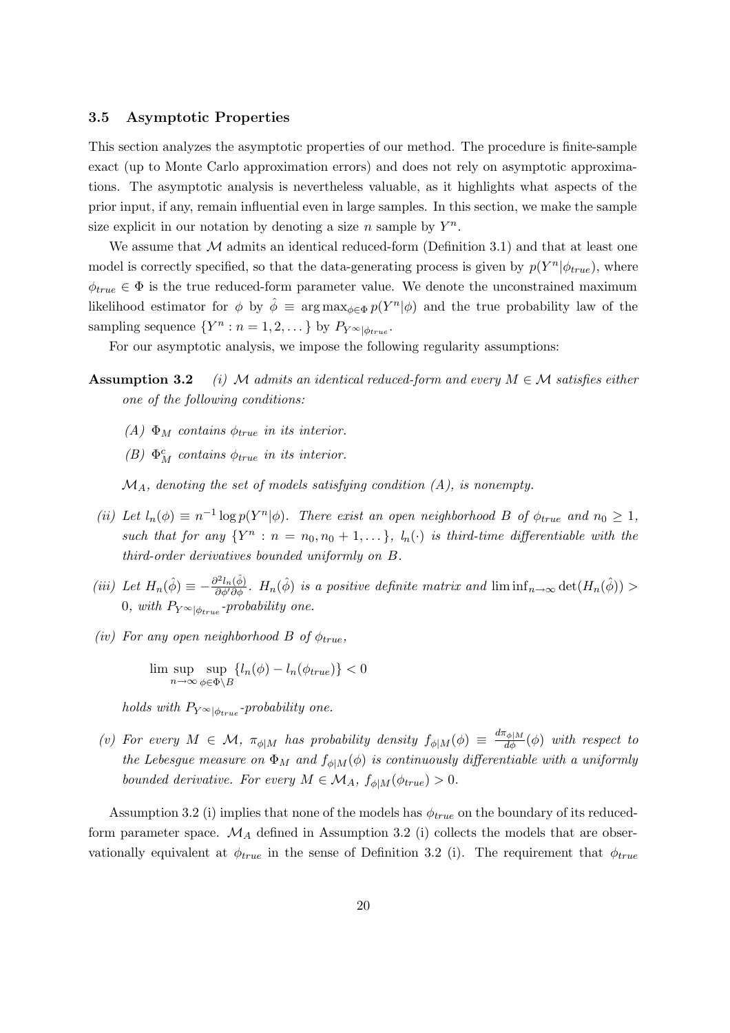### 3.5 Asymptotic Properties

This section analyzes the asymptotic properties of our method. The procedure is finite-sample exact (up to Monte Carlo approximation errors) and does not rely on asymptotic approximations. The asymptotic analysis is nevertheless valuable, as it highlights what aspects of the prior input, if any, remain influential even in large samples. In this section, we make the sample size explicit in our notation by denoting a size $n$ sample by $Y^n$.

We assume that $\mathcal{M}$ admits an identical reduced-form (Definition 3.1) and that at least one model is correctly specified, so that the data-generating process is given by $p(Y^n|\phi_{true})$, where $\phi_{true} \in \Phi$ is the true reduced-form parameter value. We denote the unconstrained maximum likelihood estimator for $\phi$ by $\hat{\phi} \equiv \arg\max_{\phi\in\Phi} p(Y^n|\phi)$ and the true probability law of the sampling sequence $\{Y^n : n = 1, 2, \dots\}$ by $P_{Y^\infty|\phi_{true}}$.

For our asymptotic analysis, we impose the following regularity assumptions:

**Assumption 3.2** *(i) $\mathcal{M}$ admits an identical reduced-form and every $M \in \mathcal{M}$ satisfies either one of the following conditions:*

*(A) $\Phi_M$ contains $\phi_{true}$ in its interior.*

*(B) $\Phi_M^c$ contains $\phi_{true}$ in its interior.*

*$\mathcal{M}_A$, denoting the set of models satisfying condition (A), is nonempty.*

*(ii) Let $l_n(\phi) \equiv n^{-1}\log p(Y^n|\phi)$. There exist an open neighborhood $B$ of $\phi_{true}$ and $n_0 \geq 1$, such that for any $\{Y^n : n = n_0, n_0+1, \dots\}$, $l_n(\cdot)$ is third-time differentiable with the third-order derivatives bounded uniformly on $B$.*

*(iii) Let $H_n(\hat{\phi}) \equiv -\frac{\partial^2 l_n(\hat{\phi})}{\partial\phi'\partial\phi}$. $H_n(\hat{\phi})$ is a positive definite matrix and $\liminf_{n\to\infty} \det(H_n(\hat{\phi})) > 0$, with $P_{Y^\infty|\phi_{true}}$-probability one.*

*(iv) For any open neighborhood $B$ of $\phi_{true}$,*

$$\limsup_{n\to\infty} \sup_{\phi\in\Phi\setminus B} \{l_n(\phi) - l_n(\phi_{true})\} < 0$$

*holds with $P_{Y^\infty|\phi_{true}}$-probability one.*

*(v) For every $M \in \mathcal{M}$, $\pi_{\phi|M}$ has probability density $f_{\phi|M}(\phi) \equiv \frac{d\pi_{\phi|M}}{d\phi}(\phi)$ with respect to the Lebesgue measure on $\Phi_M$ and $f_{\phi|M}(\phi)$ is continuously differentiable with a uniformly bounded derivative. For every $M \in \mathcal{M}_A$, $f_{\phi|M}(\phi_{true}) > 0$.*

Assumption 3.2 (i) implies that none of the models has $\phi_{true}$ on the boundary of its reduced-form parameter space. $\mathcal{M}_A$ defined in Assumption 3.2 (i) collects the models that are observationally equivalent at $\phi_{true}$ in the sense of Definition 3.2 (i). The requirement that $\phi_{true}$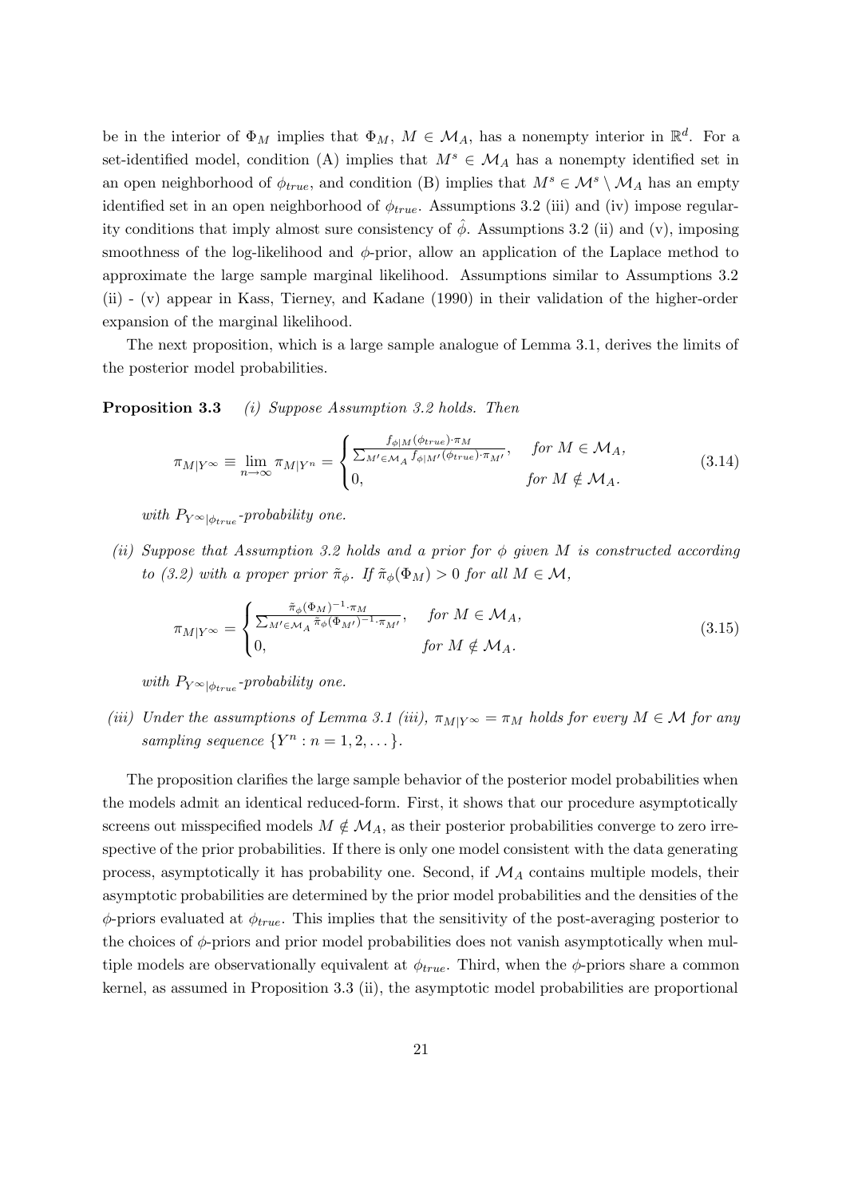be in the interior of $\Phi_M$ implies that $\Phi_M$, $M \in \mathcal{M}_A$, has a nonempty interior in $\mathbb{R}^d$. For a set-identified model, condition (A) implies that $M^s \in \mathcal{M}_A$ has a nonempty identified set in an open neighborhood of $\phi_{true}$, and condition (B) implies that $M^s \in \mathcal{M}^s \setminus \mathcal{M}_A$ has an empty identified set in an open neighborhood of $\phi_{true}$. Assumptions 3.2 (iii) and (iv) impose regularity conditions that imply almost sure consistency of $\hat{\phi}$. Assumptions 3.2 (ii) and (v), imposing smoothness of the log-likelihood and $\phi$-prior, allow an application of the Laplace method to approximate the large sample marginal likelihood. Assumptions similar to Assumptions 3.2 (ii) - (v) appear in Kass, Tierney, and Kadane (1990) in their validation of the higher-order expansion of the marginal likelihood.

The next proposition, which is a large sample analogue of Lemma 3.1, derives the limits of the posterior model probabilities.

**Proposition 3.3** *(i) Suppose Assumption 3.2 holds. Then*

$$\pi_{M|Y^\infty} \equiv \lim_{n\to\infty} \pi_{M|Y^n} = \begin{cases} \frac{f_{\phi|M}(\phi_{true})\cdot\pi_M}{\sum_{M'\in\mathcal{M}_A} f_{\phi|M'}(\phi_{true})\cdot\pi_{M'}}, & \text{for } M \in \mathcal{M}_A, \\ 0, & \text{for } M \notin \mathcal{M}_A. \end{cases} \tag{3.14}$$

*with $P_{Y^\infty|\phi_{true}}$-probability one.*

*(ii) Suppose that Assumption 3.2 holds and a prior for $\phi$ given $M$ is constructed according to (3.2) with a proper prior $\tilde{\pi}_\phi$. If $\tilde{\pi}_\phi(\Phi_M) > 0$ for all $M \in \mathcal{M}$,*

$$\pi_{M|Y^\infty} = \begin{cases} \frac{\tilde{\pi}_\phi(\Phi_M)^{-1}\cdot\pi_M}{\sum_{M'\in\mathcal{M}_A} \tilde{\pi}_\phi(\Phi_{M'})^{-1}\cdot\pi_{M'}}, & \text{for } M \in \mathcal{M}_A, \\ 0, & \text{for } M \notin \mathcal{M}_A. \end{cases} \tag{3.15}$$

*with $P_{Y^\infty|\phi_{true}}$-probability one.*

*(iii) Under the assumptions of Lemma 3.1 (iii), $\pi_{M|Y^\infty} = \pi_M$ holds for every $M \in \mathcal{M}$ for any sampling sequence $\{Y^n : n = 1, 2, \dots\}$.*

The proposition clarifies the large sample behavior of the posterior model probabilities when the models admit an identical reduced-form. First, it shows that our procedure asymptotically screens out misspecified models $M \notin \mathcal{M}_A$, as their posterior probabilities converge to zero irrespective of the prior probabilities. If there is only one model consistent with the data generating process, asymptotically it has probability one. Second, if $\mathcal{M}_A$ contains multiple models, their asymptotic probabilities are determined by the prior model probabilities and the densities of the $\phi$-priors evaluated at $\phi_{true}$. This implies that the sensitivity of the post-averaging posterior to the choices of $\phi$-priors and prior model probabilities does not vanish asymptotically when multiple models are observationally equivalent at $\phi_{true}$. Third, when the $\phi$-priors share a common kernel, as assumed in Proposition 3.3 (ii), the asymptotic model probabilities are proportional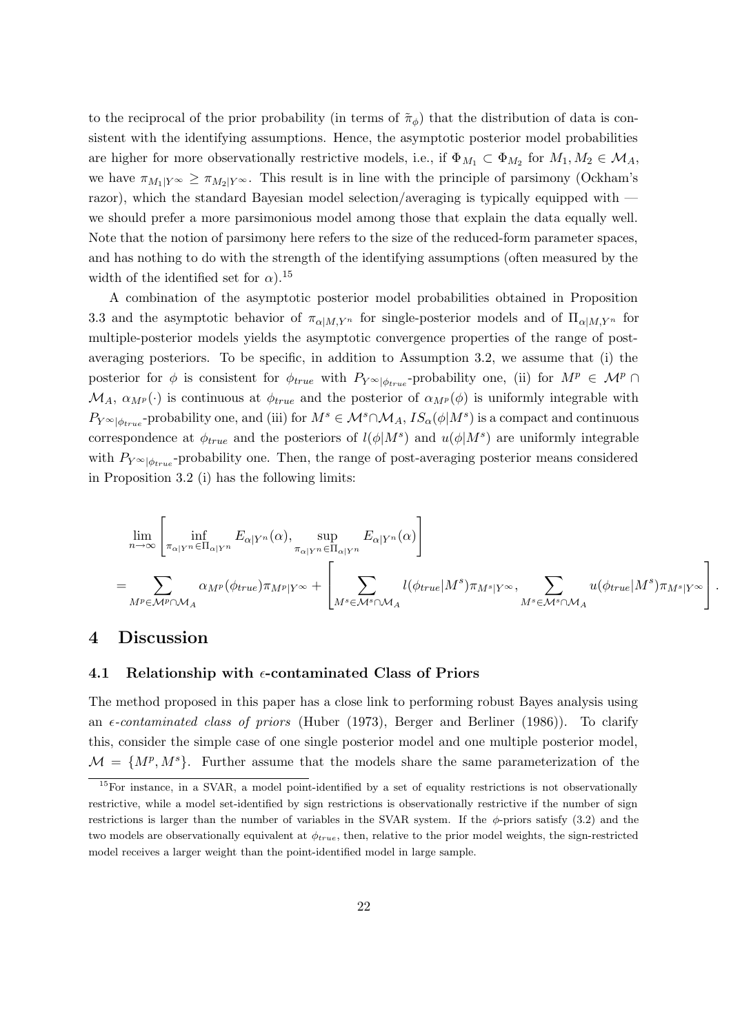to the reciprocal of the prior probability (in terms of $\tilde{\pi}_\phi$) that the distribution of data is consistent with the identifying assumptions. Hence, the asymptotic posterior model probabilities are higher for more observationally restrictive models, i.e., if $\Phi_{M_1} \subset \Phi_{M_2}$ for $M_1, M_2 \in \mathcal{M}_A$, we have $\pi_{M_1|Y^\infty} \geq \pi_{M_2|Y^\infty}$. This result is in line with the principle of parsimony (Ockham's razor), which the standard Bayesian model selection/averaging is typically equipped with — we should prefer a more parsimonious model among those that explain the data equally well. Note that the notion of parsimony here refers to the size of the reduced-form parameter spaces, and has nothing to do with the strength of the identifying assumptions (often measured by the width of the identified set for $\alpha$).[15]

A combination of the asymptotic posterior model probabilities obtained in Proposition 3.3 and the asymptotic behavior of $\pi_{\alpha|M,Y^n}$ for single-posterior models and of $\Pi_{\alpha|M,Y^n}$ for multiple-posterior models yields the asymptotic convergence properties of the range of post-averaging posteriors. To be specific, in addition to Assumption 3.2, we assume that (i) the posterior for $\phi$ is consistent for $\phi_{true}$ with $P_{Y^\infty|\phi_{true}}$-probability one, (ii) for $M^p \in \mathcal{M}^p \cap \mathcal{M}_A$, $\alpha_{M^p}(\cdot)$ is continuous at $\phi_{true}$ and the posterior of $\alpha_{M^p}(\phi)$ is uniformly integrable with $P_{Y^\infty|\phi_{true}}$-probability one, and (iii) for $M^s \in \mathcal{M}^s \cap \mathcal{M}_A$, $IS_\alpha(\phi|M^s)$ is a compact and continuous correspondence at $\phi_{true}$ and the posteriors of $l(\phi|M^s)$ and $u(\phi|M^s)$ are uniformly integrable with $P_{Y^\infty|\phi_{true}}$-probability one. Then, the range of post-averaging posterior means considered in Proposition 3.2 (i) has the following limits:

$$
\begin{aligned}
&\lim_{n\to\infty} \left[ \inf_{\pi_{\alpha|Y^n} \in \Pi_{\alpha|Y^n}} E_{\alpha|Y^n}(\alpha), \sup_{\pi_{\alpha|Y^n} \in \Pi_{\alpha|Y^n}} E_{\alpha|Y^n}(\alpha) \right] \\
&= \sum_{M^p \in \mathcal{M}^p \cap \mathcal{M}_A} \alpha_{M^p}(\phi_{true}) \pi_{M^p|Y^\infty} + \left[ \sum_{M^s \in \mathcal{M}^s \cap \mathcal{M}_A} l(\phi_{true}|M^s) \pi_{M^s|Y^\infty}, \sum_{M^s \in \mathcal{M}^s \cap \mathcal{M}_A} u(\phi_{true}|M^s) \pi_{M^s|Y^\infty} \right].
\end{aligned}
$$

# 4 Discussion

## 4.1 Relationship with $\epsilon$-contaminated Class of Priors

The method proposed in this paper has a close link to performing robust Bayes analysis using an *$\epsilon$-contaminated class of priors* (Huber (1973), Berger and Berliner (1986)). To clarify this, consider the simple case of one single posterior model and one multiple posterior model, $\mathcal{M} = \{M^p, M^s\}$. Further assume that the models share the same parameterization of the

[15] For instance, in a SVAR, a model point-identified by a set of equality restrictions is not observationally restrictive, while a model set-identified by sign restrictions is observationally restrictive if the number of sign restrictions is larger than the number of variables in the SVAR system. If the $\phi$-priors satisfy (3.2) and the two models are observationally equivalent at $\phi_{true}$, then, relative to the prior model weights, the sign-restricted model receives a larger weight than the point-identified model in large sample.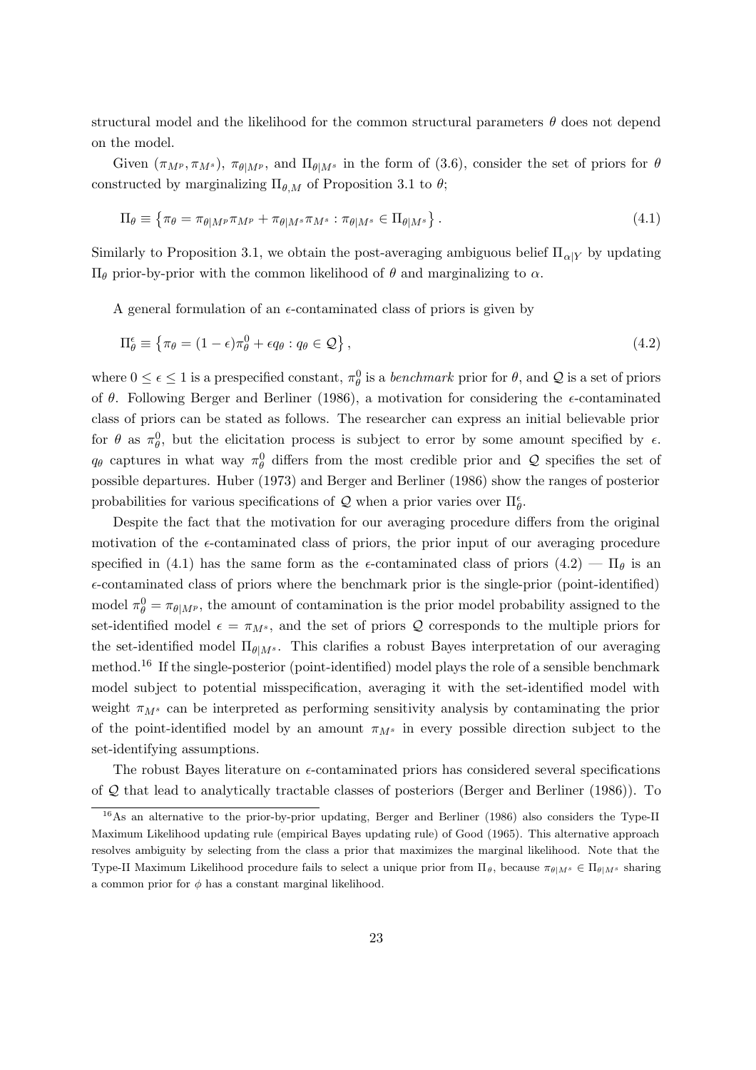structural model and the likelihood for the common structural parameters $\theta$ does not depend on the model.

Given $(\pi_{M^p}, \pi_{M^s})$, $\pi_{\theta|M^p}$, and $\Pi_{\theta|M^s}$ in the form of (3.6), consider the set of priors for $\theta$ constructed by marginalizing $\Pi_{\theta,M}$ of Proposition 3.1 to $\theta$;

$$\Pi_\theta \equiv \left\{ \pi_\theta = \pi_{\theta|M^p}\pi_{M^p} + \pi_{\theta|M^s}\pi_{M^s} : \pi_{\theta|M^s} \in \Pi_{\theta|M^s} \right\}. \tag{4.1}$$

Similarly to Proposition 3.1, we obtain the post-averaging ambiguous belief $\Pi_{\alpha|Y}$ by updating $\Pi_\theta$ prior-by-prior with the common likelihood of $\theta$ and marginalizing to $\alpha$.

A general formulation of an $\epsilon$-contaminated class of priors is given by

$$\Pi_\theta^\epsilon \equiv \left\{ \pi_\theta = (1-\epsilon)\pi_\theta^0 + \epsilon q_\theta : q_\theta \in \mathcal{Q} \right\}, \tag{4.2}$$

where $0 \leq \epsilon \leq 1$ is a prespecified constant, $\pi_\theta^0$ is a *benchmark* prior for $\theta$, and $\mathcal{Q}$ is a set of priors of $\theta$. Following Berger and Berliner (1986), a motivation for considering the $\epsilon$-contaminated class of priors can be stated as follows. The researcher can express an initial believable prior for $\theta$ as $\pi_\theta^0$, but the elicitation process is subject to error by some amount specified by $\epsilon$. $q_\theta$ captures in what way $\pi_\theta^0$ differs from the most credible prior and $\mathcal{Q}$ specifies the set of possible departures. Huber (1973) and Berger and Berliner (1986) show the ranges of posterior probabilities for various specifications of $\mathcal{Q}$ when a prior varies over $\Pi_\theta^\epsilon$.

Despite the fact that the motivation for our averaging procedure differs from the original motivation of the $\epsilon$-contaminated class of priors, the prior input of our averaging procedure specified in (4.1) has the same form as the $\epsilon$-contaminated class of priors (4.2) — $\Pi_\theta$ is an $\epsilon$-contaminated class of priors where the benchmark prior is the single-prior (point-identified) model $\pi_\theta^0 = \pi_{\theta|M^p}$, the amount of contamination is the prior model probability assigned to the set-identified model $\epsilon = \pi_{M^s}$, and the set of priors $\mathcal{Q}$ corresponds to the multiple priors for the set-identified model $\Pi_{\theta|M^s}$. This clarifies a robust Bayes interpretation of our averaging method.[16] If the single-posterior (point-identified) model plays the role of a sensible benchmark model subject to potential misspecification, averaging it with the set-identified model with weight $\pi_{M^s}$ can be interpreted as performing sensitivity analysis by contaminating the prior of the point-identified model by an amount $\pi_{M^s}$ in every possible direction subject to the set-identifying assumptions.

The robust Bayes literature on $\epsilon$-contaminated priors has considered several specifications of $\mathcal{Q}$ that lead to analytically tractable classes of posteriors (Berger and Berliner (1986)). To

[16] As an alternative to the prior-by-prior updating, Berger and Berliner (1986) also considers the Type-II Maximum Likelihood updating rule (empirical Bayes updating rule) of Good (1965). This alternative approach resolves ambiguity by selecting from the class a prior that maximizes the marginal likelihood. Note that the Type-II Maximum Likelihood procedure fails to select a unique prior from $\Pi_\theta$, because $\pi_{\theta|M^s} \in \Pi_{\theta|M^s}$ sharing a common prior for $\phi$ has a constant marginal likelihood.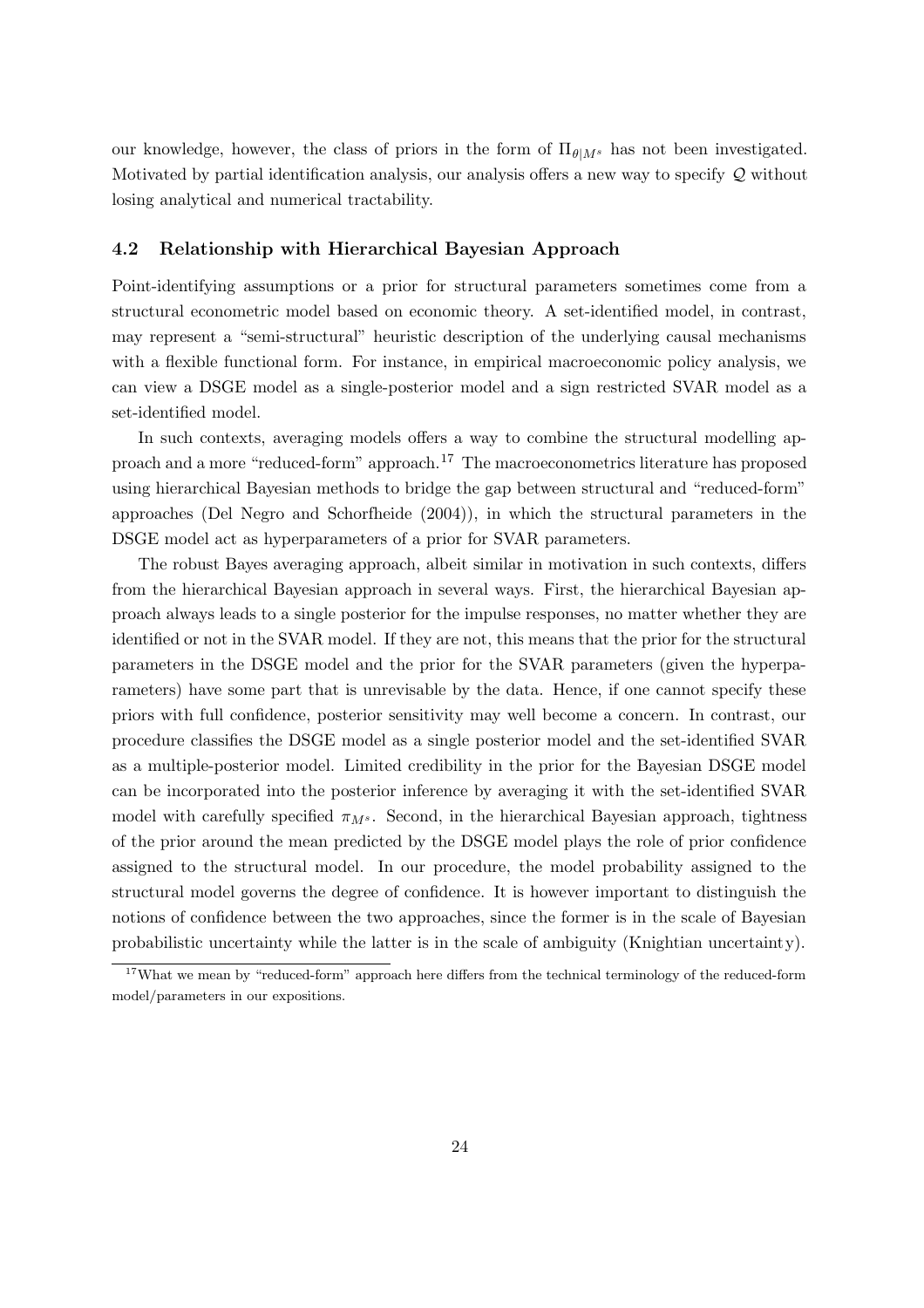our knowledge, however, the class of priors in the form of $\Pi_{\theta|M^s}$ has not been investigated. Motivated by partial identification analysis, our analysis offers a new way to specify $\mathcal{Q}$ without losing analytical and numerical tractability.

### 4.2 Relationship with Hierarchical Bayesian Approach

Point-identifying assumptions or a prior for structural parameters sometimes come from a structural econometric model based on economic theory. A set-identified model, in contrast, may represent a "semi-structural" heuristic description of the underlying causal mechanisms with a flexible functional form. For instance, in empirical macroeconomic policy analysis, we can view a DSGE model as a single-posterior model and a sign restricted SVAR model as a set-identified model.

In such contexts, averaging models offers a way to combine the structural modelling approach and a more "reduced-form" approach.[17] The macroeconometrics literature has proposed using hierarchical Bayesian methods to bridge the gap between structural and "reduced-form" approaches (Del Negro and Schorfheide (2004)), in which the structural parameters in the DSGE model act as hyperparameters of a prior for SVAR parameters.

The robust Bayes averaging approach, albeit similar in motivation in such contexts, differs from the hierarchical Bayesian approach in several ways. First, the hierarchical Bayesian approach always leads to a single posterior for the impulse responses, no matter whether they are identified or not in the SVAR model. If they are not, this means that the prior for the structural parameters in the DSGE model and the prior for the SVAR parameters (given the hyperparameters) have some part that is unrevisable by the data. Hence, if one cannot specify these priors with full confidence, posterior sensitivity may well become a concern. In contrast, our procedure classifies the DSGE model as a single posterior model and the set-identified SVAR as a multiple-posterior model. Limited credibility in the prior for the Bayesian DSGE model can be incorporated into the posterior inference by averaging it with the set-identified SVAR model with carefully specified $\pi_{M^s}$. Second, in the hierarchical Bayesian approach, tightness of the prior around the mean predicted by the DSGE model plays the role of prior confidence assigned to the structural model. In our procedure, the model probability assigned to the structural model governs the degree of confidence. It is however important to distinguish the notions of confidence between the two approaches, since the former is in the scale of Bayesian probabilistic uncertainty while the latter is in the scale of ambiguity (Knightian uncertainty).

[17] What we mean by "reduced-form" approach here differs from the technical terminology of the reduced-form model/parameters in our expositions.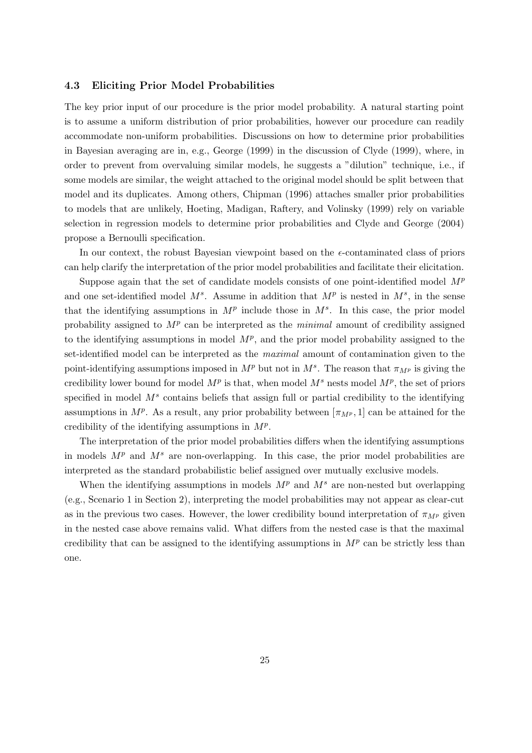### 4.3 Eliciting Prior Model Probabilities

The key prior input of our procedure is the prior model probability. A natural starting point is to assume a uniform distribution of prior probabilities, however our procedure can readily accommodate non-uniform probabilities. Discussions on how to determine prior probabilities in Bayesian averaging are in, e.g., George (1999) in the discussion of Clyde (1999), where, in order to prevent from overvaluing similar models, he suggests a "dilution" technique, i.e., if some models are similar, the weight attached to the original model should be split between that model and its duplicates. Among others, Chipman (1996) attaches smaller prior probabilities to models that are unlikely, Hoeting, Madigan, Raftery, and Volinsky (1999) rely on variable selection in regression models to determine prior probabilities and Clyde and George (2004) propose a Bernoulli specification.

In our context, the robust Bayesian viewpoint based on the $\epsilon$-contaminated class of priors can help clarify the interpretation of the prior model probabilities and facilitate their elicitation.

Suppose again that the set of candidate models consists of one point-identified model $M^p$ and one set-identified model $M^s$. Assume in addition that $M^p$ is nested in $M^s$, in the sense that the identifying assumptions in $M^p$ include those in $M^s$. In this case, the prior model probability assigned to $M^p$ can be interpreted as the *minimal* amount of credibility assigned to the identifying assumptions in model $M^p$, and the prior model probability assigned to the set-identified model can be interpreted as the *maximal* amount of contamination given to the point-identifying assumptions imposed in $M^p$ but not in $M^s$. The reason that $\pi_{M^p}$ is giving the credibility lower bound for model $M^p$ is that, when model $M^s$ nests model $M^p$, the set of priors specified in model $M^s$ contains beliefs that assign full or partial credibility to the identifying assumptions in $M^p$. As a result, any prior probability between $[\pi_{M^p}, 1]$ can be attained for the credibility of the identifying assumptions in $M^p$.

The interpretation of the prior model probabilities differs when the identifying assumptions in models $M^p$ and $M^s$ are non-overlapping. In this case, the prior model probabilities are interpreted as the standard probabilistic belief assigned over mutually exclusive models.

When the identifying assumptions in models $M^p$ and $M^s$ are non-nested but overlapping (e.g., Scenario 1 in Section 2), interpreting the model probabilities may not appear as clear-cut as in the previous two cases. However, the lower credibility bound interpretation of $\pi_{M^p}$ given in the nested case above remains valid. What differs from the nested case is that the maximal credibility that can be assigned to the identifying assumptions in $M^p$ can be strictly less than one.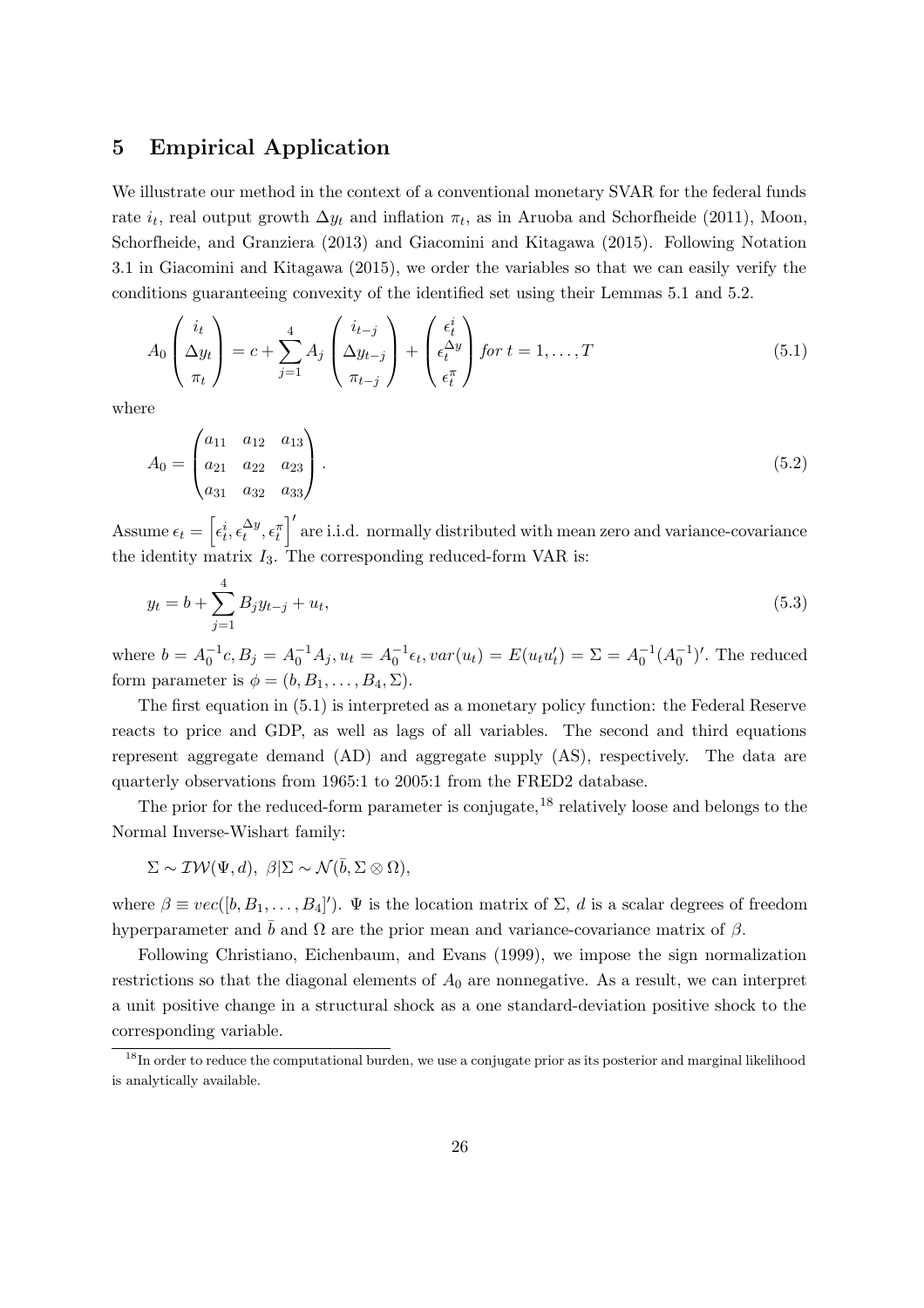## 5 Empirical Application

We illustrate our method in the context of a conventional monetary SVAR for the federal funds rate $i_t$, real output growth $\Delta y_t$ and inflation $\pi_t$, as in Aruoba and Schorfheide (2011), Moon, Schorfheide, and Granziera (2013) and Giacomini and Kitagawa (2015). Following Notation 3.1 in Giacomini and Kitagawa (2015), we order the variables so that we can easily verify the conditions guaranteeing convexity of the identified set using their Lemmas 5.1 and 5.2.

$$A_0 \begin{pmatrix} i_t \\ \Delta y_t \\ \pi_t \end{pmatrix} = c + \sum_{j=1}^{4} A_j \begin{pmatrix} i_{t-j} \\ \Delta y_{t-j} \\ \pi_{t-j} \end{pmatrix} + \begin{pmatrix} \epsilon_t^i \\ \epsilon_t^{\Delta y} \\ \epsilon_t^{\pi} \end{pmatrix} \; for \; t = 1, \ldots, T \tag{5.1}$$

where

$$A_0 = \begin{pmatrix} a_{11} & a_{12} & a_{13} \\ a_{21} & a_{22} & a_{23} \\ a_{31} & a_{32} & a_{33} \end{pmatrix}. \tag{5.2}$$

Assume $\epsilon_t = \left[\epsilon_t^i, \epsilon_t^{\Delta y}, \epsilon_t^{\pi}\right]'$ are i.i.d. normally distributed with mean zero and variance-covariance the identity matrix $I_3$. The corresponding reduced-form VAR is:

$$y_t = b + \sum_{j=1}^{4} B_j y_{t-j} + u_t, \tag{5.3}$$

where $b = A_0^{-1}c, B_j = A_0^{-1}A_j, u_t = A_0^{-1}\epsilon_t, var(u_t) = E(u_t u_t') = \Sigma = A_0^{-1}(A_0^{-1})'$. The reduced form parameter is $\phi = (b, B_1, \ldots, B_4, \Sigma)$.

The first equation in (5.1) is interpreted as a monetary policy function: the Federal Reserve reacts to price and GDP, as well as lags of all variables. The second and third equations represent aggregate demand (AD) and aggregate supply (AS), respectively. The data are quarterly observations from 1965:1 to 2005:1 from the FRED2 database.

The prior for the reduced-form parameter is conjugate,[18] relatively loose and belongs to the Normal Inverse-Wishart family:

$$\Sigma \sim \mathcal{IW}(\Psi, d), \; \beta|\Sigma \sim \mathcal{N}(\bar{b}, \Sigma \otimes \Omega),$$

where $\beta \equiv vec([b, B_1, \ldots, B_4]')$. $\Psi$ is the location matrix of $\Sigma$, $d$ is a scalar degrees of freedom hyperparameter and $\bar{b}$ and $\Omega$ are the prior mean and variance-covariance matrix of $\beta$.

Following Christiano, Eichenbaum, and Evans (1999), we impose the sign normalization restrictions so that the diagonal elements of $A_0$ are nonnegative. As a result, we can interpret a unit positive change in a structural shock as a one standard-deviation positive shock to the corresponding variable.

[18] In order to reduce the computational burden, we use a conjugate prior as its posterior and marginal likelihood is analytically available.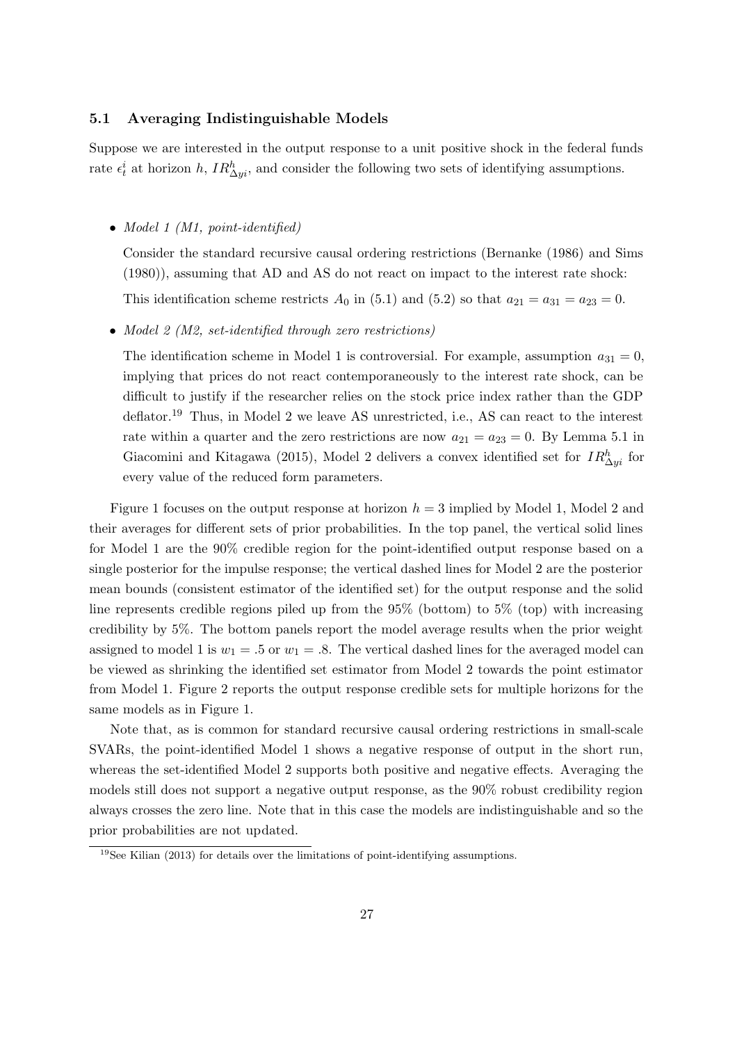### 5.1 Averaging Indistinguishable Models

Suppose we are interested in the output response to a unit positive shock in the federal funds rate $\epsilon_t^i$ at horizon $h$, $IR_{\Delta yi}^h$, and consider the following two sets of identifying assumptions.

- *Model 1 (M1, point-identified)*

  Consider the standard recursive causal ordering restrictions (Bernanke (1986) and Sims (1980)), assuming that AD and AS do not react on impact to the interest rate shock:

  This identification scheme restricts $A_0$ in (5.1) and (5.2) so that $a_{21} = a_{31} = a_{23} = 0$.

- *Model 2 (M2, set-identified through zero restrictions)*

  The identification scheme in Model 1 is controversial. For example, assumption $a_{31} = 0$, implying that prices do not react contemporaneously to the interest rate shock, can be difficult to justify if the researcher relies on the stock price index rather than the GDP deflator.[19] Thus, in Model 2 we leave AS unrestricted, i.e., AS can react to the interest rate within a quarter and the zero restrictions are now $a_{21} = a_{23} = 0$. By Lemma 5.1 in Giacomini and Kitagawa (2015), Model 2 delivers a convex identified set for $IR_{\Delta yi}^h$ for every value of the reduced form parameters.

Figure 1 focuses on the output response at horizon $h = 3$ implied by Model 1, Model 2 and their averages for different sets of prior probabilities. In the top panel, the vertical solid lines for Model 1 are the 90% credible region for the point-identified output response based on a single posterior for the impulse response; the vertical dashed lines for Model 2 are the posterior mean bounds (consistent estimator of the identified set) for the output response and the solid line represents credible regions piled up from the 95% (bottom) to 5% (top) with increasing credibility by 5%. The bottom panels report the model average results when the prior weight assigned to model 1 is $w_1 = .5$ or $w_1 = .8$. The vertical dashed lines for the averaged model can be viewed as shrinking the identified set estimator from Model 2 towards the point estimator from Model 1. Figure 2 reports the output response credible sets for multiple horizons for the same models as in Figure 1.

Note that, as is common for standard recursive causal ordering restrictions in small-scale SVARs, the point-identified Model 1 shows a negative response of output in the short run, whereas the set-identified Model 2 supports both positive and negative effects. Averaging the models still does not support a negative output response, as the 90% robust credibility region always crosses the zero line. Note that in this case the models are indistinguishable and so the prior probabilities are not updated.

[19] See Kilian (2013) for details over the limitations of point-identifying assumptions.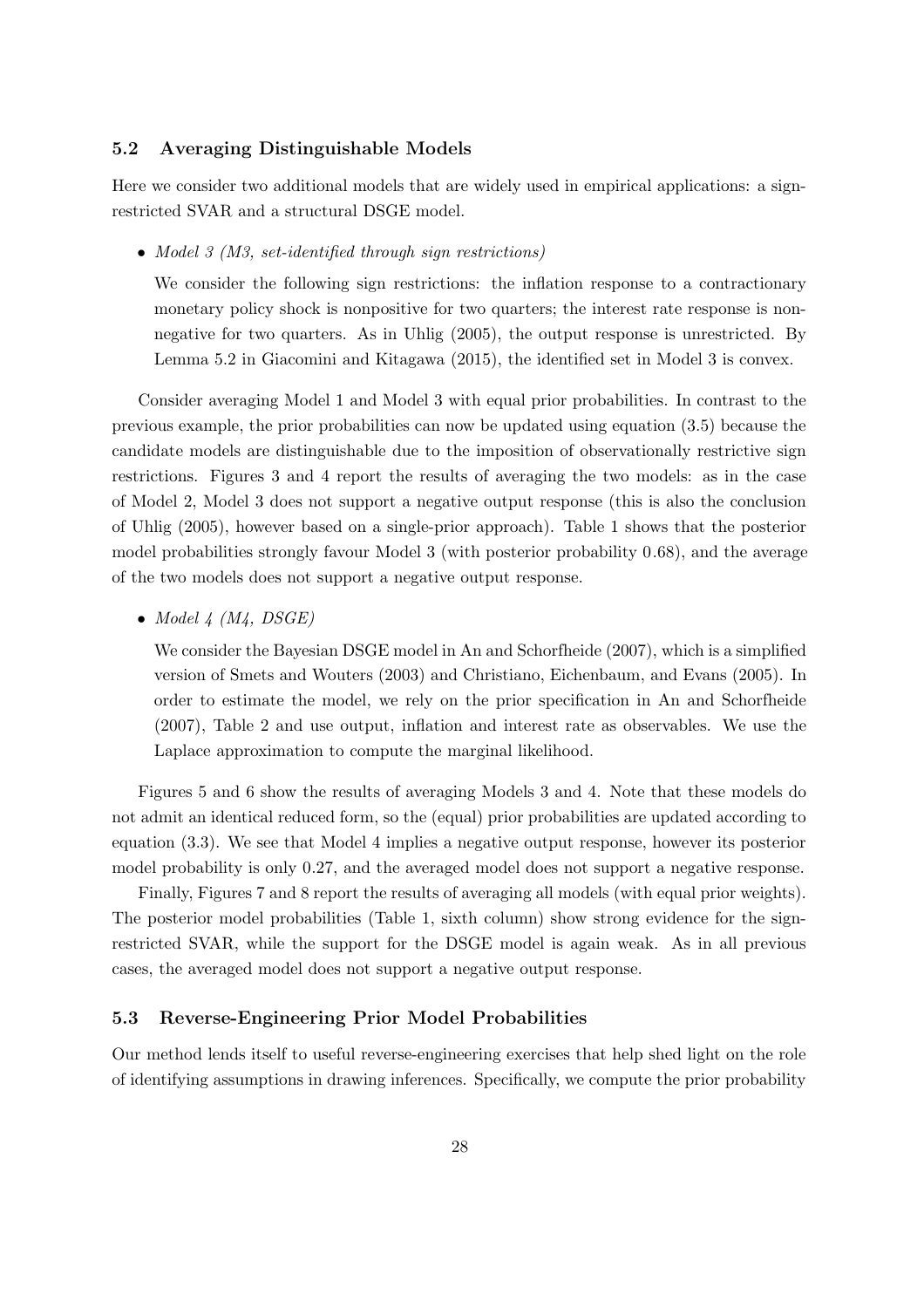### 5.2 Averaging Distinguishable Models

Here we consider two additional models that are widely used in empirical applications: a sign-restricted SVAR and a structural DSGE model.

- *Model 3 (M3, set-identified through sign restrictions)*

  We consider the following sign restrictions: the inflation response to a contractionary monetary policy shock is nonpositive for two quarters; the interest rate response is nonnegative for two quarters. As in Uhlig (2005), the output response is unrestricted. By Lemma 5.2 in Giacomini and Kitagawa (2015), the identified set in Model 3 is convex.

Consider averaging Model 1 and Model 3 with equal prior probabilities. In contrast to the previous example, the prior probabilities can now be updated using equation (3.5) because the candidate models are distinguishable due to the imposition of observationally restrictive sign restrictions. Figures 3 and 4 report the results of averaging the two models: as in the case of Model 2, Model 3 does not support a negative output response (this is also the conclusion of Uhlig (2005), however based on a single-prior approach). Table 1 shows that the posterior model probabilities strongly favour Model 3 (with posterior probability 0.68), and the average of the two models does not support a negative output response.

- *Model 4 (M4, DSGE)*

  We consider the Bayesian DSGE model in An and Schorfheide (2007), which is a simplified version of Smets and Wouters (2003) and Christiano, Eichenbaum, and Evans (2005). In order to estimate the model, we rely on the prior specification in An and Schorfheide (2007), Table 2 and use output, inflation and interest rate as observables. We use the Laplace approximation to compute the marginal likelihood.

Figures 5 and 6 show the results of averaging Models 3 and 4. Note that these models do not admit an identical reduced form, so the (equal) prior probabilities are updated according to equation (3.3). We see that Model 4 implies a negative output response, however its posterior model probability is only 0.27, and the averaged model does not support a negative response.

Finally, Figures 7 and 8 report the results of averaging all models (with equal prior weights). The posterior model probabilities (Table 1, sixth column) show strong evidence for the sign-restricted SVAR, while the support for the DSGE model is again weak. As in all previous cases, the averaged model does not support a negative output response.

### 5.3 Reverse-Engineering Prior Model Probabilities

Our method lends itself to useful reverse-engineering exercises that help shed light on the role of identifying assumptions in drawing inferences. Specifically, we compute the prior probability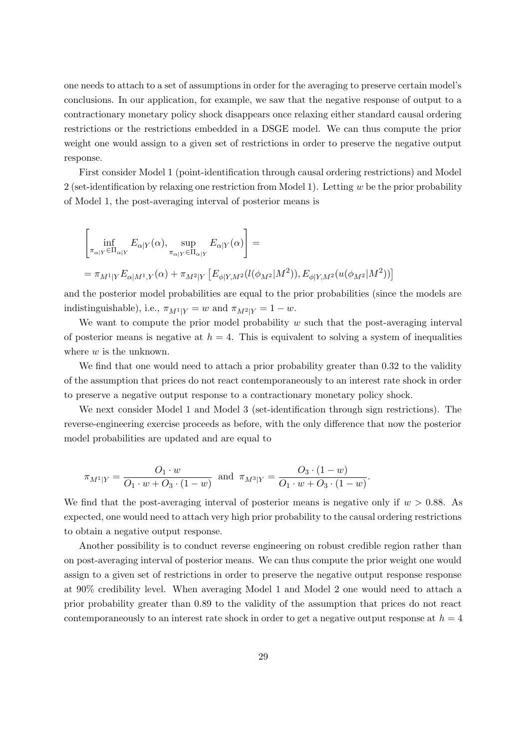one needs to attach to a set of assumptions in order for the averaging to preserve certain model's conclusions. In our application, for example, we saw that the negative response of output to a contractionary monetary policy shock disappears once relaxing either standard causal ordering restrictions or the restrictions embedded in a DSGE model. We can thus compute the prior weight one would assign to a given set of restrictions in order to preserve the negative output response.

First consider Model 1 (point-identification through causal ordering restrictions) and Model 2 (set-identification by relaxing one restriction from Model 1). Letting $w$ be the prior probability of Model 1, the post-averaging interval of posterior means is

$$
\left[ \inf_{\pi_{\alpha|Y} \in \Pi_{\alpha|Y}} E_{\alpha|Y}(\alpha), \sup_{\pi_{\alpha|Y} \in \Pi_{\alpha|Y}} E_{\alpha|Y}(\alpha) \right] =
$$

$$
= \pi_{M^1|Y} E_{\alpha|M^1,Y}(\alpha) + \pi_{M^2|Y} \left[ E_{\phi|Y,M^2}(l(\phi_{M^2}|M^2)), E_{\phi|Y,M^2}(u(\phi_{M^2}|M^2)) \right]
$$

and the posterior model probabilities are equal to the prior probabilities (since the models are indistinguishable), i.e., $\pi_{M^1|Y} = w$ and $\pi_{M^2|Y} = 1 - w$.

We want to compute the prior model probability $w$ such that the post-averaging interval of posterior means is negative at $h = 4$. This is equivalent to solving a system of inequalities where $w$ is the unknown.

We find that one would need to attach a prior probability greater than 0.32 to the validity of the assumption that prices do not react contemporaneously to an interest rate shock in order to preserve a negative output response to a contractionary monetary policy shock.

We next consider Model 1 and Model 3 (set-identification through sign restrictions). The reverse-engineering exercise proceeds as before, with the only difference that now the posterior model probabilities are updated and are equal to

$$
\pi_{M^1|Y} = \frac{O_1 \cdot w}{O_1 \cdot w + O_3 \cdot (1 - w)} \text{ and } \pi_{M^3|Y} = \frac{O_3 \cdot (1 - w)}{O_1 \cdot w + O_3 \cdot (1 - w)}.
$$

We find that the post-averaging interval of posterior means is negative only if $w > 0.88$. As expected, one would need to attach very high prior probability to the causal ordering restrictions to obtain a negative output response.

Another possibility is to conduct reverse engineering on robust credible region rather than on post-averaging interval of posterior means. We can thus compute the prior weight one would assign to a given set of restrictions in order to preserve the negative output response response at 90% credibility level. When averaging Model 1 and Model 2 one would need to attach a prior probability greater than 0.89 to the validity of the assumption that prices do not react contemporaneously to an interest rate shock in order to get a negative output response at $h = 4$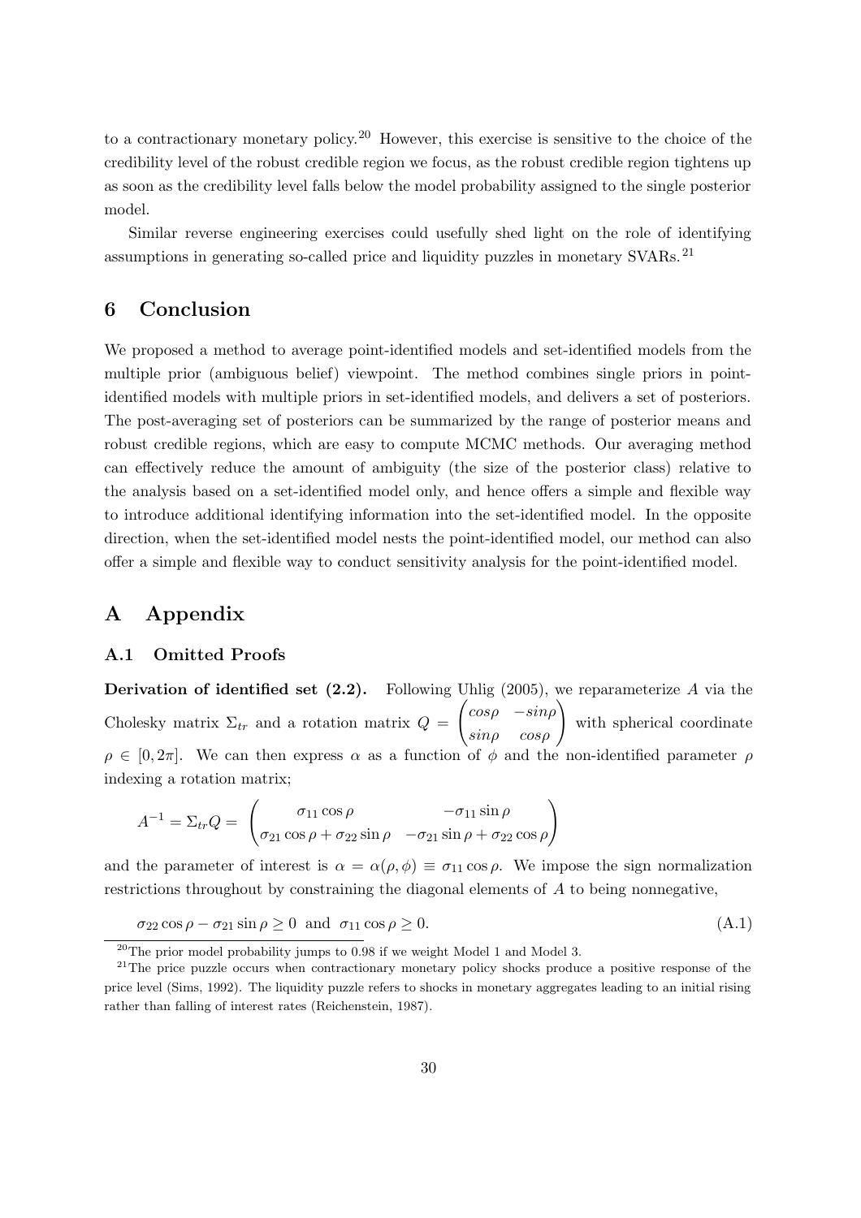to a contractionary monetary policy.[20] However, this exercise is sensitive to the choice of the credibility level of the robust credible region we focus, as the robust credible region tightens up as soon as the credibility level falls below the model probability assigned to the single posterior model.

Similar reverse engineering exercises could usefully shed light on the role of identifying assumptions in generating so-called price and liquidity puzzles in monetary SVARs.[21]

## 6 Conclusion

We proposed a method to average point-identified models and set-identified models from the multiple prior (ambiguous belief) viewpoint. The method combines single priors in point-identified models with multiple priors in set-identified models, and delivers a set of posteriors. The post-averaging set of posteriors can be summarized by the range of posterior means and robust credible regions, which are easy to compute MCMC methods. Our averaging method can effectively reduce the amount of ambiguity (the size of the posterior class) relative to the analysis based on a set-identified model only, and hence offers a simple and flexible way to introduce additional identifying information into the set-identified model. In the opposite direction, when the set-identified model nests the point-identified model, our method can also offer a simple and flexible way to conduct sensitivity analysis for the point-identified model.

## A Appendix

### A.1 Omitted Proofs

**Derivation of identified set (2.2).** Following Uhlig (2005), we reparameterize $A$ via the Cholesky matrix $\Sigma_{tr}$ and a rotation matrix $Q = \begin{pmatrix} cos\rho & -sin\rho \\ sin\rho & cos\rho \end{pmatrix}$ with spherical coordinate $\rho \in [0, 2\pi]$. We can then express $\alpha$ as a function of $\phi$ and the non-identified parameter $\rho$ indexing a rotation matrix;

$$A^{-1} = \Sigma_{tr} Q = \begin{pmatrix} \sigma_{11} \cos \rho & -\sigma_{11} \sin \rho \\ \sigma_{21} \cos \rho + \sigma_{22} \sin \rho & -\sigma_{21} \sin \rho + \sigma_{22} \cos \rho \end{pmatrix}$$

and the parameter of interest is $\alpha = \alpha(\rho, \phi) \equiv \sigma_{11} \cos \rho$. We impose the sign normalization restrictions throughout by constraining the diagonal elements of $A$ to being nonnegative,

$$\sigma_{22} \cos \rho - \sigma_{21} \sin \rho \geq 0 \text{ and } \sigma_{11} \cos \rho \geq 0. \tag{A.1}$$

[20] The prior model probability jumps to 0.98 if we weight Model 1 and Model 3.

[21] The price puzzle occurs when contractionary monetary policy shocks produce a positive response of the price level (Sims, 1992). The liquidity puzzle refers to shocks in monetary aggregates leading to an initial rising rather than falling of interest rates (Reichenstein, 1987).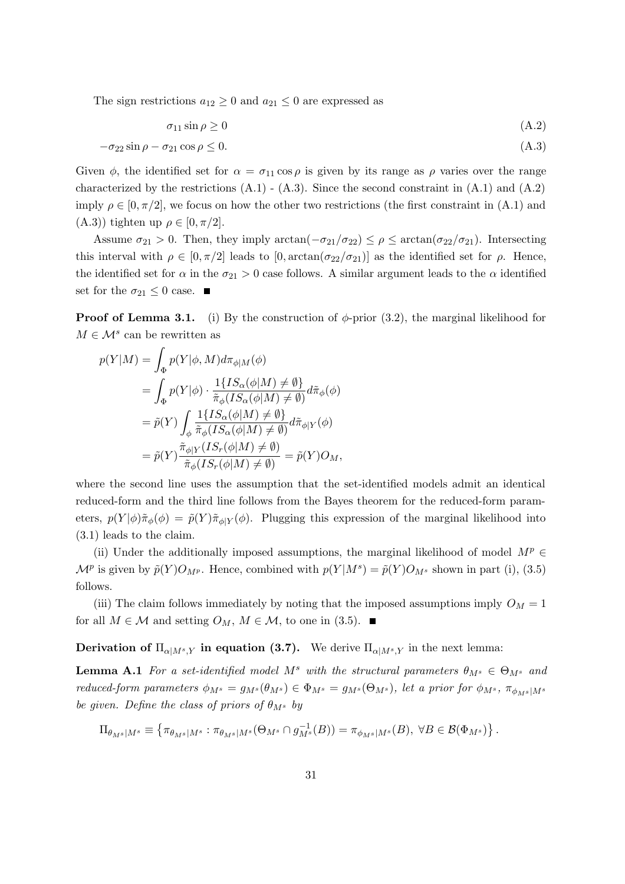The sign restrictions $a_{12} \geq 0$ and $a_{21} \leq 0$ are expressed as

$$\sigma_{11} \sin \rho \geq 0 \tag{A.2}$$

$$-\sigma_{22} \sin \rho - \sigma_{21} \cos \rho \leq 0. \tag{A.3}$$

Given $\phi$, the identified set for $\alpha = \sigma_{11} \cos \rho$ is given by its range as $\rho$ varies over the range characterized by the restrictions (A.1) - (A.3). Since the second constraint in (A.1) and (A.2) imply $\rho \in [0, \pi/2]$, we focus on how the other two restrictions (the first constraint in (A.1) and (A.3)) tighten up $\rho \in [0, \pi/2]$.

Assume $\sigma_{21} > 0$. Then, they imply $\arctan(-\sigma_{21}/\sigma_{22}) \leq \rho \leq \arctan(\sigma_{22}/\sigma_{21})$. Intersecting this interval with $\rho \in [0, \pi/2]$ leads to $[0, \arctan(\sigma_{22}/\sigma_{21})]$ as the identified set for $\rho$. Hence, the identified set for $\alpha$ in the $\sigma_{21} > 0$ case follows. A similar argument leads to the $\alpha$ identified set for the $\sigma_{21} \leq 0$ case. ■

**Proof of Lemma 3.1.** (i) By the construction of $\phi$-prior (3.2), the marginal likelihood for $M \in \mathcal{M}^s$ can be rewritten as

$$\begin{aligned}
p(Y|M) &= \int_{\Phi} p(Y|\phi, M) d\pi_{\phi|M}(\phi) \\
&= \int_{\Phi} p(Y|\phi) \cdot \frac{1\{IS_\alpha(\phi|M) \neq \emptyset\}}{\tilde{\pi}_\phi(IS_\alpha(\phi|M) \neq \emptyset)} d\tilde{\pi}_\phi(\phi) \\
&= \tilde{p}(Y) \int_{\phi} \frac{1\{IS_\alpha(\phi|M) \neq \emptyset\}}{\tilde{\pi}_\phi(IS_\alpha(\phi|M) \neq \emptyset)} d\tilde{\pi}_{\phi|Y}(\phi) \\
&= \tilde{p}(Y) \frac{\tilde{\pi}_{\phi|Y}(IS_r(\phi|M) \neq \emptyset)}{\tilde{\pi}_\phi(IS_r(\phi|M) \neq \emptyset)} = \tilde{p}(Y) O_M,
\end{aligned}$$

where the second line uses the assumption that the set-identified models admit an identical reduced-form and the third line follows from the Bayes theorem for the reduced-form parameters, $p(Y|\phi)\tilde{\pi}_\phi(\phi) = \tilde{p}(Y)\tilde{\pi}_{\phi|Y}(\phi)$. Plugging this expression of the marginal likelihood into (3.1) leads to the claim.

(ii) Under the additionally imposed assumptions, the marginal likelihood of model $M^p \in \mathcal{M}^p$ is given by $\tilde{p}(Y)O_{M^p}$. Hence, combined with $p(Y|M^s) = \tilde{p}(Y)O_{M^s}$ shown in part (i), (3.5) follows.

(iii) The claim follows immediately by noting that the imposed assumptions imply $O_M = 1$ for all $M \in \mathcal{M}$ and setting $O_M$, $M \in \mathcal{M}$, to one in (3.5). ■

**Derivation of $\Pi_{\alpha|M^s,Y}$ in equation (3.7).** We derive $\Pi_{\alpha|M^s,Y}$ in the next lemma:

**Lemma A.1** *For a set-identified model $M^s$ with the structural parameters $\theta_{M^s} \in \Theta_{M^s}$ and reduced-form parameters $\phi_{M^s} = g_{M^s}(\theta_{M^s}) \in \Phi_{M^s} = g_{M^s}(\Theta_{M^s})$, let a prior for $\phi_{M^s}$, $\pi_{\phi_{M^s}|M^s}$ be given. Define the class of priors of $\theta_{M^s}$ by*

$$\Pi_{\theta_{M^s}|M^s} \equiv \left\{ \pi_{\theta_{M^s}|M^s} : \pi_{\theta_{M^s}|M^s}(\Theta_{M^s} \cap g_{M^s}^{-1}(B)) = \pi_{\phi_{M^s}|M^s}(B), \ \forall B \in \mathcal{B}(\Phi_{M^s}) \right\}.$$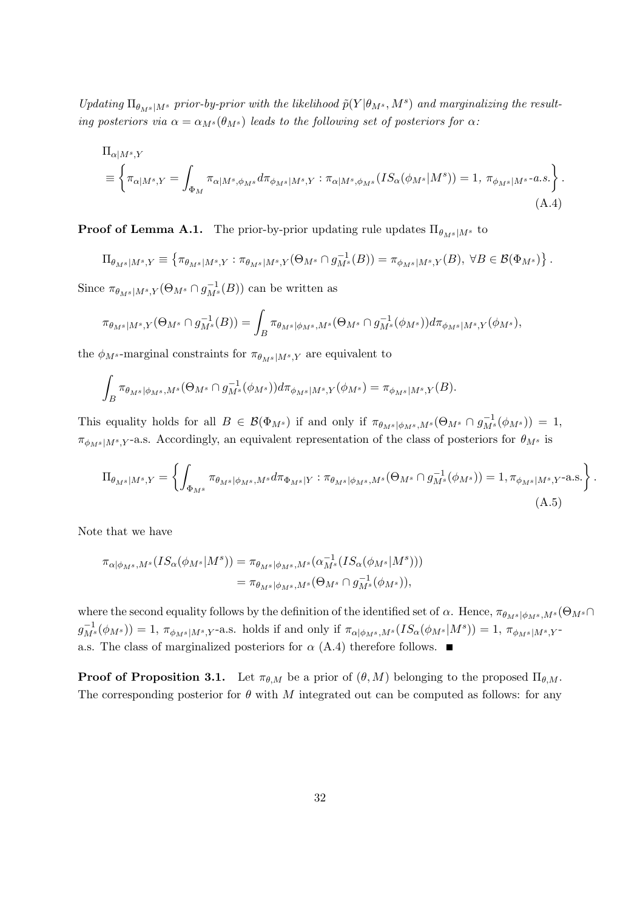*Updating $\Pi_{\theta_{M^s}|M^s}$ prior-by-prior with the likelihood $\tilde{p}(Y|\theta_{M^s}, M^s)$ and marginalizing the resulting posteriors via $\alpha = \alpha_{M^s}(\theta_{M^s})$ leads to the following set of posteriors for $\alpha$:*

$$
\begin{aligned}
&\Pi_{\alpha|M^s,Y} \\
&\equiv \left\{ \pi_{\alpha|M^s,Y} = \int_{\Phi_M} \pi_{\alpha|M^s,\phi_{M^s}} d\pi_{\phi_{M^s}|M^s,Y} : \pi_{\alpha|M^s,\phi_{M^s}}(IS_\alpha(\phi_{M^s}|M^s)) = 1, \ \pi_{\phi_{M^s}|M^s}\text{-a.s.} \right\}.
\end{aligned} \tag{A.4}
$$

**Proof of Lemma A.1.** The prior-by-prior updating rule updates $\Pi_{\theta_{M^s}|M^s}$ to

$$
\Pi_{\theta_{M^s}|M^s,Y} \equiv \left\{ \pi_{\theta_{M^s}|M^s,Y} : \pi_{\theta_{M^s}|M^s,Y}(\Theta_{M^s} \cap g_{M^s}^{-1}(B)) = \pi_{\phi_{M^s}|M^s,Y}(B), \ \forall B \in \mathcal{B}(\Phi_{M^s}) \right\}.
$$

Since $\pi_{\theta_{M^s}|M^s,Y}(\Theta_{M^s} \cap g_{M^s}^{-1}(B))$ can be written as

$$
\pi_{\theta_{M^s}|M^s,Y}(\Theta_{M^s} \cap g_{M^s}^{-1}(B)) = \int_B \pi_{\theta_{M^s}|\phi_{M^s},M^s}(\Theta_{M^s} \cap g_{M^s}^{-1}(\phi_{M^s})) d\pi_{\phi_{M^s}|M^s,Y}(\phi_{M^s}),
$$

the $\phi_{M^s}$-marginal constraints for $\pi_{\theta_{M^s}|M^s,Y}$ are equivalent to

$$
\int_B \pi_{\theta_{M^s}|\phi_{M^s},M^s}(\Theta_{M^s} \cap g_{M^s}^{-1}(\phi_{M^s})) d\pi_{\phi_{M^s}|M^s,Y}(\phi_{M^s}) = \pi_{\phi_{M^s}|M^s,Y}(B).
$$

This equality holds for all $B \in \mathcal{B}(\Phi_{M^s})$ if and only if $\pi_{\theta_{M^s}|\phi_{M^s},M^s}(\Theta_{M^s} \cap g_{M^s}^{-1}(\phi_{M^s})) = 1$, $\pi_{\phi_{M^s}|M^s,Y}$-a.s. Accordingly, an equivalent representation of the class of posteriors for $\theta_{M^s}$ is

$$
\Pi_{\theta_{M^s}|M^s,Y} = \left\{ \int_{\Phi_{M^s}} \pi_{\theta_{M^s}|\phi_{M^s},M^s} d\pi_{\Phi_{M^s}|Y} : \pi_{\theta_{M^s}|\phi_{M^s},M^s}(\Theta_{M^s} \cap g_{M^s}^{-1}(\phi_{M^s})) = 1, \pi_{\phi_{M^s}|M^s,Y}\text{-a.s.} \right\}. \tag{A.5}
$$

Note that we have

$$
\begin{aligned}
\pi_{\alpha|\phi_{M^s},M^s}(IS_\alpha(\phi_{M^s}|M^s)) &= \pi_{\theta_{M^s}|\phi_{M^s},M^s}(\alpha_{M^s}^{-1}(IS_\alpha(\phi_{M^s}|M^s))) \\
&= \pi_{\theta_{M^s}|\phi_{M^s},M^s}(\Theta_{M^s} \cap g_{M^s}^{-1}(\phi_{M^s})),
\end{aligned}
$$

where the second equality follows by the definition of the identified set of $\alpha$. Hence, $\pi_{\theta_{M^s}|\phi_{M^s},M^s}(\Theta_{M^s} \cap g_{M^s}^{-1}(\phi_{M^s})) = 1$, $\pi_{\phi_{M^s}|M^s,Y}$-a.s. holds if and only if $\pi_{\alpha|\phi_{M^s},M^s}(IS_\alpha(\phi_{M^s}|M^s)) = 1$, $\pi_{\phi_{M^s}|M^s,Y}$-a.s. The class of marginalized posteriors for $\alpha$ (A.4) therefore follows. ■

**Proof of Proposition 3.1.** Let $\pi_{\theta,M}$ be a prior of $(\theta, M)$ belonging to the proposed $\Pi_{\theta,M}$. The corresponding posterior for $\theta$ with $M$ integrated out can be computed as follows: for any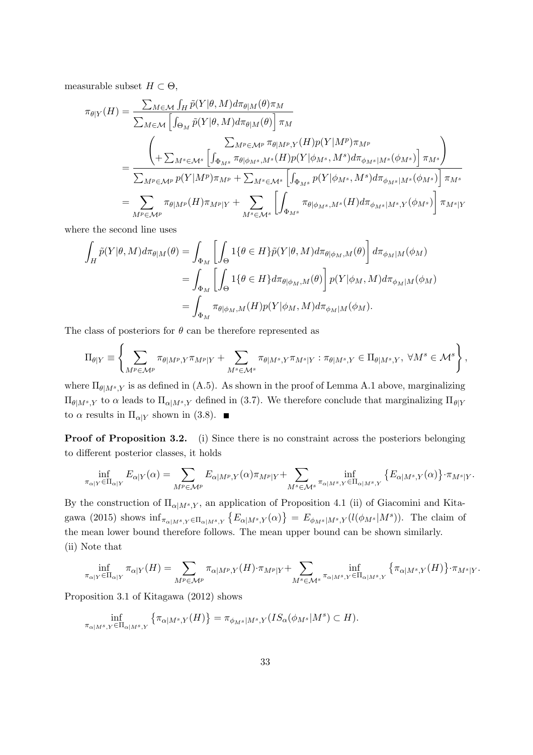measurable subset $H \subset \Theta$,

$$
\begin{aligned}
\pi_{\theta|Y}(H) &= \frac{\sum_{M \in \mathcal{M}} \int_H \tilde{p}(Y|\theta, M) d\pi_{\theta|M}(\theta) \pi_M}{\sum_{M \in \mathcal{M}} \left[ \int_{\Theta_M} \tilde{p}(Y|\theta, M) d\pi_{\theta|M}(\theta) \right] \pi_M} \\
&= \frac{\begin{pmatrix} \sum_{M^p \in \mathcal{M}^p} \pi_{\theta|M^p,Y}(H) p(Y|M^p) \pi_{M^p} \\ + \sum_{M^s \in \mathcal{M}^s} \left[ \int_{\Phi_{M^s}} \pi_{\theta|\phi_{M^s}, M^s}(H) p(Y|\phi_{M^s}, M^s) d\pi_{\phi_{M^s}|M^s}(\phi_{M^s}) \right] \pi_{M^s} \end{pmatrix}}{\sum_{M^p \in \mathcal{M}^p} p(Y|M^p)\pi_{M^p} + \sum_{M^s \in \mathcal{M}^s} \left[ \int_{\Phi_{M^s}} p(Y|\phi_{M^s}, M^s) d\pi_{\phi_{M^s}|M^s}(\phi_{M^s}) \right] \pi_{M^s}} \\
&= \sum_{M^p \in \mathcal{M}^p} \pi_{\theta|M^p}(H) \pi_{M^p|Y} + \sum_{M^s \in \mathcal{M}^s} \left[ \int_{\Phi_{M^s}} \pi_{\theta|\phi_{M^s}, M^s}(H) d\pi_{\phi_{M^s}|M^s,Y}(\phi_{M^s}) \right] \pi_{M^s|Y}
\end{aligned}
$$

where the second line uses

$$
\begin{aligned}
\int_H \tilde{p}(Y|\theta, M) d\pi_{\theta|M}(\theta) &= \int_{\Phi_M} \left[ \int_\Theta 1\{\theta \in H\} \tilde{p}(Y|\theta, M) d\pi_{\theta|\phi_M, M}(\theta) \right] d\pi_{\phi_M|M}(\phi_M) \\
&= \int_{\Phi_M} \left[ \int_\Theta 1\{\theta \in H\} d\pi_{\theta|\phi_M, M}(\theta) \right] p(Y|\phi_M, M) d\pi_{\phi_M|M}(\phi_M) \\
&= \int_{\Phi_M} \pi_{\theta|\phi_M, M}(H) p(Y|\phi_M, M) d\pi_{\phi_M|M}(\phi_M).
\end{aligned}
$$

The class of posteriors for $\theta$ can be therefore represented as

$$
\Pi_{\theta|Y} \equiv \left\{ \sum_{M^p \in \mathcal{M}^p} \pi_{\theta|M^p,Y} \pi_{M^p|Y} + \sum_{M^s \in \mathcal{M}^s} \pi_{\theta|M^s,Y} \pi_{M^s|Y} : \pi_{\theta|M^s,Y} \in \Pi_{\theta|M^s,Y}, \ \forall M^s \in \mathcal{M}^s \right\},
$$

where $\Pi_{\theta|M^s,Y}$ is as defined in (A.5). As shown in the proof of Lemma A.1 above, marginalizing $\Pi_{\theta|M^s,Y}$ to $\alpha$ leads to $\Pi_{\alpha|M^s,Y}$ defined in (3.7). We therefore conclude that marginalizing $\Pi_{\theta|Y}$ to $\alpha$ results in $\Pi_{\alpha|Y}$ shown in (3.8). ∎

**Proof of Proposition 3.2.** (i) Since there is no constraint across the posteriors belonging to different posterior classes, it holds

$$
\inf_{\pi_{\alpha|Y} \in \Pi_{\alpha|Y}} E_{\alpha|Y}(\alpha) = \sum_{M^p \in \mathcal{M}^p} E_{\alpha|M^p,Y}(\alpha) \pi_{M^p|Y} + \sum_{M^s \in \mathcal{M}^s} \inf_{\pi_{\alpha|M^s,Y} \in \Pi_{\alpha|M^s,Y}} \left\{ E_{\alpha|M^s,Y}(\alpha) \right\} \cdot \pi_{M^s|Y}.
$$

By the construction of $\Pi_{\alpha|M^s,Y}$, an application of Proposition 4.1 (ii) of Giacomini and Kitagawa (2015) shows $\inf_{\pi_{\alpha|M^s,Y} \in \Pi_{\alpha|M^s,Y}} \left\{ E_{\alpha|M^s,Y}(\alpha) \right\} = E_{\phi_{M^s}|M^s,Y}(l(\phi_{M^s}|M^s))$. The claim of the mean lower bound therefore follows. The mean upper bound can be shown similarly.

(ii) Note that

$$
\inf_{\pi_{\alpha|Y} \in \Pi_{\alpha|Y}} \pi_{\alpha|Y}(H) = \sum_{M^p \in \mathcal{M}^p} \pi_{\alpha|M^p,Y}(H) \cdot \pi_{M^p|Y} + \sum_{M^s \in \mathcal{M}^s} \inf_{\pi_{\alpha|M^s,Y} \in \Pi_{\alpha|M^s,Y}} \left\{ \pi_{\alpha|M^s,Y}(H) \right\} \cdot \pi_{M^s|Y}.
$$

Proposition 3.1 of Kitagawa (2012) shows

$$
\inf_{\pi_{\alpha|M^s,Y} \in \Pi_{\alpha|M^s,Y}} \left\{ \pi_{\alpha|M^s,Y}(H) \right\} = \pi_{\phi_{M^s}|M^s,Y}(IS_\alpha(\phi_{M^s}|M^s) \subset H).
$$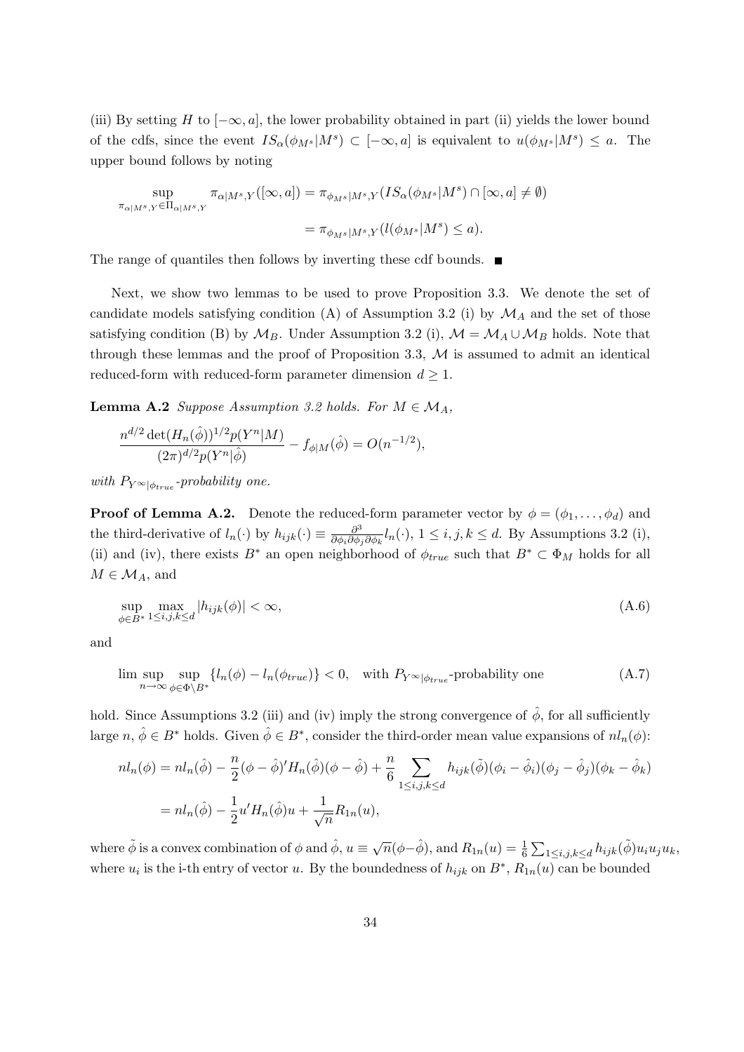(iii) By setting $H$ to $[-\infty, a]$, the lower probability obtained in part (ii) yields the lower bound of the cdfs, since the event $IS_\alpha(\phi_{M^s}|M^s) \subset [-\infty, a]$ is equivalent to $u(\phi_{M^s}|M^s) \leq a$. The upper bound follows by noting

$$\sup_{\pi_{\alpha|M^s,Y} \in \Pi_{\alpha|M^s,Y}} \pi_{\alpha|M^s,Y}([\infty, a]) = \pi_{\phi_{M^s}|M^s,Y}(IS_\alpha(\phi_{M^s}|M^s) \cap [\infty, a] \neq \emptyset)$$

$$= \pi_{\phi_{M^s}|M^s,Y}(l(\phi_{M^s}|M^s) \leq a).$$

The range of quantiles then follows by inverting these cdf bounds. ■

Next, we show two lemmas to be used to prove Proposition 3.3. We denote the set of candidate models satisfying condition (A) of Assumption 3.2 (i) by $\mathcal{M}_A$ and the set of those satisfying condition (B) by $\mathcal{M}_B$. Under Assumption 3.2 (i), $\mathcal{M} = \mathcal{M}_A \cup \mathcal{M}_B$ holds. Note that through these lemmas and the proof of Proposition 3.3, $\mathcal{M}$ is assumed to admit an identical reduced-form with reduced-form parameter dimension $d \geq 1$.

**Lemma A.2** *Suppose Assumption 3.2 holds. For $M \in \mathcal{M}_A$,*

$$\frac{n^{d/2} \det(H_n(\hat{\phi}))^{1/2} p(Y^n|M)}{(2\pi)^{d/2} p(Y^n|\hat{\phi})} - f_{\phi|M}(\hat{\phi}) = O(n^{-1/2}),$$

*with $P_{Y^\infty|\phi_{true}}$-probability one.*

**Proof of Lemma A.2.** Denote the reduced-form parameter vector by $\phi = (\phi_1, \ldots, \phi_d)$ and the third-derivative of $l_n(\cdot)$ by $h_{ijk}(\cdot) \equiv \frac{\partial^3}{\partial\phi_i \partial\phi_j \partial\phi_k} l_n(\cdot)$, $1 \leq i, j, k \leq d$. By Assumptions 3.2 (i), (ii) and (iv), there exists $B^*$ an open neighborhood of $\phi_{true}$ such that $B^* \subset \Phi_M$ holds for all $M \in \mathcal{M}_A$, and

$$\sup_{\phi \in B^*} \max_{1 \leq i,j,k \leq d} |h_{ijk}(\phi)| < \infty, \tag{A.6}$$

and

$$\limsup_{n \to \infty} \sup_{\phi \in \Phi \setminus B^*} \{l_n(\phi) - l_n(\phi_{true})\} < 0, \quad \text{with } P_{Y^\infty|\phi_{true}}\text{-probability one} \tag{A.7}$$

hold. Since Assumptions 3.2 (iii) and (iv) imply the strong convergence of $\hat{\phi}$, for all sufficiently large $n$, $\hat{\phi} \in B^*$ holds. Given $\hat{\phi} \in B^*$, consider the third-order mean value expansions of $nl_n(\phi)$:

$$nl_n(\phi) = nl_n(\hat{\phi}) - \frac{n}{2}(\phi - \hat{\phi})' H_n(\hat{\phi})(\phi - \hat{\phi}) + \frac{n}{6} \sum_{1 \leq i,j,k \leq d} h_{ijk}(\tilde{\phi})(\phi_i - \hat{\phi}_i)(\phi_j - \hat{\phi}_j)(\phi_k - \hat{\phi}_k)$$

$$= nl_n(\hat{\phi}) - \frac{1}{2} u' H_n(\hat{\phi}) u + \frac{1}{\sqrt{n}} R_{1n}(u),$$

where $\tilde{\phi}$ is a convex combination of $\phi$ and $\hat{\phi}$, $u \equiv \sqrt{n}(\phi - \hat{\phi})$, and $R_{1n}(u) = \frac{1}{6} \sum_{1 \leq i,j,k \leq d} h_{ijk}(\tilde{\phi}) u_i u_j u_k$, where $u_i$ is the i-th entry of vector $u$. By the boundedness of $h_{ijk}$ on $B^*$, $R_{1n}(u)$ can be bounded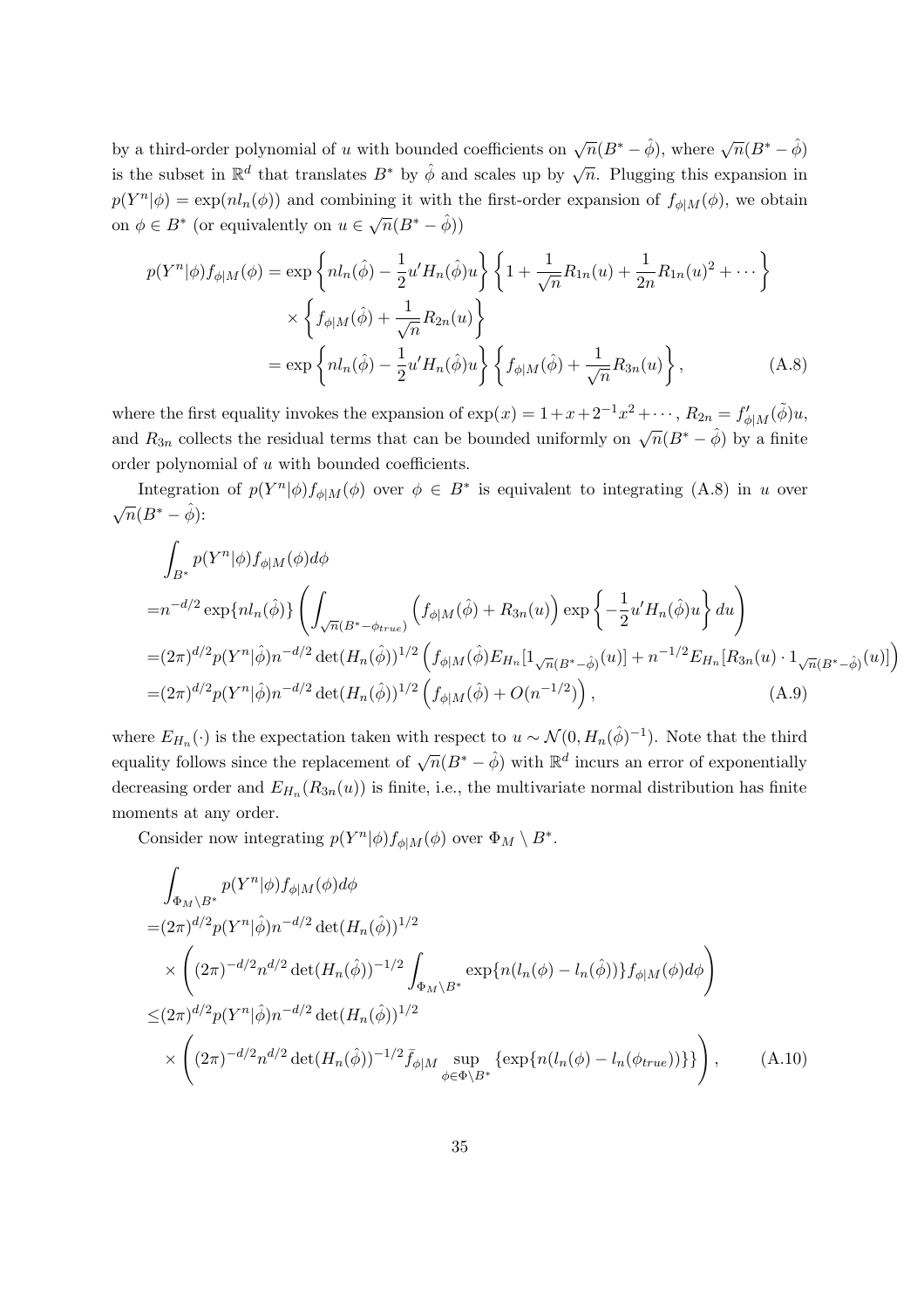by a third-order polynomial of $u$ with bounded coefficients on $\sqrt{n}(B^* - \hat{\phi})$, where $\sqrt{n}(B^* - \hat{\phi})$ is the subset in $\mathbb{R}^d$ that translates $B^*$ by $\hat{\phi}$ and scales up by $\sqrt{n}$. Plugging this expansion in $p(Y^n|\phi) = \exp(nl_n(\phi))$ and combining it with the first-order expansion of $f_{\phi|M}(\phi)$, we obtain on $\phi \in B^*$ (or equivalently on $u \in \sqrt{n}(B^* - \hat{\phi})$)

$$
\begin{aligned}
p(Y^n|\phi)f_{\phi|M}(\phi) &= \exp\left\{nl_n(\hat{\phi}) - \frac{1}{2}u'H_n(\hat{\phi})u\right\}\left\{1 + \frac{1}{\sqrt{n}}R_{1n}(u) + \frac{1}{2n}R_{1n}(u)^2 + \cdots\right\} \\
&\quad \times \left\{f_{\phi|M}(\hat{\phi}) + \frac{1}{\sqrt{n}}R_{2n}(u)\right\} \\
&= \exp\left\{nl_n(\hat{\phi}) - \frac{1}{2}u'H_n(\hat{\phi})u\right\}\left\{f_{\phi|M}(\hat{\phi}) + \frac{1}{\sqrt{n}}R_{3n}(u)\right\}, \qquad \text{(A.8)}
\end{aligned}
$$

where the first equality invokes the expansion of $\exp(x) = 1 + x + 2^{-1}x^2 + \cdots$, $R_{2n} = f'_{\phi|M}(\tilde{\phi})u$, and $R_{3n}$ collects the residual terms that can be bounded uniformly on $\sqrt{n}(B^* - \hat{\phi})$ by a finite order polynomial of $u$ with bounded coefficients.

Integration of $p(Y^n|\phi)f_{\phi|M}(\phi)$ over $\phi \in B^*$ is equivalent to integrating (A.8) in $u$ over $\sqrt{n}(B^* - \hat{\phi})$:

$$
\begin{aligned}
&\int_{B^*} p(Y^n|\phi)f_{\phi|M}(\phi)d\phi \\
=&n^{-d/2}\exp\{nl_n(\hat{\phi})\}\left(\int_{\sqrt{n}(B^* - \phi_{true})}\left(f_{\phi|M}(\hat{\phi}) + R_{3n}(u)\right)\exp\left\{-\frac{1}{2}u'H_n(\hat{\phi})u\right\}du\right) \\
=&(2\pi)^{d/2}p(Y^n|\hat{\phi})n^{-d/2}\det(H_n(\hat{\phi}))^{1/2}\left(f_{\phi|M}(\hat{\phi})E_{H_n}[1_{\sqrt{n}(B^* - \hat{\phi})}(u)] + n^{-1/2}E_{H_n}[R_{3n}(u)\cdot 1_{\sqrt{n}(B^* - \hat{\phi})}(u)]\right) \\
=&(2\pi)^{d/2}p(Y^n|\hat{\phi})n^{-d/2}\det(H_n(\hat{\phi}))^{1/2}\left(f_{\phi|M}(\hat{\phi}) + O(n^{-1/2})\right), \qquad \text{(A.9)}
\end{aligned}
$$

where $E_{H_n}(\cdot)$ is the expectation taken with respect to $u \sim \mathcal{N}(0, H_n(\hat{\phi})^{-1})$. Note that the third equality follows since the replacement of $\sqrt{n}(B^* - \hat{\phi})$ with $\mathbb{R}^d$ incurs an error of exponentially decreasing order and $E_{H_n}(R_{3n}(u))$ is finite, i.e., the multivariate normal distribution has finite moments at any order.

Consider now integrating $p(Y^n|\phi)f_{\phi|M}(\phi)$ over $\Phi_M \setminus B^*$.

$$
\begin{aligned}
&\int_{\Phi_M \setminus B^*} p(Y^n|\phi)f_{\phi|M}(\phi)d\phi \\
=&(2\pi)^{d/2}p(Y^n|\hat{\phi})n^{-d/2}\det(H_n(\hat{\phi}))^{1/2} \\
&\times\left((2\pi)^{-d/2}n^{d/2}\det(H_n(\hat{\phi}))^{-1/2}\int_{\Phi_M \setminus B^*}\exp\{n(l_n(\phi) - l_n(\hat{\phi}))\}f_{\phi|M}(\phi)d\phi\right) \\
\leq&(2\pi)^{d/2}p(Y^n|\hat{\phi})n^{-d/2}\det(H_n(\hat{\phi}))^{1/2} \\
&\times\left((2\pi)^{-d/2}n^{d/2}\det(H_n(\hat{\phi}))^{-1/2}\bar{f}_{\phi|M}\sup_{\phi \in \Phi \setminus B^*}\{\exp\{n(l_n(\phi) - l_n(\phi_{true}))\}\}\right), \qquad \text{(A.10)}
\end{aligned}
$$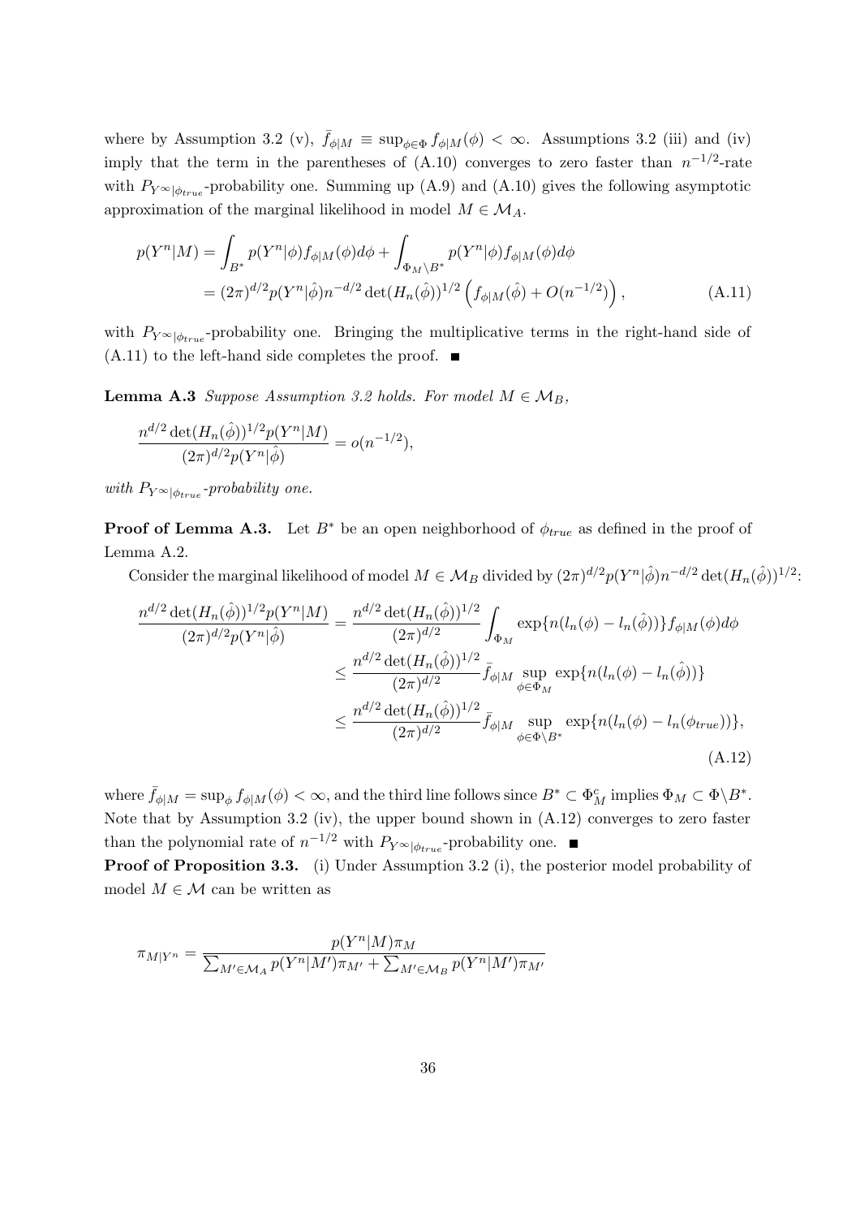where by Assumption 3.2 (v), $\bar{f}_{\phi|M} \equiv \sup_{\phi \in \Phi} f_{\phi|M}(\phi) < \infty$. Assumptions 3.2 (iii) and (iv) imply that the term in the parentheses of (A.10) converges to zero faster than $n^{-1/2}$-rate with $P_{Y^\infty|\phi_{true}}$-probability one. Summing up (A.9) and (A.10) gives the following asymptotic approximation of the marginal likelihood in model $M \in \mathcal{M}_A$.

$$
\begin{aligned}
p(Y^n|M) &= \int_{B^*} p(Y^n|\phi) f_{\phi|M}(\phi) d\phi + \int_{\Phi_M \backslash B^*} p(Y^n|\phi) f_{\phi|M}(\phi) d\phi \\
&= (2\pi)^{d/2} p(Y^n|\hat{\phi}) n^{-d/2} \det(H_n(\hat{\phi}))^{1/2} \left( f_{\phi|M}(\hat{\phi}) + O(n^{-1/2}) \right), \qquad \text{(A.11)}
\end{aligned}
$$

with $P_{Y^\infty|\phi_{true}}$-probability one. Bringing the multiplicative terms in the right-hand side of (A.11) to the left-hand side completes the proof. ∎

**Lemma A.3** *Suppose Assumption 3.2 holds. For model $M \in \mathcal{M}_B$,*

$$
\frac{n^{d/2} \det(H_n(\hat{\phi}))^{1/2} p(Y^n|M)}{(2\pi)^{d/2} p(Y^n|\hat{\phi})} = o(n^{-1/2}),
$$

*with $P_{Y^\infty|\phi_{true}}$-probability one.*

**Proof of Lemma A.3.** Let $B^*$ be an open neighborhood of $\phi_{true}$ as defined in the proof of Lemma A.2.

Consider the marginal likelihood of model $M \in \mathcal{M}_B$ divided by $(2\pi)^{d/2} p(Y^n|\hat{\phi}) n^{-d/2} \det(H_n(\hat{\phi}))^{1/2}$:

$$
\begin{aligned}
\frac{n^{d/2} \det(H_n(\hat{\phi}))^{1/2} p(Y^n|M)}{(2\pi)^{d/2} p(Y^n|\hat{\phi})} &= \frac{n^{d/2} \det(H_n(\hat{\phi}))^{1/2}}{(2\pi)^{d/2}} \int_{\Phi_M} \exp\{n(l_n(\phi) - l_n(\hat{\phi}))\} f_{\phi|M}(\phi) d\phi \\
&\leq \frac{n^{d/2} \det(H_n(\hat{\phi}))^{1/2}}{(2\pi)^{d/2}} \bar{f}_{\phi|M} \sup_{\phi \in \Phi_M} \exp\{n(l_n(\phi) - l_n(\hat{\phi}))\} \\
&\leq \frac{n^{d/2} \det(H_n(\hat{\phi}))^{1/2}}{(2\pi)^{d/2}} \bar{f}_{\phi|M} \sup_{\phi \in \Phi \backslash B^*} \exp\{n(l_n(\phi) - l_n(\phi_{true}))\},
\end{aligned} \qquad \text{(A.12)}
$$

where $\bar{f}_{\phi|M} = \sup_\phi f_{\phi|M}(\phi) < \infty$, and the third line follows since $B^* \subset \Phi_M^c$ implies $\Phi_M \subset \Phi \backslash B^*$. Note that by Assumption 3.2 (iv), the upper bound shown in (A.12) converges to zero faster than the polynomial rate of $n^{-1/2}$ with $P_{Y^\infty|\phi_{true}}$-probability one. ∎

**Proof of Proposition 3.3.** (i) Under Assumption 3.2 (i), the posterior model probability of model $M \in \mathcal{M}$ can be written as

$$
\pi_{M|Y^n} = \frac{p(Y^n|M)\pi_M}{\sum_{M' \in \mathcal{M}_A} p(Y^n|M')\pi_{M'} + \sum_{M' \in \mathcal{M}_B} p(Y^n|M')\pi_{M'}}
$$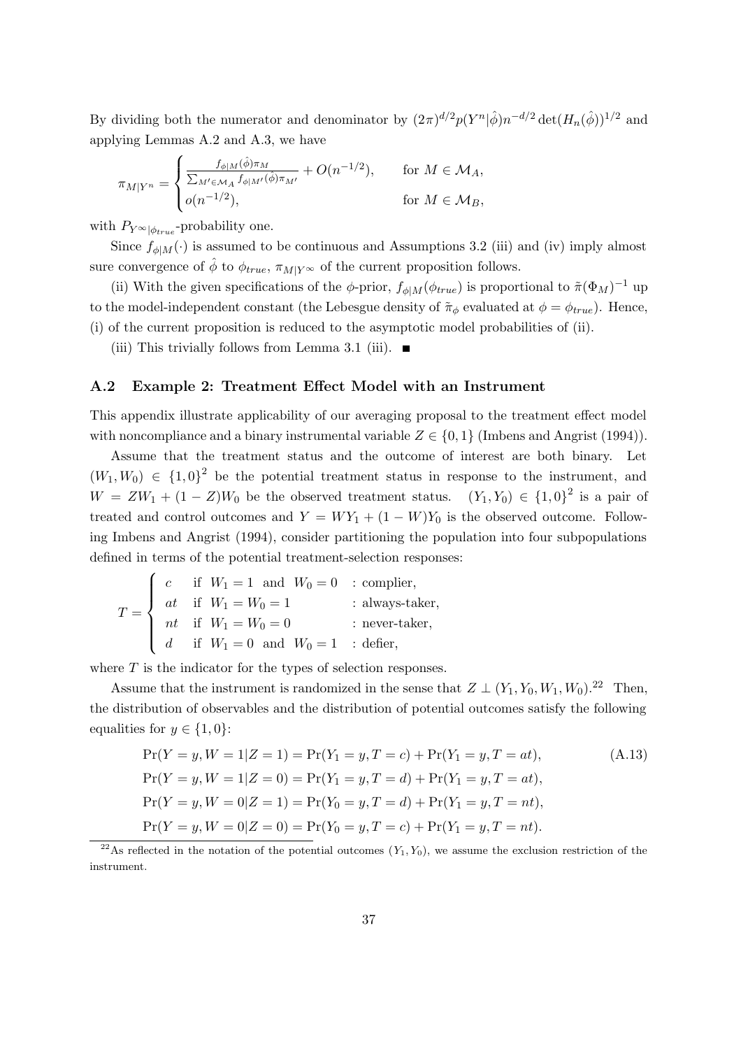By dividing both the numerator and denominator by $(2\pi)^{d/2} p(Y^n|\hat{\phi}) n^{-d/2} \det(H_n(\hat{\phi}))^{1/2}$ and applying Lemmas A.2 and A.3, we have

$$\pi_{M|Y^n} = \begin{cases} \frac{f_{\phi|M}(\hat{\phi})\pi_M}{\sum_{M' \in \mathcal{M}_A} f_{\phi|M'}(\hat{\phi})\pi_{M'}} + O(n^{-1/2}), & \text{for } M \in \mathcal{M}_A, \\ o(n^{-1/2}), & \text{for } M \in \mathcal{M}_B, \end{cases}$$

with $P_{Y^\infty|\phi_{true}}$-probability one.

Since $f_{\phi|M}(\cdot)$ is assumed to be continuous and Assumptions 3.2 (iii) and (iv) imply almost sure convergence of $\hat{\phi}$ to $\phi_{true}$, $\pi_{M|Y^\infty}$ of the current proposition follows.

(ii) With the given specifications of the $\phi$-prior, $f_{\phi|M}(\phi_{true})$ is proportional to $\tilde{\pi}(\Phi_M)^{-1}$ up to the model-independent constant (the Lebesgue density of $\tilde{\pi}_\phi$ evaluated at $\phi = \phi_{true}$). Hence, (i) of the current proposition is reduced to the asymptotic model probabilities of (ii).

(iii) This trivially follows from Lemma 3.1 (iii). ■

## A.2 Example 2: Treatment Effect Model with an Instrument

This appendix illustrate applicability of our averaging proposal to the treatment effect model with noncompliance and a binary instrumental variable $Z \in \{0, 1\}$ (Imbens and Angrist (1994)).

Assume that the treatment status and the outcome of interest are both binary. Let $(W_1, W_0) \in \{1, 0\}^2$ be the potential treatment status in response to the instrument, and $W = ZW_1 + (1 - Z)W_0$ be the observed treatment status. $(Y_1, Y_0) \in \{1, 0\}^2$ is a pair of treated and control outcomes and $Y = WY_1 + (1 - W)Y_0$ is the observed outcome. Following Imbens and Angrist (1994), consider partitioning the population into four subpopulations defined in terms of the potential treatment-selection responses:

$$T = \begin{cases} c & \text{if } W_1 = 1 \text{ and } W_0 = 0 & : \text{complier}, \\ at & \text{if } W_1 = W_0 = 1 & : \text{always-taker}, \\ nt & \text{if } W_1 = W_0 = 0 & : \text{never-taker}, \\ d & \text{if } W_1 = 0 \text{ and } W_0 = 1 & : \text{defier}, \end{cases}$$

where $T$ is the indicator for the types of selection responses.

Assume that the instrument is randomized in the sense that $Z \perp (Y_1, Y_0, W_1, W_0)$.[22] Then, the distribution of observables and the distribution of potential outcomes satisfy the following equalities for $y \in \{1, 0\}$:

$$\begin{aligned} \Pr(Y = y, W = 1|Z = 1) &= \Pr(Y_1 = y, T = c) + \Pr(Y_1 = y, T = at), \qquad \text{(A.13)} \\ \Pr(Y = y, W = 1|Z = 0) &= \Pr(Y_1 = y, T = d) + \Pr(Y_1 = y, T = at), \\ \Pr(Y = y, W = 0|Z = 1) &= \Pr(Y_0 = y, T = d) + \Pr(Y_1 = y, T = nt), \\ \Pr(Y = y, W = 0|Z = 0) &= \Pr(Y_0 = y, T = c) + \Pr(Y_1 = y, T = nt). \end{aligned}$$

[22] As reflected in the notation of the potential outcomes $(Y_1, Y_0)$, we assume the exclusion restriction of the instrument.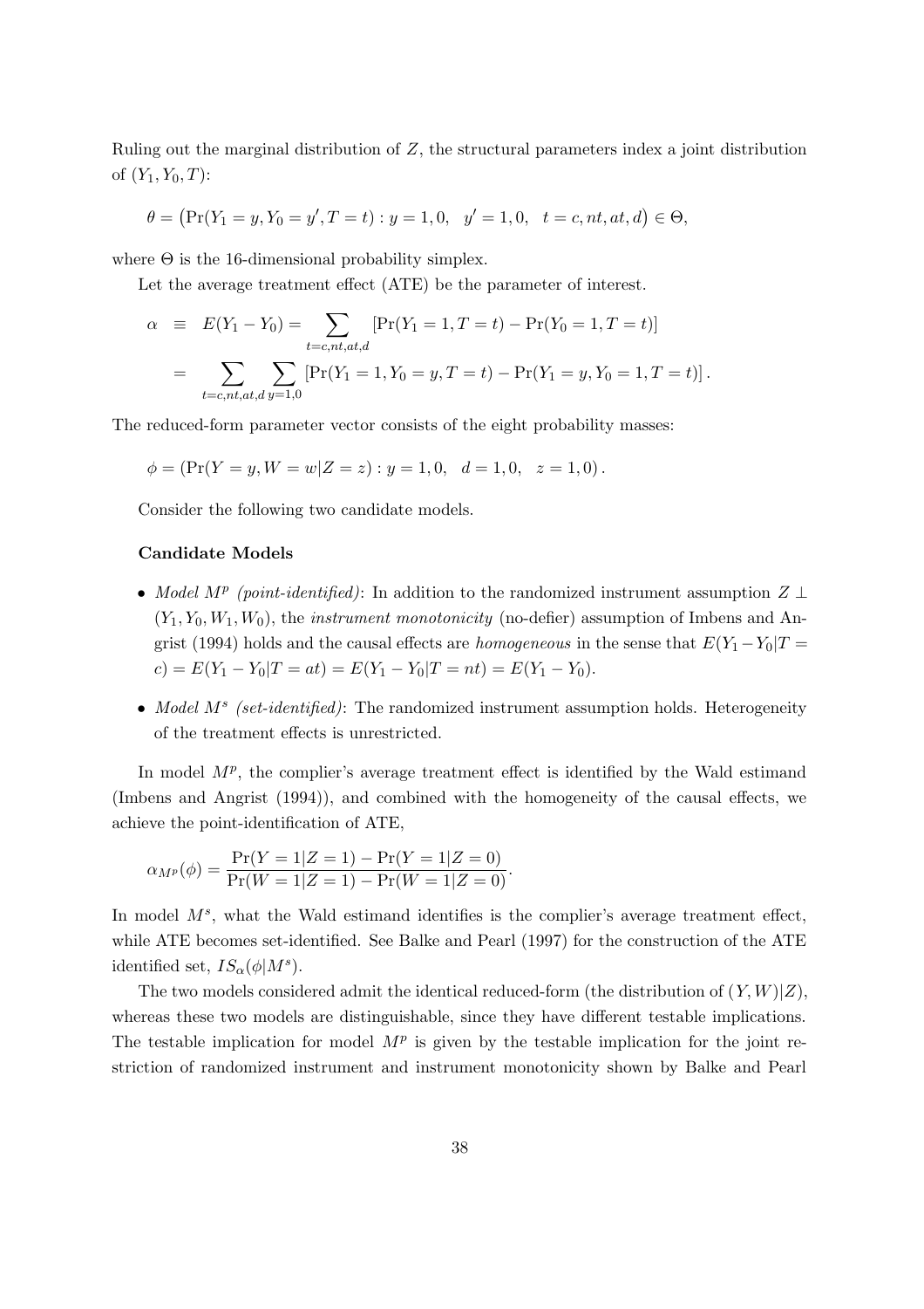Ruling out the marginal distribution of $Z$, the structural parameters index a joint distribution of $(Y_1, Y_0, T)$:

$$\theta = \left(\Pr(Y_1 = y, Y_0 = y', T = t) : y = 1, 0, \quad y' = 1, 0, \quad t = c, nt, at, d\right) \in \Theta,$$

where $\Theta$ is the 16-dimensional probability simplex.

Let the average treatment effect (ATE) be the parameter of interest.

$$\begin{aligned}
\alpha \;&\equiv\; E(Y_1 - Y_0) = \sum_{t=c,nt,at,d} \left[\Pr(Y_1 = 1, T = t) - \Pr(Y_0 = 1, T = t)\right] \\
&= \sum_{t=c,nt,at,d} \sum_{y=1,0} \left[\Pr(Y_1 = 1, Y_0 = y, T = t) - \Pr(Y_1 = y, Y_0 = 1, T = t)\right].
\end{aligned}$$

The reduced-form parameter vector consists of the eight probability masses:

$$\phi = \left(\Pr(Y = y, W = w | Z = z) : y = 1, 0, \quad d = 1, 0, \quad z = 1, 0\right).$$

Consider the following two candidate models.

**Candidate Models**

- *Model $M^p$ (point-identified)*: In addition to the randomized instrument assumption $Z \perp (Y_1, Y_0, W_1, W_0)$, the *instrument monotonicity* (no-defier) assumption of Imbens and Angrist (1994) holds and the causal effects are *homogeneous* in the sense that $E(Y_1 - Y_0 | T = c) = E(Y_1 - Y_0 | T = at) = E(Y_1 - Y_0 | T = nt) = E(Y_1 - Y_0)$.
- *Model $M^s$ (set-identified)*: The randomized instrument assumption holds. Heterogeneity of the treatment effects is unrestricted.

In model $M^p$, the complier's average treatment effect is identified by the Wald estimand (Imbens and Angrist (1994)), and combined with the homogeneity of the causal effects, we achieve the point-identification of ATE,

$$\alpha_{M^p}(\phi) = \frac{\Pr(Y = 1 | Z = 1) - \Pr(Y = 1 | Z = 0)}{\Pr(W = 1 | Z = 1) - \Pr(W = 1 | Z = 0)}.$$

In model $M^s$, what the Wald estimand identifies is the complier's average treatment effect, while ATE becomes set-identified. See Balke and Pearl (1997) for the construction of the ATE identified set, $IS_\alpha(\phi | M^s)$.

The two models considered admit the identical reduced-form (the distribution of $(Y, W) | Z$), whereas these two models are distinguishable, since they have different testable implications. The testable implication for model $M^p$ is given by the testable implication for the joint restriction of randomized instrument and instrument monotonicity shown by Balke and Pearl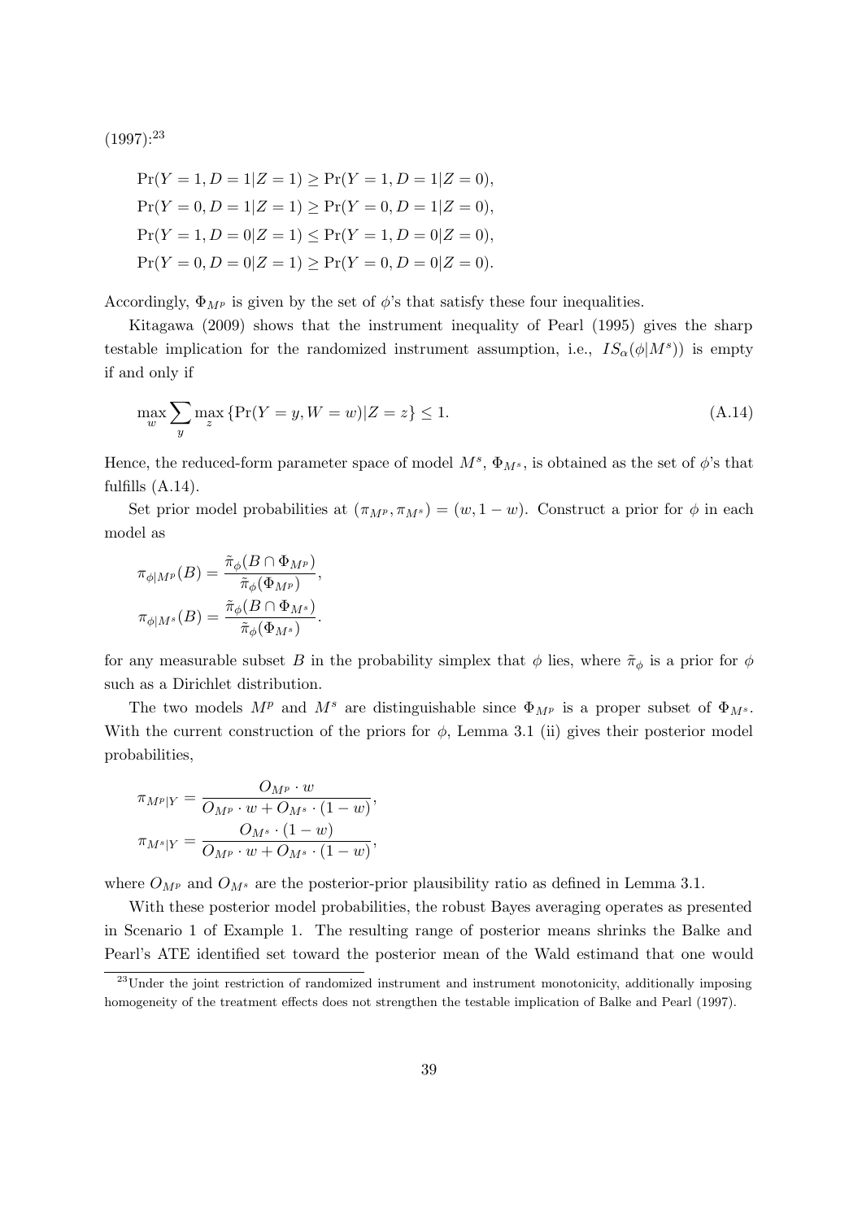(1997):[23]

$$
\begin{aligned}
&\Pr(Y=1, D=1|Z=1) \geq \Pr(Y=1, D=1|Z=0),\\
&\Pr(Y=0, D=1|Z=1) \geq \Pr(Y=0, D=1|Z=0),\\
&\Pr(Y=1, D=0|Z=1) \leq \Pr(Y=1, D=0|Z=0),\\
&\Pr(Y=0, D=0|Z=1) \geq \Pr(Y=0, D=0|Z=0).
\end{aligned}
$$

Accordingly, $\Phi_{M^p}$ is given by the set of $\phi$'s that satisfy these four inequalities.

Kitagawa (2009) shows that the instrument inequality of Pearl (1995) gives the sharp testable implication for the randomized instrument assumption, i.e., $IS_\alpha(\phi|M^s))$ is empty if and only if

$$
\max_w \sum_y \max_z \{\Pr(Y=y, W=w)|Z=z\} \leq 1. \tag{A.14}
$$

Hence, the reduced-form parameter space of model $M^s$, $\Phi_{M^s}$, is obtained as the set of $\phi$'s that fulfills (A.14).

Set prior model probabilities at $(\pi_{M^p}, \pi_{M^s}) = (w, 1-w)$. Construct a prior for $\phi$ in each model as

$$
\begin{aligned}
\pi_{\phi|M^p}(B) &= \frac{\tilde{\pi}_\phi(B \cap \Phi_{M^p})}{\tilde{\pi}_\phi(\Phi_{M^p})},\\
\pi_{\phi|M^s}(B) &= \frac{\tilde{\pi}_\phi(B \cap \Phi_{M^s})}{\tilde{\pi}_\phi(\Phi_{M^s})}.
\end{aligned}
$$

for any measurable subset $B$ in the probability simplex that $\phi$ lies, where $\tilde{\pi}_\phi$ is a prior for $\phi$ such as a Dirichlet distribution.

The two models $M^p$ and $M^s$ are distinguishable since $\Phi_{M^p}$ is a proper subset of $\Phi_{M^s}$. With the current construction of the priors for $\phi$, Lemma 3.1 (ii) gives their posterior model probabilities,

$$
\begin{aligned}
\pi_{M^p|Y} &= \frac{O_{M^p} \cdot w}{O_{M^p} \cdot w + O_{M^s} \cdot (1-w)},\\
\pi_{M^s|Y} &= \frac{O_{M^s} \cdot (1-w)}{O_{M^p} \cdot w + O_{M^s} \cdot (1-w)},
\end{aligned}
$$

where $O_{M^p}$ and $O_{M^s}$ are the posterior-prior plausibility ratio as defined in Lemma 3.1.

With these posterior model probabilities, the robust Bayes averaging operates as presented in Scenario 1 of Example 1. The resulting range of posterior means shrinks the Balke and Pearl's ATE identified set toward the posterior mean of the Wald estimand that one would

[23] Under the joint restriction of randomized instrument and instrument monotonicity, additionally imposing homogeneity of the treatment effects does not strengthen the testable implication of Balke and Pearl (1997).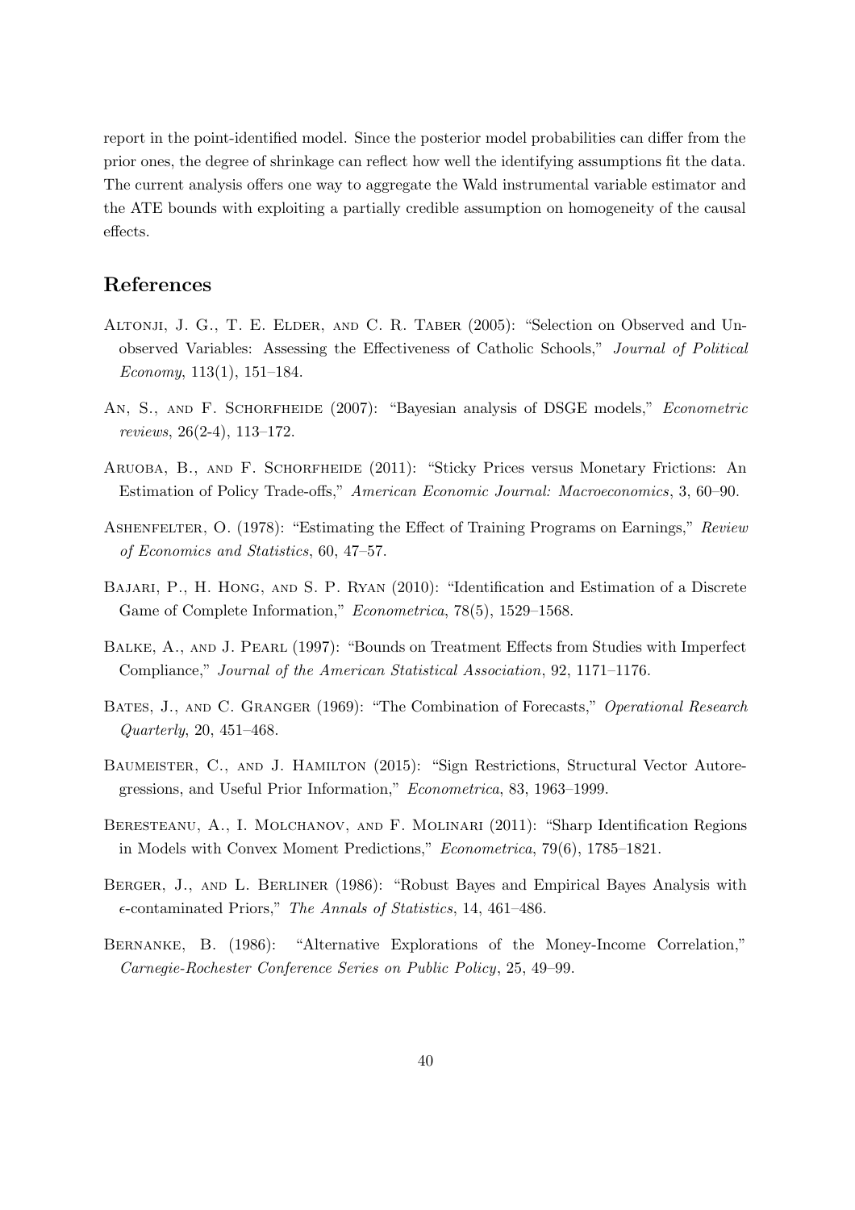report in the point-identified model. Since the posterior model probabilities can differ from the prior ones, the degree of shrinkage can reflect how well the identifying assumptions fit the data. The current analysis offers one way to aggregate the Wald instrumental variable estimator and the ATE bounds with exploiting a partially credible assumption on homogeneity of the causal effects.

## References

Altonji, J. G., T. E. Elder, and C. R. Taber (2005): "Selection on Observed and Unobserved Variables: Assessing the Effectiveness of Catholic Schools," *Journal of Political Economy*, 113(1), 151–184.

An, S., and F. Schorfheide (2007): "Bayesian analysis of DSGE models," *Econometric reviews*, 26(2-4), 113–172.

Aruoba, B., and F. Schorfheide (2011): "Sticky Prices versus Monetary Frictions: An Estimation of Policy Trade-offs," *American Economic Journal: Macroeconomics*, 3, 60–90.

Ashenfelter, O. (1978): "Estimating the Effect of Training Programs on Earnings," *Review of Economics and Statistics*, 60, 47–57.

Bajari, P., H. Hong, and S. P. Ryan (2010): "Identification and Estimation of a Discrete Game of Complete Information," *Econometrica*, 78(5), 1529–1568.

Balke, A., and J. Pearl (1997): "Bounds on Treatment Effects from Studies with Imperfect Compliance," *Journal of the American Statistical Association*, 92, 1171–1176.

Bates, J., and C. Granger (1969): "The Combination of Forecasts," *Operational Research Quarterly*, 20, 451–468.

Baumeister, C., and J. Hamilton (2015): "Sign Restrictions, Structural Vector Autoregressions, and Useful Prior Information," *Econometrica*, 83, 1963–1999.

Beresteanu, A., I. Molchanov, and F. Molinari (2011): "Sharp Identification Regions in Models with Convex Moment Predictions," *Econometrica*, 79(6), 1785–1821.

Berger, J., and L. Berliner (1986): "Robust Bayes and Empirical Bayes Analysis with $\epsilon$-contaminated Priors," *The Annals of Statistics*, 14, 461–486.

Bernanke, B. (1986): "Alternative Explorations of the Money-Income Correlation," *Carnegie-Rochester Conference Series on Public Policy*, 25, 49–99.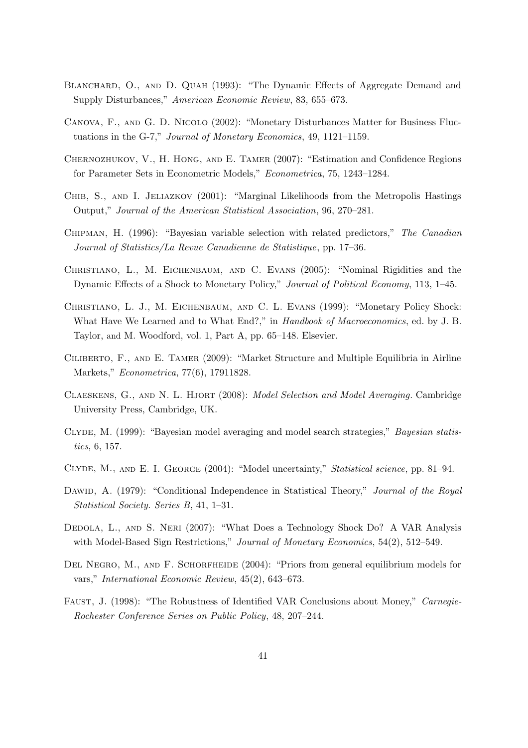Blanchard, O., and D. Quah (1993): "The Dynamic Effects of Aggregate Demand and Supply Disturbances," *American Economic Review*, 83, 655–673.

Canova, F., and G. D. Nicolo (2002): "Monetary Disturbances Matter for Business Fluctuations in the G-7," *Journal of Monetary Economics*, 49, 1121–1159.

Chernozhukov, V., H. Hong, and E. Tamer (2007): "Estimation and Confidence Regions for Parameter Sets in Econometric Models," *Econometrica*, 75, 1243–1284.

Chib, S., and I. Jeliazkov (2001): "Marginal Likelihoods from the Metropolis Hastings Output," *Journal of the American Statistical Association*, 96, 270–281.

Chipman, H. (1996): "Bayesian variable selection with related predictors," *The Canadian Journal of Statistics/La Revue Canadienne de Statistique*, pp. 17–36.

Christiano, L., M. Eichenbaum, and C. Evans (2005): "Nominal Rigidities and the Dynamic Effects of a Shock to Monetary Policy," *Journal of Political Economy*, 113, 1–45.

Christiano, L. J., M. Eichenbaum, and C. L. Evans (1999): "Monetary Policy Shock: What Have We Learned and to What End?," in *Handbook of Macroeconomics*, ed. by J. B. Taylor, and M. Woodford, vol. 1, Part A, pp. 65–148. Elsevier.

Ciliberto, F., and E. Tamer (2009): "Market Structure and Multiple Equilibria in Airline Markets," *Econometrica*, 77(6), 17911828.

Claeskens, G., and N. L. Hjort (2008): *Model Selection and Model Averaging*. Cambridge University Press, Cambridge, UK.

Clyde, M. (1999): "Bayesian model averaging and model search strategies," *Bayesian statistics*, 6, 157.

Clyde, M., and E. I. George (2004): "Model uncertainty," *Statistical science*, pp. 81–94.

Dawid, A. (1979): "Conditional Independence in Statistical Theory," *Journal of the Royal Statistical Society. Series B*, 41, 1–31.

Dedola, L., and S. Neri (2007): "What Does a Technology Shock Do? A VAR Analysis with Model-Based Sign Restrictions," *Journal of Monetary Economics*, 54(2), 512–549.

Del Negro, M., and F. Schorfheide (2004): "Priors from general equilibrium models for vars," *International Economic Review*, 45(2), 643–673.

Faust, J. (1998): "The Robustness of Identified VAR Conclusions about Money," *Carnegie-Rochester Conference Series on Public Policy*, 48, 207–244.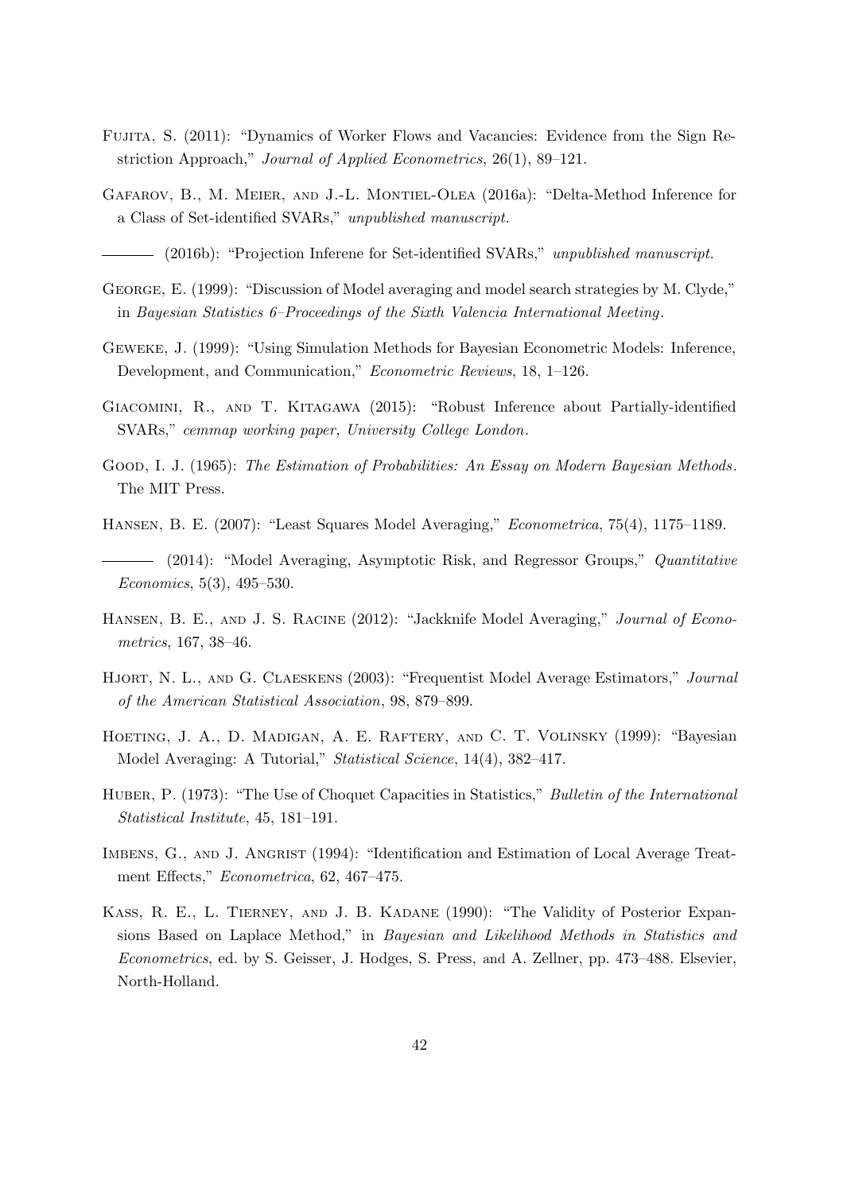Fujita, S. (2011): "Dynamics of Worker Flows and Vacancies: Evidence from the Sign Restriction Approach," *Journal of Applied Econometrics*, 26(1), 89–121.

Gafarov, B., M. Meier, and J.-L. Montiel-Olea (2016a): "Delta-Method Inference for a Class of Set-identified SVARs," *unpublished manuscript*.

——— (2016b): "Projection Inferene for Set-identified SVARs," *unpublished manuscript*.

George, E. (1999): "Discussion of Model averaging and model search strategies by M. Clyde," in *Bayesian Statistics 6–Proceedings of the Sixth Valencia International Meeting*.

Geweke, J. (1999): "Using Simulation Methods for Bayesian Econometric Models: Inference, Development, and Communication," *Econometric Reviews*, 18, 1–126.

Giacomini, R., and T. Kitagawa (2015): "Robust Inference about Partially-identified SVARs," *cemmap working paper, University College London*.

Good, I. J. (1965): *The Estimation of Probabilities: An Essay on Modern Bayesian Methods*. The MIT Press.

Hansen, B. E. (2007): "Least Squares Model Averaging," *Econometrica*, 75(4), 1175–1189.

——— (2014): "Model Averaging, Asymptotic Risk, and Regressor Groups," *Quantitative Economics*, 5(3), 495–530.

Hansen, B. E., and J. S. Racine (2012): "Jackknife Model Averaging," *Journal of Econometrics*, 167, 38–46.

Hjort, N. L., and G. Claeskens (2003): "Frequentist Model Average Estimators," *Journal of the American Statistical Association*, 98, 879–899.

Hoeting, J. A., D. Madigan, A. E. Raftery, and C. T. Volinsky (1999): "Bayesian Model Averaging: A Tutorial," *Statistical Science*, 14(4), 382–417.

Huber, P. (1973): "The Use of Choquet Capacities in Statistics," *Bulletin of the International Statistical Institute*, 45, 181–191.

Imbens, G., and J. Angrist (1994): "Identification and Estimation of Local Average Treatment Effects," *Econometrica*, 62, 467–475.

Kass, R. E., L. Tierney, and J. B. Kadane (1990): "The Validity of Posterior Expansions Based on Laplace Method," in *Bayesian and Likelihood Methods in Statistics and Econometrics*, ed. by S. Geisser, J. Hodges, S. Press, and A. Zellner, pp. 473–488. Elsevier, North-Holland.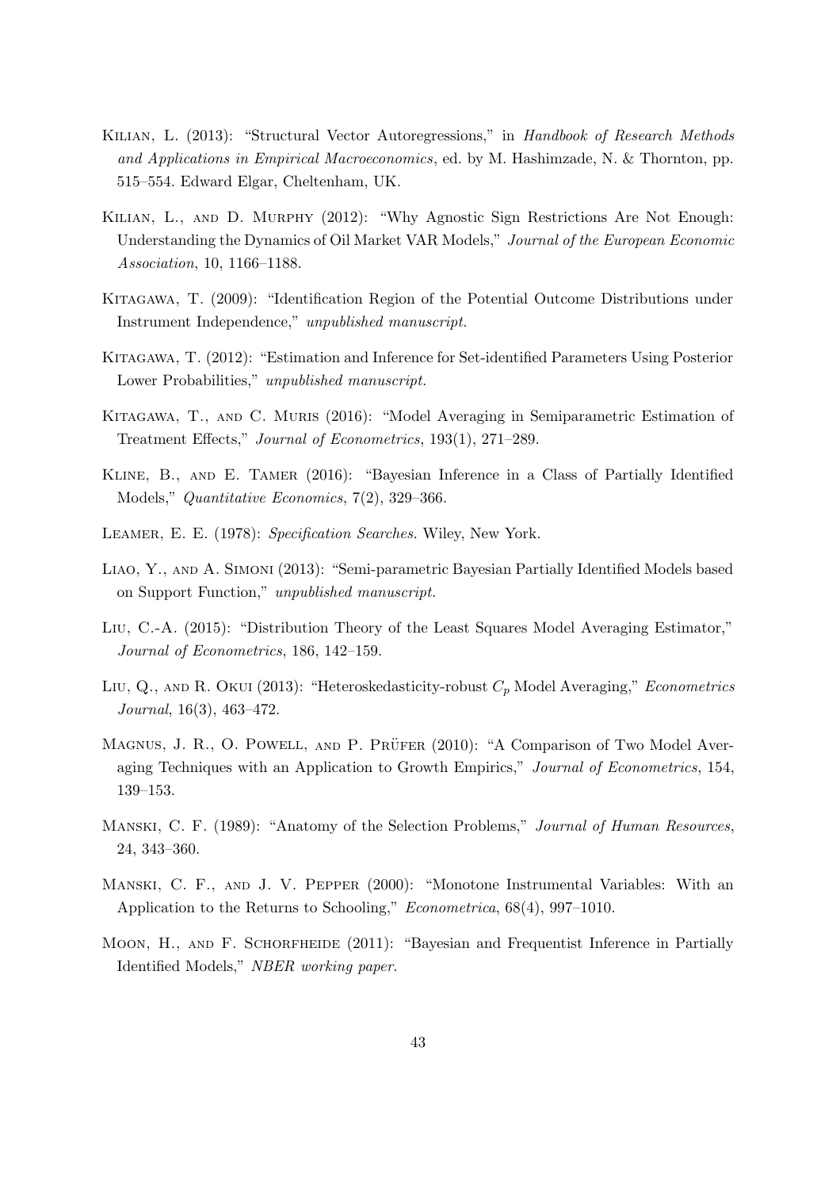Kilian, L. (2013): "Structural Vector Autoregressions," in *Handbook of Research Methods and Applications in Empirical Macroeconomics*, ed. by M. Hashimzade, N. & Thornton, pp. 515–554. Edward Elgar, Cheltenham, UK.

Kilian, L., and D. Murphy (2012): "Why Agnostic Sign Restrictions Are Not Enough: Understanding the Dynamics of Oil Market VAR Models," *Journal of the European Economic Association*, 10, 1166–1188.

Kitagawa, T. (2009): "Identification Region of the Potential Outcome Distributions under Instrument Independence," *unpublished manuscript.*

Kitagawa, T. (2012): "Estimation and Inference for Set-identified Parameters Using Posterior Lower Probabilities," *unpublished manuscript.*

Kitagawa, T., and C. Muris (2016): "Model Averaging in Semiparametric Estimation of Treatment Effects," *Journal of Econometrics*, 193(1), 271–289.

Kline, B., and E. Tamer (2016): "Bayesian Inference in a Class of Partially Identified Models," *Quantitative Economics*, 7(2), 329–366.

Leamer, E. E. (1978): *Specification Searches.* Wiley, New York.

Liao, Y., and A. Simoni (2013): "Semi-parametric Bayesian Partially Identified Models based on Support Function," *unpublished manuscript.*

Liu, C.-A. (2015): "Distribution Theory of the Least Squares Model Averaging Estimator," *Journal of Econometrics*, 186, 142–159.

Liu, Q., and R. Okui (2013): "Heteroskedasticity-robust $C_p$ Model Averaging," *Econometrics Journal*, 16(3), 463–472.

Magnus, J. R., O. Powell, and P. Prüfer (2010): "A Comparison of Two Model Averaging Techniques with an Application to Growth Empirics," *Journal of Econometrics*, 154, 139–153.

Manski, C. F. (1989): "Anatomy of the Selection Problems," *Journal of Human Resources*, 24, 343–360.

Manski, C. F., and J. V. Pepper (2000): "Monotone Instrumental Variables: With an Application to the Returns to Schooling," *Econometrica*, 68(4), 997–1010.

Moon, H., and F. Schorfheide (2011): "Bayesian and Frequentist Inference in Partially Identified Models," *NBER working paper.*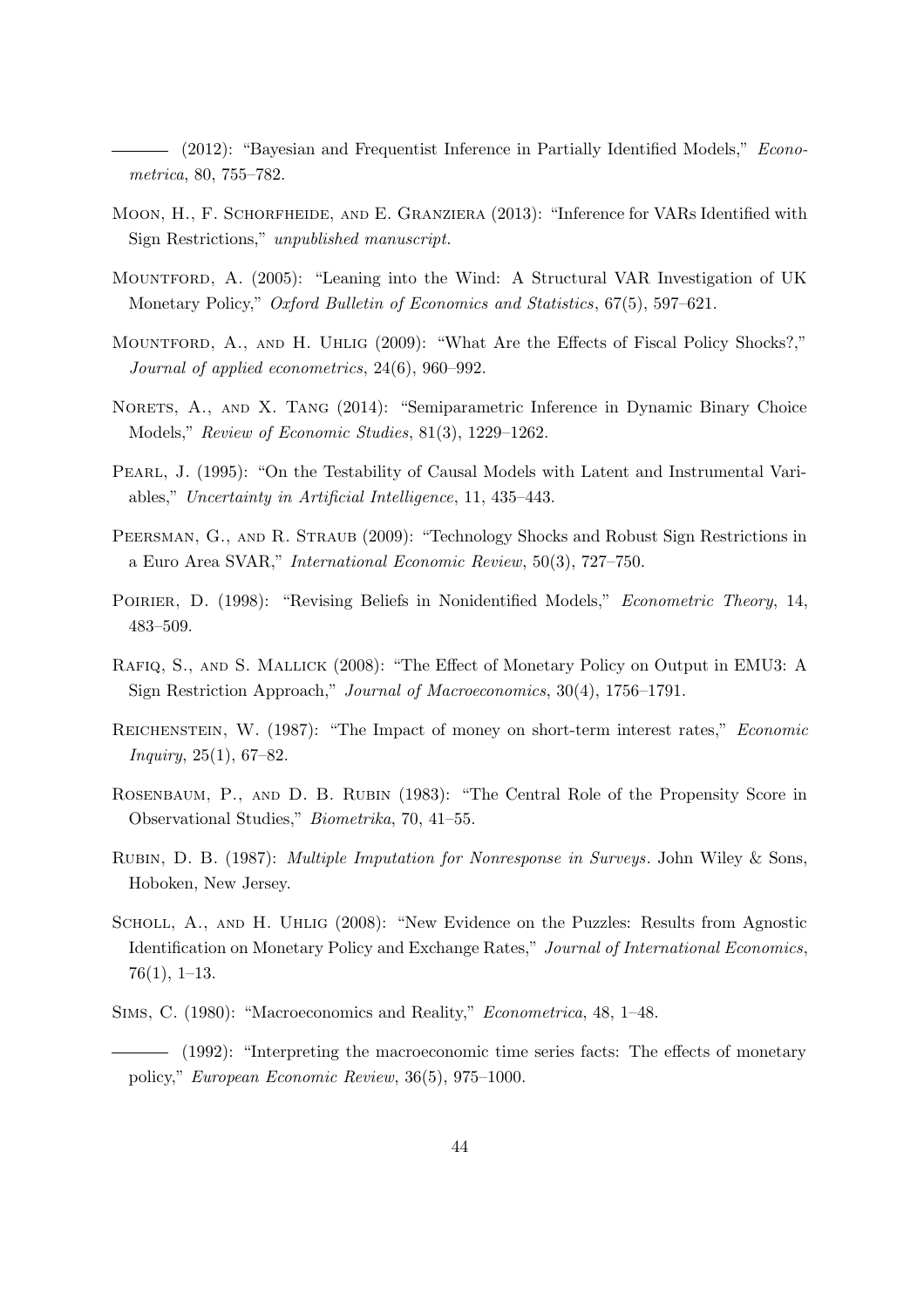——— (2012): "Bayesian and Frequentist Inference in Partially Identified Models," *Econometrica*, 80, 755–782.

Moon, H., F. Schorfheide, and E. Granziera (2013): "Inference for VARs Identified with Sign Restrictions," *unpublished manuscript*.

Mountford, A. (2005): "Leaning into the Wind: A Structural VAR Investigation of UK Monetary Policy," *Oxford Bulletin of Economics and Statistics*, 67(5), 597–621.

Mountford, A., and H. Uhlig (2009): "What Are the Effects of Fiscal Policy Shocks?," *Journal of applied econometrics*, 24(6), 960–992.

Norets, A., and X. Tang (2014): "Semiparametric Inference in Dynamic Binary Choice Models," *Review of Economic Studies*, 81(3), 1229–1262.

Pearl, J. (1995): "On the Testability of Causal Models with Latent and Instrumental Variables," *Uncertainty in Artificial Intelligence*, 11, 435–443.

Peersman, G., and R. Straub (2009): "Technology Shocks and Robust Sign Restrictions in a Euro Area SVAR," *International Economic Review*, 50(3), 727–750.

Poirier, D. (1998): "Revising Beliefs in Nonidentified Models," *Econometric Theory*, 14, 483–509.

Rafiq, S., and S. Mallick (2008): "The Effect of Monetary Policy on Output in EMU3: A Sign Restriction Approach," *Journal of Macroeconomics*, 30(4), 1756–1791.

Reichenstein, W. (1987): "The Impact of money on short-term interest rates," *Economic Inquiry*, 25(1), 67–82.

Rosenbaum, P., and D. B. Rubin (1983): "The Central Role of the Propensity Score in Observational Studies," *Biometrika*, 70, 41–55.

Rubin, D. B. (1987): *Multiple Imputation for Nonresponse in Surveys*. John Wiley & Sons, Hoboken, New Jersey.

Scholl, A., and H. Uhlig (2008): "New Evidence on the Puzzles: Results from Agnostic Identification on Monetary Policy and Exchange Rates," *Journal of International Economics*, 76(1), 1–13.

Sims, C. (1980): "Macroeconomics and Reality," *Econometrica*, 48, 1–48.

——— (1992): "Interpreting the macroeconomic time series facts: The effects of monetary policy," *European Economic Review*, 36(5), 975–1000.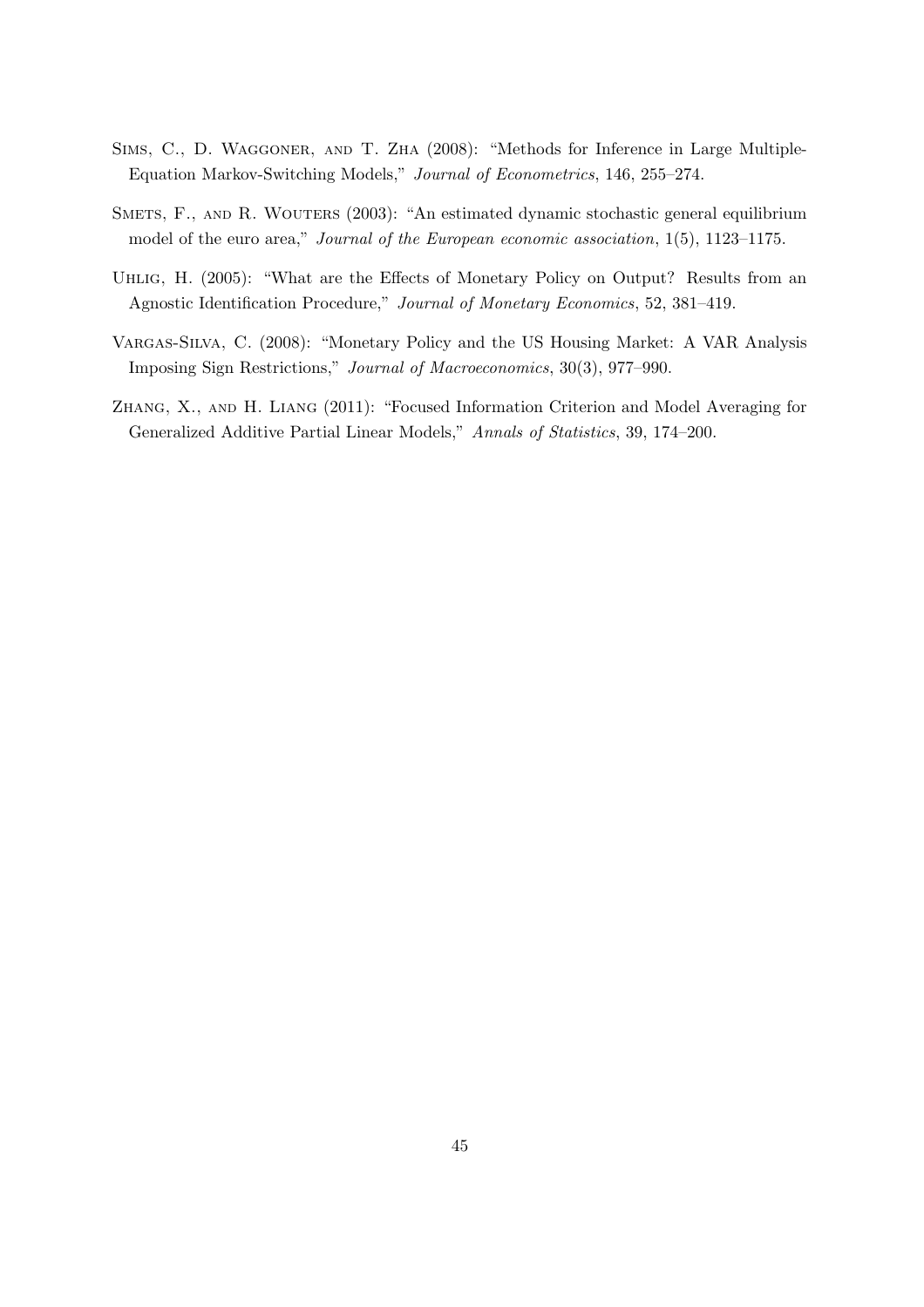Sims, C., D. Waggoner, and T. Zha (2008): "Methods for Inference in Large Multiple-Equation Markov-Switching Models," *Journal of Econometrics*, 146, 255–274.

Smets, F., and R. Wouters (2003): "An estimated dynamic stochastic general equilibrium model of the euro area," *Journal of the European economic association*, 1(5), 1123–1175.

Uhlig, H. (2005): "What are the Effects of Monetary Policy on Output? Results from an Agnostic Identification Procedure," *Journal of Monetary Economics*, 52, 381–419.

Vargas-Silva, C. (2008): "Monetary Policy and the US Housing Market: A VAR Analysis Imposing Sign Restrictions," *Journal of Macroeconomics*, 30(3), 977–990.

Zhang, X., and H. Liang (2011): "Focused Information Criterion and Model Averaging for Generalized Additive Partial Linear Models," *Annals of Statistics*, 39, 174–200.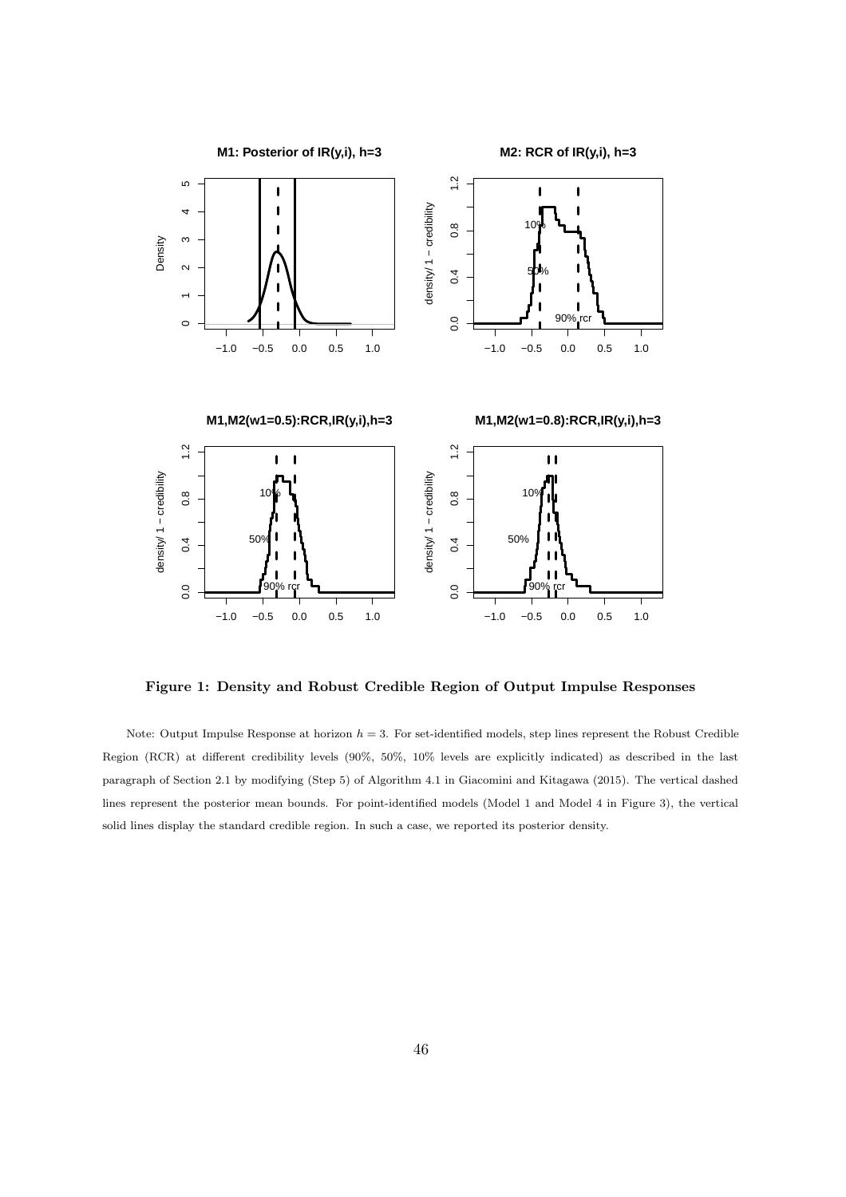**Figure 1: Density and Robust Credible Region of Output Impulse Responses**

Note: Output Impulse Response at horizon $h = 3$. For set-identified models, step lines represent the Robust Credible Region (RCR) at different credibility levels (90%, 50%, 10% levels are explicitly indicated) as described in the last paragraph of Section 2.1 by modifying (Step 5) of Algorithm 4.1 in Giacomini and Kitagawa (2015). The vertical dashed lines represent the posterior mean bounds. For point-identified models (Model 1 and Model 4 in Figure 3), the vertical solid lines display the standard credible region. In such a case, we reported its posterior density.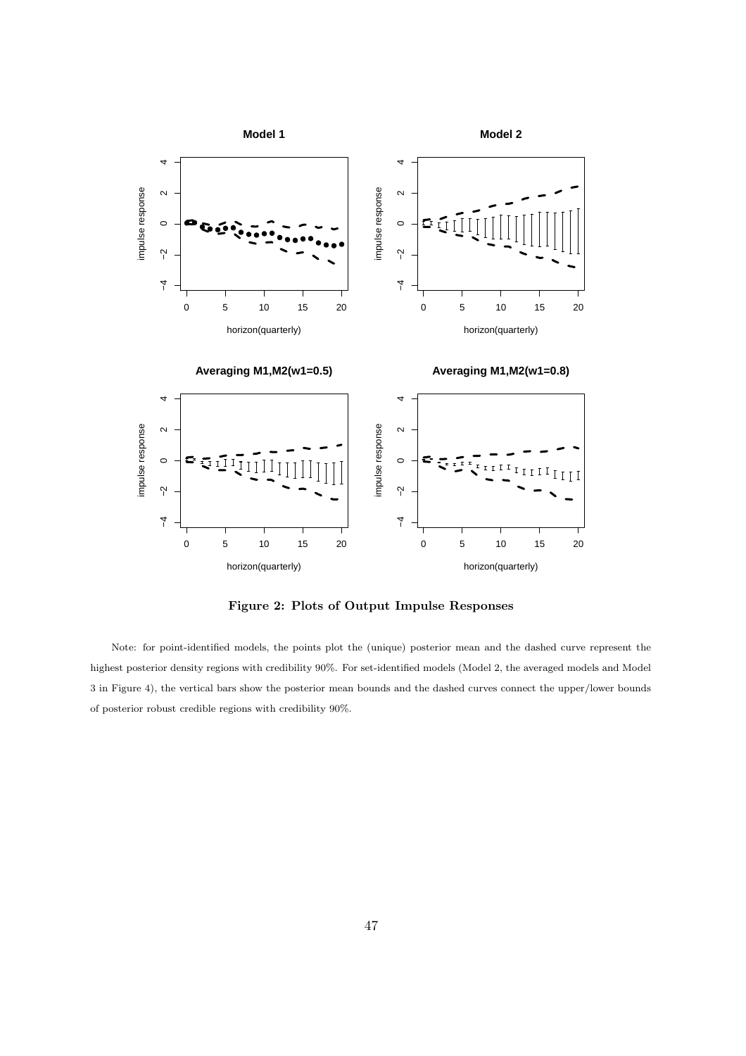**Figure 2: Plots of Output Impulse Responses**

Note: for point-identified models, the points plot the (unique) posterior mean and the dashed curve represent the highest posterior density regions with credibility 90%. For set-identified models (Model 2, the averaged models and Model 3 in Figure 4), the vertical bars show the posterior mean bounds and the dashed curves connect the upper/lower bounds of posterior robust credible regions with credibility 90%.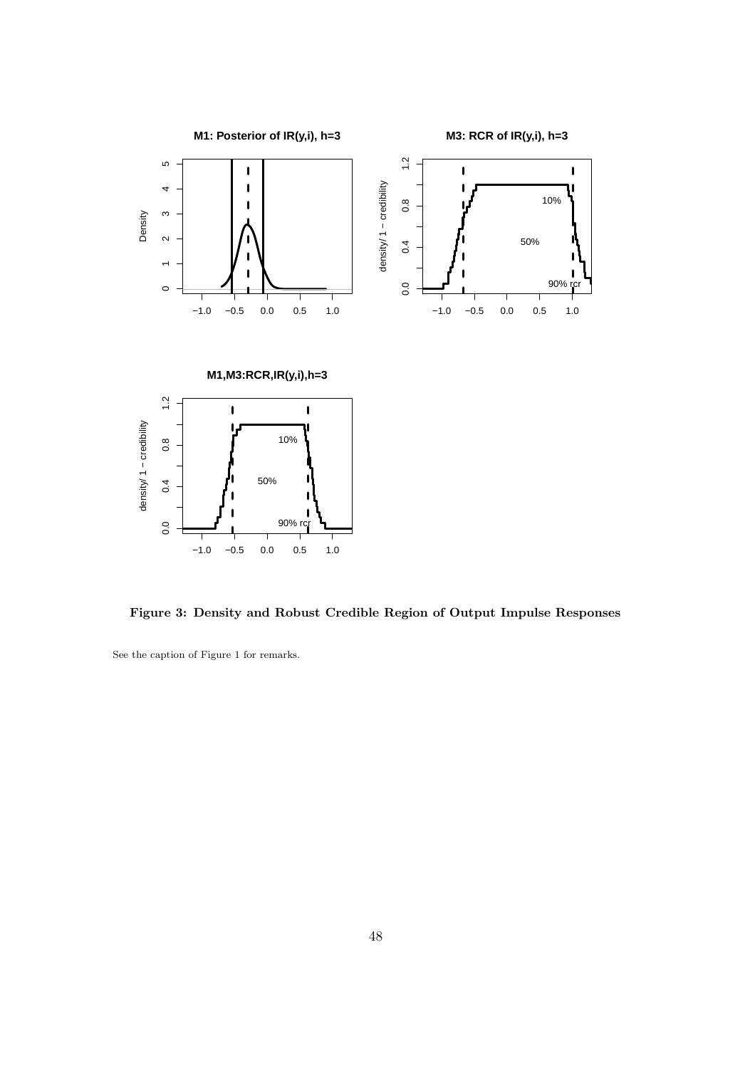**Figure 3: Density and Robust Credible Region of Output Impulse Responses**

See the caption of Figure 1 for remarks.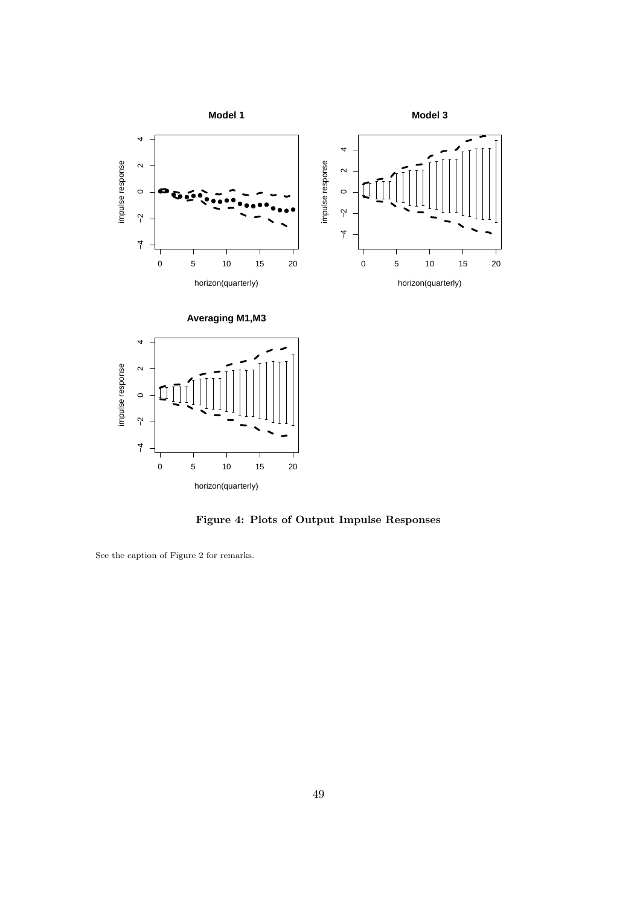**Figure 4: Plots of Output Impulse Responses**

See the caption of Figure 2 for remarks.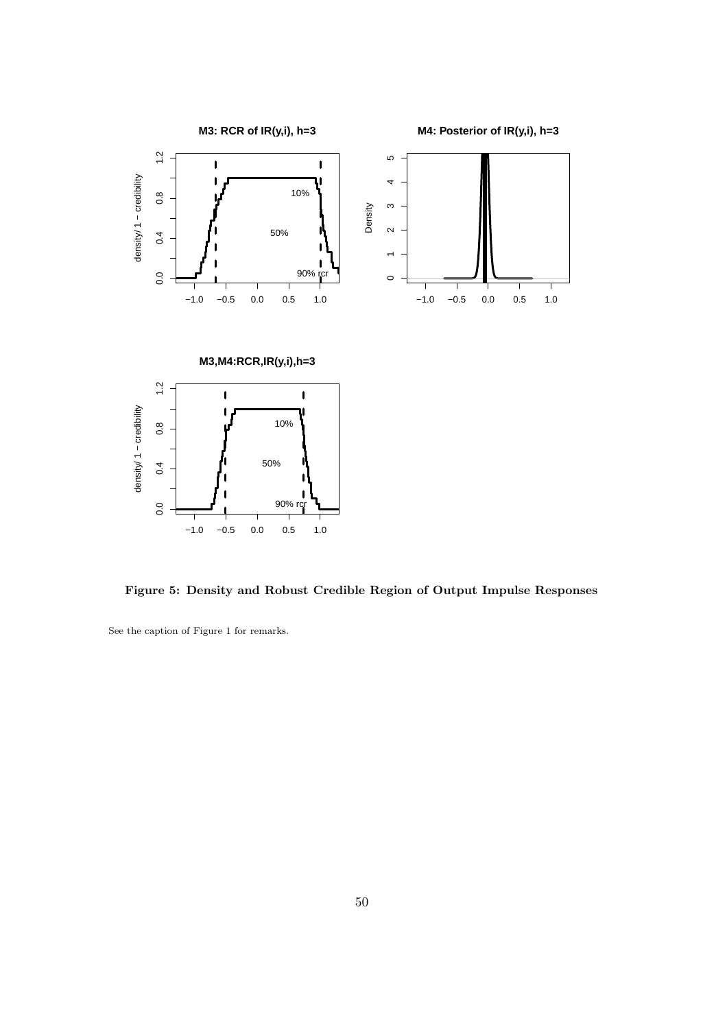**Figure 5: Density and Robust Credible Region of Output Impulse Responses**

See the caption of Figure 1 for remarks.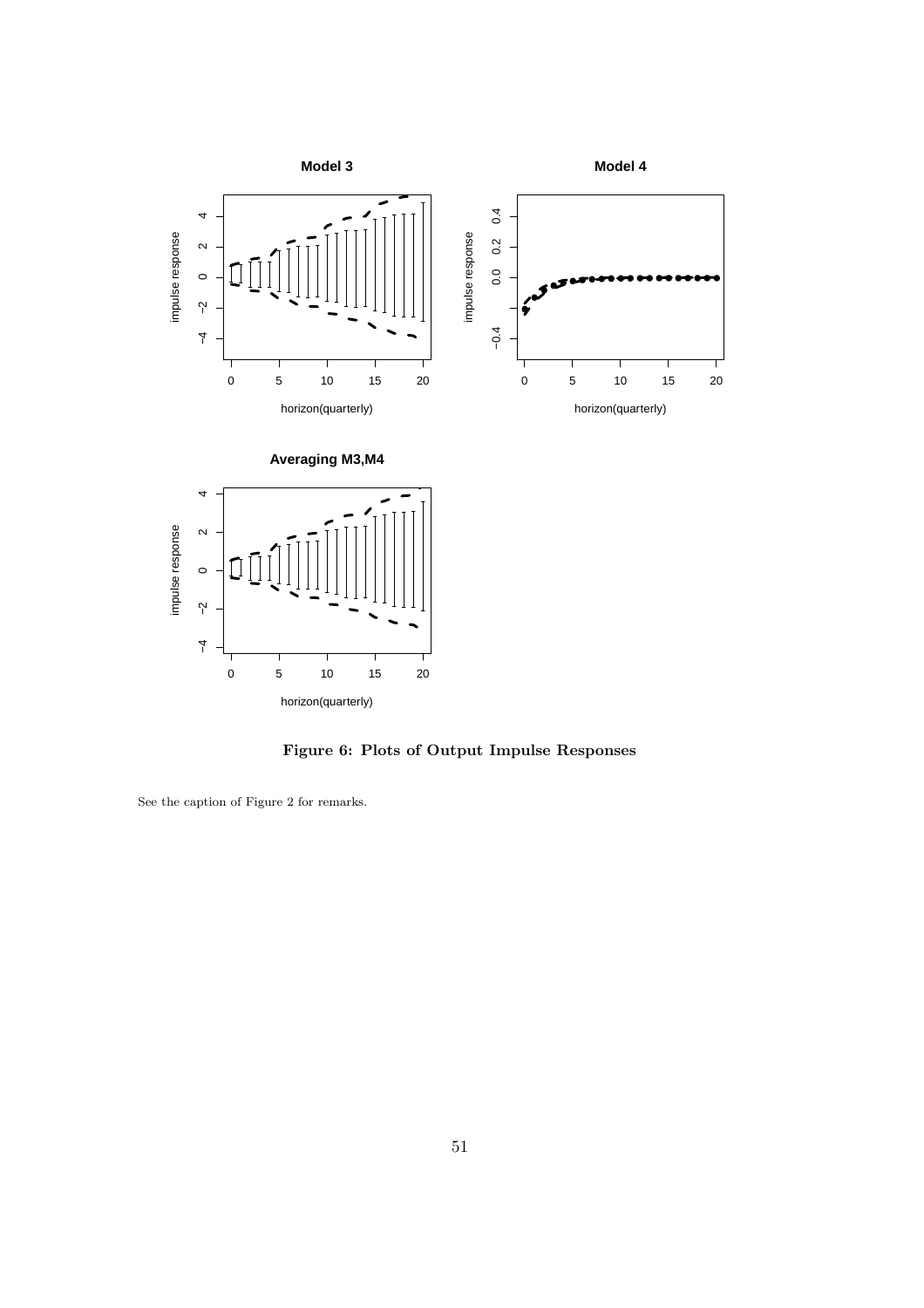**Figure 6: Plots of Output Impulse Responses**

See the caption of Figure 2 for remarks.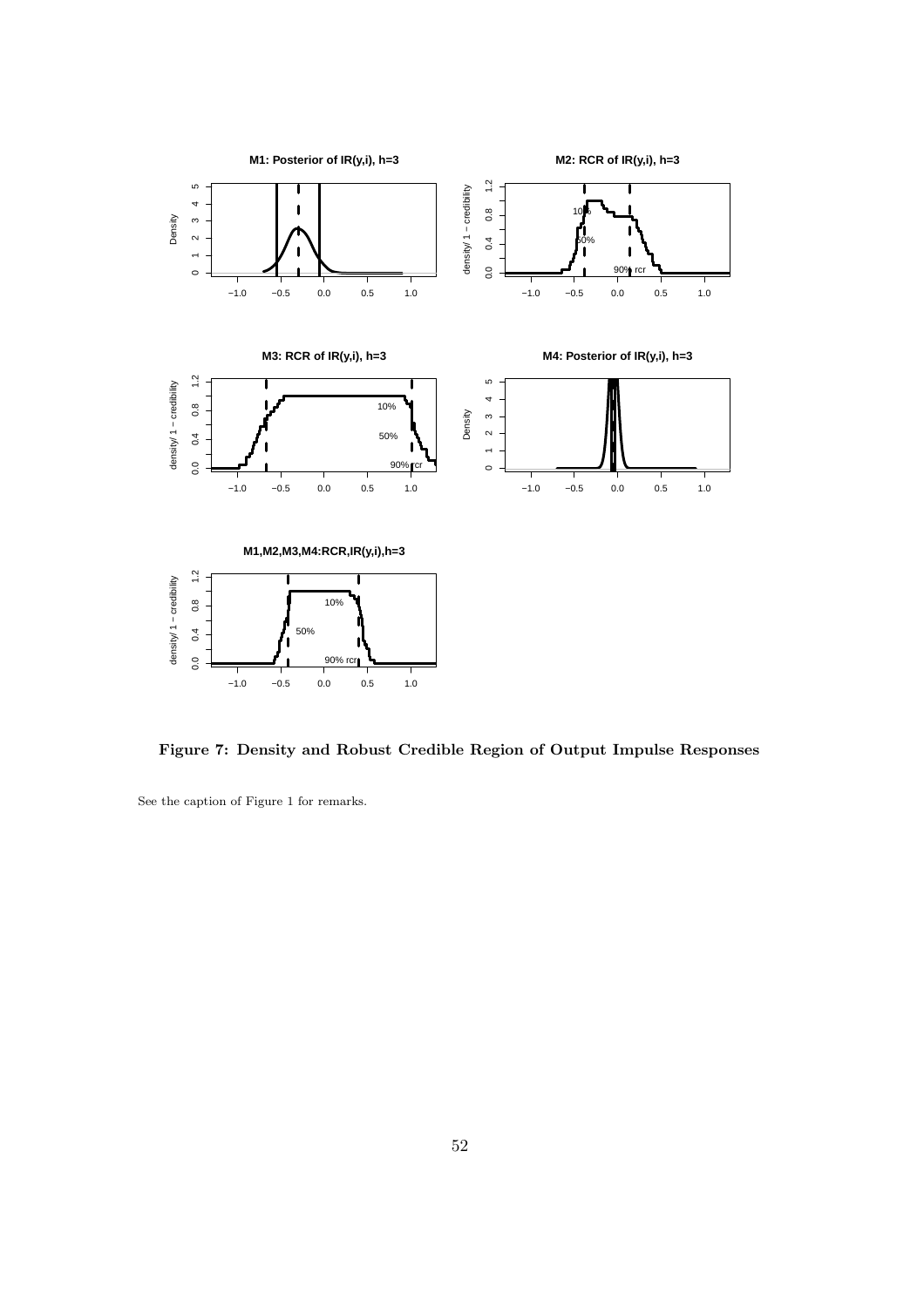**Figure 7: Density and Robust Credible Region of Output Impulse Responses**

See the caption of Figure 1 for remarks.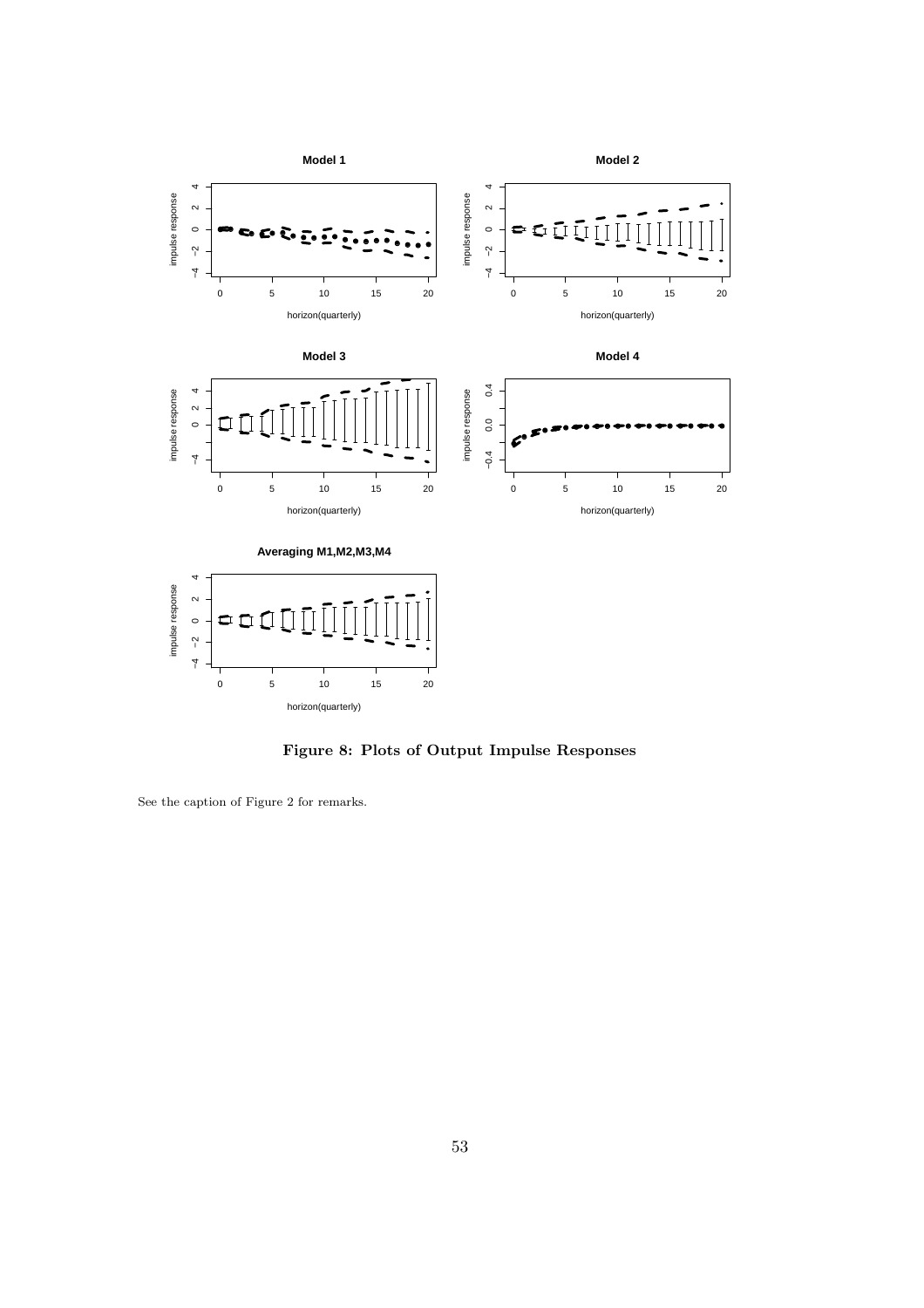**Figure 8: Plots of Output Impulse Responses**

See the caption of Figure 2 for remarks.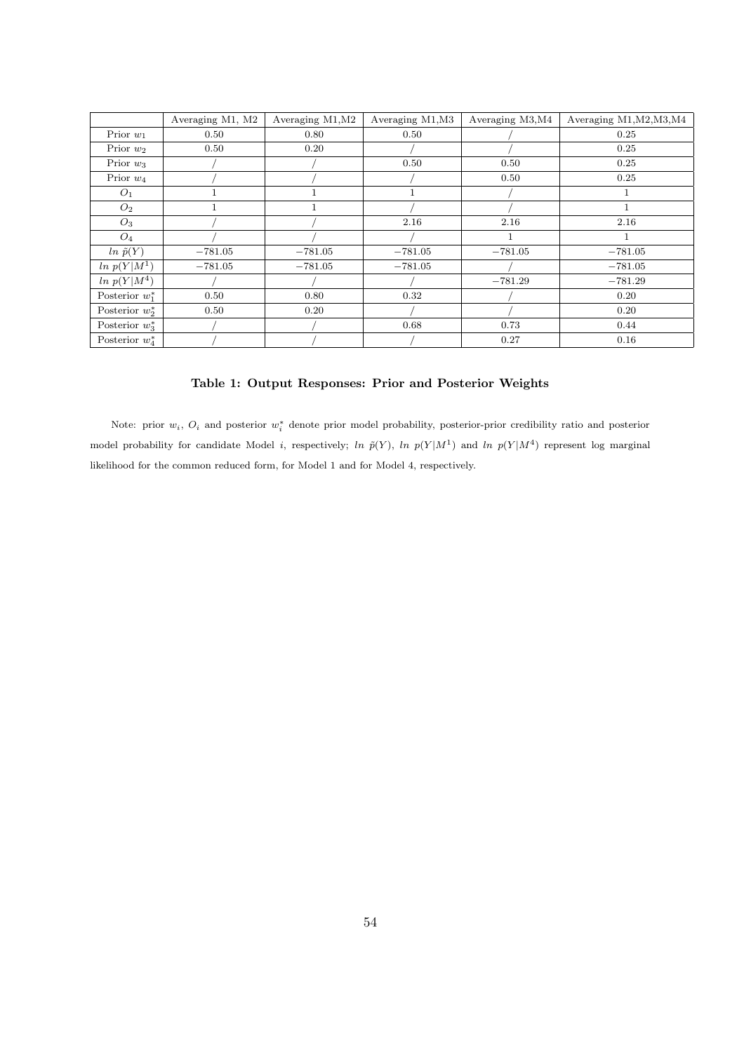|  | Averaging M1, M2 | Averaging M1,M2 | Averaging M1,M3 | Averaging M3,M4 | Averaging M1,M2,M3,M4 |
|---|---|---|---|---|---|
| Prior $w_1$ | 0.50 | 0.80 | 0.50 | / | 0.25 |
| Prior $w_2$ | 0.50 | 0.20 | / | / | 0.25 |
| Prior $w_3$ | / | / | 0.50 | 0.50 | 0.25 |
| Prior $w_4$ | / | / | / | 0.50 | 0.25 |
| $O_1$ | 1 | 1 | 1 | / | 1 |
| $O_2$ | 1 | 1 | / | / | 1 |
| $O_3$ | / | / | 2.16 | 2.16 | 2.16 |
| $O_4$ | / | / | / | 1 | 1 |
| $ln\ \tilde{p}(Y)$ | $-781.05$ | $-781.05$ | $-781.05$ | $-781.05$ | $-781.05$ |
| $ln\ p(Y\|M^1)$ | $-781.05$ | $-781.05$ | $-781.05$ | / | $-781.05$ |
| $ln\ p(Y\|M^4)$ | / | / | / | $-781.29$ | $-781.29$ |
| Posterior $w_1^*$ | 0.50 | 0.80 | 0.32 | / | 0.20 |
| Posterior $w_2^*$ | 0.50 | 0.20 | / | / | 0.20 |
| Posterior $w_3^*$ | / | / | 0.68 | 0.73 | 0.44 |
| Posterior $w_4^*$ | / | / | / | 0.27 | 0.16 |

**Table 1: Output Responses: Prior and Posterior Weights**

Note: prior $w_i$, $O_i$ and posterior $w_i^*$ denote prior model probability, posterior-prior credibility ratio and posterior model probability for candidate Model $i$, respectively; $ln\ \tilde{p}(Y)$, $ln\ p(Y|M^1)$ and $ln\ p(Y|M^4)$ represent log marginal likelihood for the common reduced form, for Model 1 and for Model 4, respectively.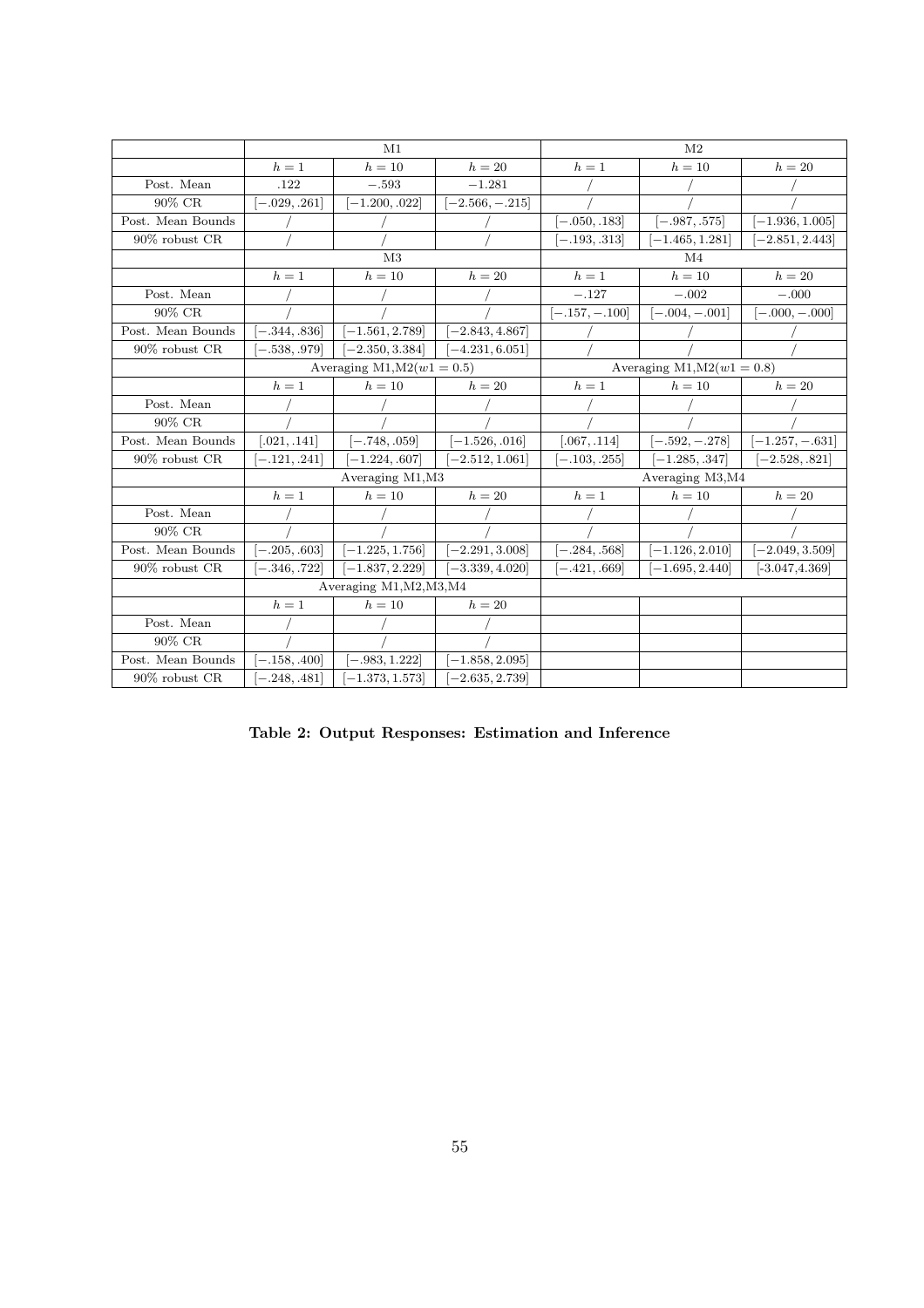| | M1 | | | M2 | | |
|---|---|---|---|---|---|---|
| | $h=1$ | $h=10$ | $h=20$ | $h=1$ | $h=10$ | $h=20$ |
| Post. Mean | .122 | $-.593$ | $-1.281$ | / | / | / |
| 90% CR | $[-.029, .261]$ | $[-1.200, .022]$ | $[-2.566, -.215]$ | / | / | / |
| Post. Mean Bounds | / | / | / | $[-.050, .183]$ | $[-.987, .575]$ | $[-1.936, 1.005]$ |
| 90% robust CR | / | / | / | $[-.193, .313]$ | $[-1.465, 1.281]$ | $[-2.851, 2.443]$ |
| | M3 | | | M4 | | |
| | $h=1$ | $h=10$ | $h=20$ | $h=1$ | $h=10$ | $h=20$ |
| Post. Mean | / | / | / | $-.127$ | $-.002$ | $-.000$ |
| 90% CR | / | / | / | $[-.157, -.100]$ | $[-.004, -.001]$ | $[-.000, -.000]$ |
| Post. Mean Bounds | $[-.344, .836]$ | $[-1.561, 2.789]$ | $[-2.843, 4.867]$ | / | / | / |
| 90% robust CR | $[-.538, .979]$ | $[-2.350, 3.384]$ | $[-4.231, 6.051]$ | / | / | / |
| | Averaging M1,M2($w1=0.5$) | | | Averaging M1,M2($w1=0.8$) | | |
| | $h=1$ | $h=10$ | $h=20$ | $h=1$ | $h=10$ | $h=20$ |
| Post. Mean | / | / | / | / | / | / |
| 90% CR | / | / | / | / | / | / |
| Post. Mean Bounds | $[.021, .141]$ | $[-.748, .059]$ | $[-1.526, .016]$ | $[.067, .114]$ | $[-.592, -.278]$ | $[-1.257, -.631]$ |
| 90% robust CR | $[-.121, .241]$ | $[-1.224, .607]$ | $[-2.512, 1.061]$ | $[-.103, .255]$ | $[-1.285, .347]$ | $[-2.528, .821]$ |
| | Averaging M1,M3 | | | Averaging M3,M4 | | |
| | $h=1$ | $h=10$ | $h=20$ | $h=1$ | $h=10$ | $h=20$ |
| Post. Mean | / | / | / | / | / | / |
| 90% CR | / | / | / | / | / | / |
| Post. Mean Bounds | $[-.205, .603]$ | $[-1.225, 1.756]$ | $[-2.291, 3.008]$ | $[-.284, .568]$ | $[-1.126, 2.010]$ | $[-2.049, 3.509]$ |
| 90% robust CR | $[-.346, .722]$ | $[-1.837, 2.229]$ | $[-3.339, 4.020]$ | $[-.421, .669]$ | $[-1.695, 2.440]$ | $[-3.047, 4.369]$ |
| | Averaging M1,M2,M3,M4 | | | | | |
| | $h=1$ | $h=10$ | $h=20$ | | | |
| Post. Mean | / | / | / | | | |
| 90% CR | / | / | / | | | |
| Post. Mean Bounds | $[-.158, .400]$ | $[-.983, 1.222]$ | $[-1.858, 2.095]$ | | | |
| 90% robust CR | $[-.248, .481]$ | $[-1.373, 1.573]$ | $[-2.635, 2.739]$ | | | |

**Table 2: Output Responses: Estimation and Inference**